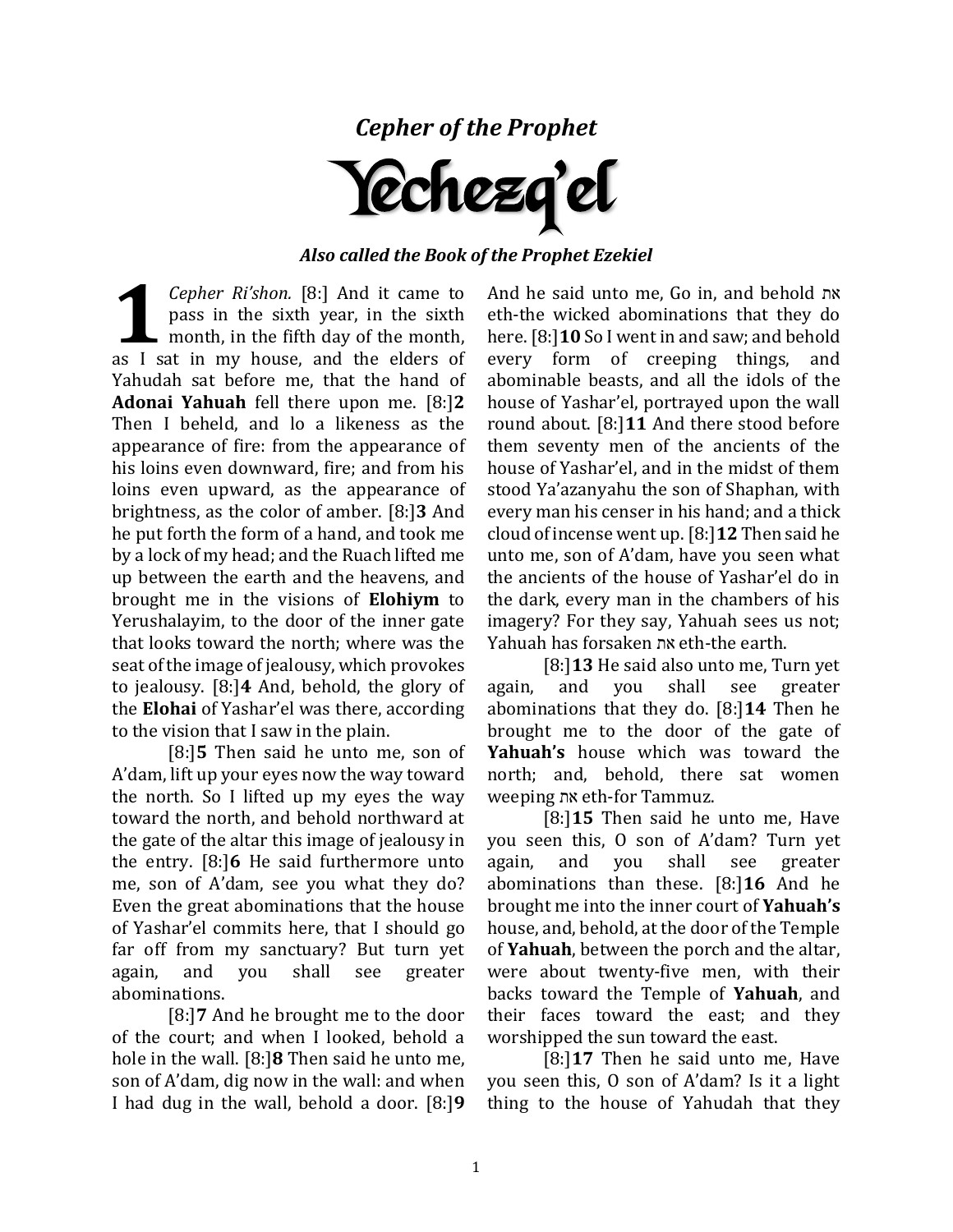## *Cepher of the Prophet*

# Yechezq'el

***Also called the Book of the Prophet Ezekiel***

**1** *Cepher Ri'shon.* [8:] And it came to pass in the sixth year, in the sixth month, in the fifth day of the month, as I sat in my house, and the elders of Yahudah sat before me, that the hand of **Adonai Yahuah** fell there upon me. [8:]**2** Then I beheld, and lo a likeness as the appearance of fire: from the appearance of his loins even downward, fire; and from his loins even upward, as the appearance of brightness, as the color of amber. [8:]**3** And he put forth the form of a hand, and took me by a lock of my head; and the Ruach lifted me up between the earth and the heavens, and brought me in the visions of **Elohiym** to Yerushalayim, to the door of the inner gate that looks toward the north; where was the seat of the image of jealousy, which provokes to jealousy. [8:]**4** And, behold, the glory of the **Elohai** of Yashar'el was there, according to the vision that I saw in the plain.

[8:]**5** Then said he unto me, son of A'dam, lift up your eyes now the way toward the north. So I lifted up my eyes the way toward the north, and behold northward at the gate of the altar this image of jealousy in the entry. [8:]**6** He said furthermore unto me, son of A'dam, see you what they do? Even the great abominations that the house of Yashar'el commits here, that I should go far off from my sanctuary? But turn yet again, and you shall see greater abominations.

[8:]**7** And he brought me to the door of the court; and when I looked, behold a hole in the wall. [8:]**8** Then said he unto me, son of A'dam, dig now in the wall: and when I had dug in the wall, behold a door. [8:]**9** And he said unto me, Go in, and behold את eth-the wicked abominations that they do here. [8:]**10** So I went in and saw; and behold every form of creeping things, and abominable beasts, and all the idols of the house of Yashar'el, portrayed upon the wall round about. [8:]**11** And there stood before them seventy men of the ancients of the house of Yashar'el, and in the midst of them stood Ya'azanyahu the son of Shaphan, with every man his censer in his hand; and a thick cloud of incense went up. [8:]**12** Then said he unto me, son of A'dam, have you seen what the ancients of the house of Yashar'el do in the dark, every man in the chambers of his imagery? For they say, Yahuah sees us not; Yahuah has forsaken את eth-the earth.

[8:]**13** He said also unto me, Turn yet again, and you shall see greater abominations that they do. [8:]**14** Then he brought me to the door of the gate of **Yahuah's** house which was toward the north; and, behold, there sat women weeping את eth-for Tammuz.

[8:]**15** Then said he unto me, Have you seen this, O son of A'dam? Turn yet again, and you shall see greater abominations than these. [8:]**16** And he brought me into the inner court of **Yahuah's** house, and, behold, at the door of the Temple of **Yahuah**, between the porch and the altar, were about twenty-five men, with their backs toward the Temple of **Yahuah**, and their faces toward the east; and they worshipped the sun toward the east.

[8:]**17** Then he said unto me, Have you seen this, O son of A'dam? Is it a light thing to the house of Yahudah that they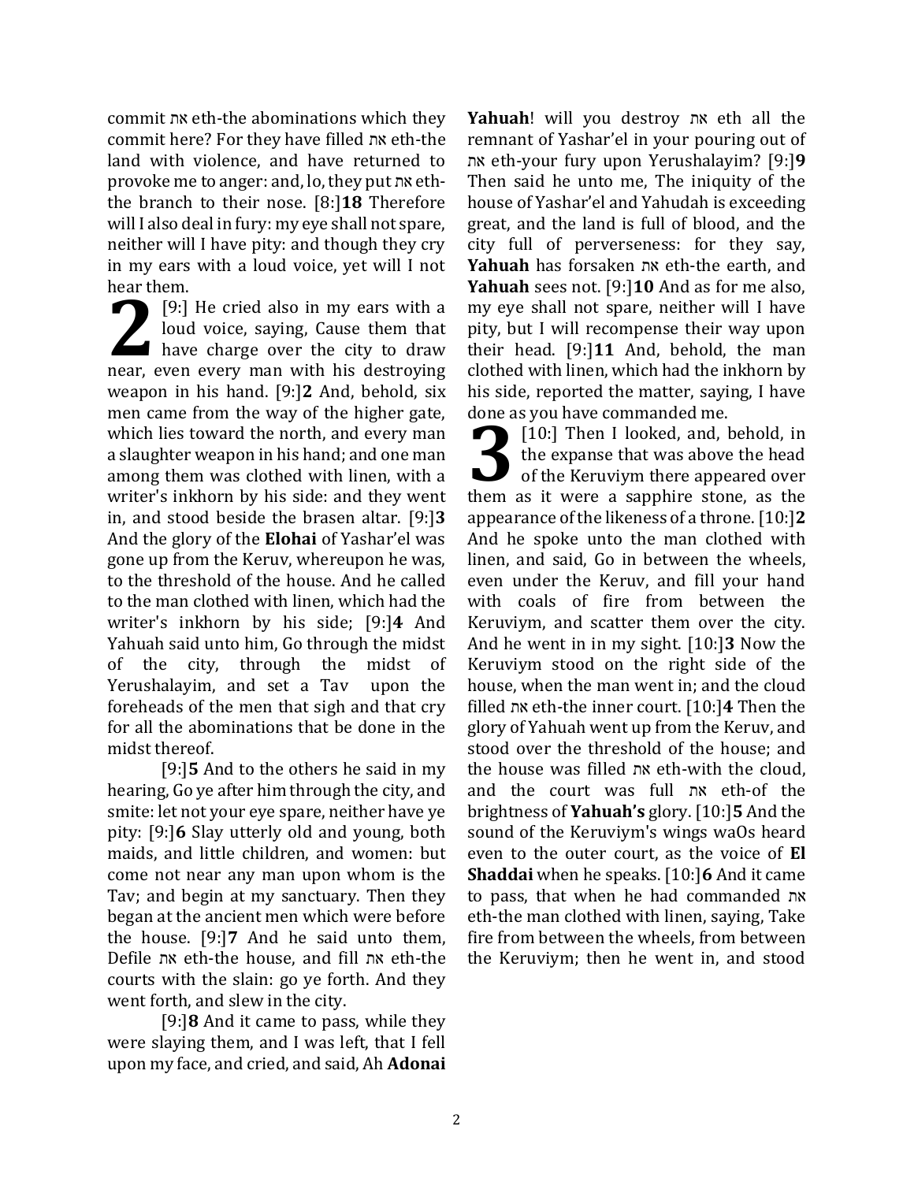commit את eth-the abominations which they commit here? For they have filled את eth-the land with violence, and have returned to provoke me to anger: and, lo, they put את eth-the branch to their nose. [8:]**18** Therefore will I also deal in fury: my eye shall not spare, neither will I have pity: and though they cry in my ears with a loud voice, yet will I not hear them.

**2** [9:] He cried also in my ears with a loud voice, saying, Cause them that have charge over the city to draw near, even every man with his destroying weapon in his hand. [9:]**2** And, behold, six men came from the way of the higher gate, which lies toward the north, and every man a slaughter weapon in his hand; and one man among them was clothed with linen, with a writer's inkhorn by his side: and they went in, and stood beside the brasen altar. [9:]**3** And the glory of the **Elohai** of Yashar'el was gone up from the Keruv, whereupon he was, to the threshold of the house. And he called to the man clothed with linen, which had the writer's inkhorn by his side; [9:]**4** And Yahuah said unto him, Go through the midst of the city, through the midst of Yerushalayim, and set a Tav upon the foreheads of the men that sigh and that cry for all the abominations that be done in the midst thereof.

[9:]**5** And to the others he said in my hearing, Go ye after him through the city, and smite: let not your eye spare, neither have ye pity: [9:]**6** Slay utterly old and young, both maids, and little children, and women: but come not near any man upon whom is the Tav; and begin at my sanctuary. Then they began at the ancient men which were before the house. [9:]**7** And he said unto them, Defile את eth-the house, and fill את eth-the courts with the slain: go ye forth. And they went forth, and slew in the city.

[9:]**8** And it came to pass, while they were slaying them, and I was left, that I fell upon my face, and cried, and said, Ah **Adonai Yahuah**! will you destroy את eth all the remnant of Yashar'el in your pouring out of את eth-your fury upon Yerushalayim? [9:]**9** Then said he unto me, The iniquity of the house of Yashar'el and Yahudah is exceeding great, and the land is full of blood, and the city full of perverseness: for they say, **Yahuah** has forsaken את eth-the earth, and **Yahuah** sees not. [9:]**10** And as for me also, my eye shall not spare, neither will I have pity, but I will recompense their way upon their head. [9:]**11** And, behold, the man clothed with linen, which had the inkhorn by his side, reported the matter, saying, I have done as you have commanded me.

**3** [10:] Then I looked, and, behold, in the expanse that was above the head of the Keruviym there appeared over them as it were a sapphire stone, as the appearance of the likeness of a throne. [10:]**2** And he spoke unto the man clothed with linen, and said, Go in between the wheels, even under the Keruv, and fill your hand with coals of fire from between the Keruviym, and scatter them over the city. And he went in in my sight. [10:]**3** Now the Keruviym stood on the right side of the house, when the man went in; and the cloud filled את eth-the inner court. [10:]**4** Then the glory of Yahuah went up from the Keruv, and stood over the threshold of the house; and the house was filled את eth-with the cloud, and the court was full את eth-of the brightness of **Yahuah's** glory. [10:]**5** And the sound of the Keruviym's wings waOs heard even to the outer court, as the voice of **El Shaddai** when he speaks. [10:]**6** And it came to pass, that when he had commanded את eth-the man clothed with linen, saying, Take fire from between the wheels, from between the Keruviym; then he went in, and stood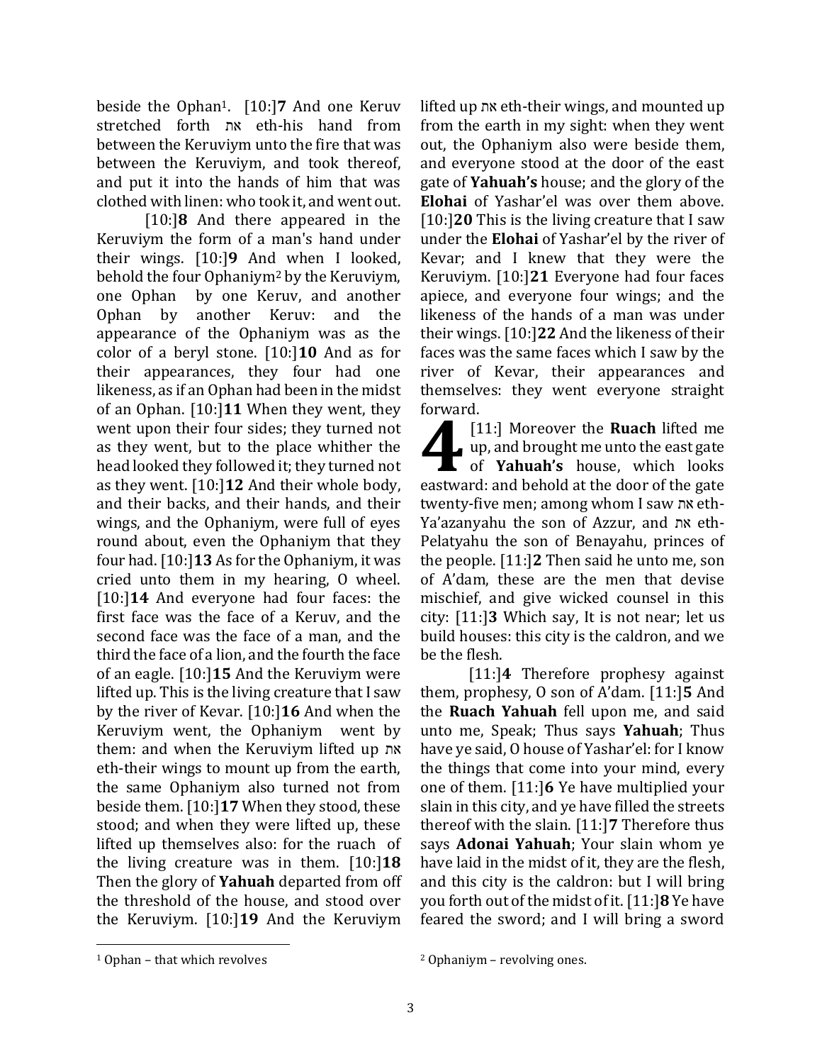beside the Ophan[1]. [10:]**7** And one Keruv stretched forth את eth-his hand from between the Keruviym unto the fire that was between the Keruviym, and took thereof, and put it into the hands of him that was clothed with linen: who took it, and went out.

[10:]**8** And there appeared in the Keruviym the form of a man's hand under their wings. [10:]**9** And when I looked, behold the four Ophaniym[2] by the Keruviym, one Ophan by one Keruv, and another Ophan by another Keruv: and the appearance of the Ophaniym was as the color of a beryl stone. [10:]**10** And as for their appearances, they four had one likeness, as if an Ophan had been in the midst of an Ophan. [10:]**11** When they went, they went upon their four sides; they turned not as they went, but to the place whither the head looked they followed it; they turned not as they went. [10:]**12** And their whole body, and their backs, and their hands, and their wings, and the Ophaniym, were full of eyes round about, even the Ophaniym that they four had. [10:]**13** As for the Ophaniym, it was cried unto them in my hearing, O wheel. [10:]**14** And everyone had four faces: the first face was the face of a Keruv, and the second face was the face of a man, and the third the face of a lion, and the fourth the face of an eagle. [10:]**15** And the Keruviym were lifted up. This is the living creature that I saw by the river of Kevar. [10:]**16** And when the Keruviym went, the Ophaniym went by them: and when the Keruviym lifted up את eth-their wings to mount up from the earth, the same Ophaniym also turned not from beside them. [10:]**17** When they stood, these stood; and when they were lifted up, these lifted up themselves also: for the ruach of the living creature was in them. [10:]**18** Then the glory of **Yahuah** departed from off the threshold of the house, and stood over the Keruviym. [10:]**19** And the Keruviym lifted up את eth-their wings, and mounted up from the earth in my sight: when they went out, the Ophaniym also were beside them, and everyone stood at the door of the east gate of **Yahuah's** house; and the glory of the **Elohai** of Yashar'el was over them above. [10:]**20** This is the living creature that I saw under the **Elohai** of Yashar'el by the river of Kevar; and I knew that they were the Keruviym. [10:]**21** Everyone had four faces apiece, and everyone four wings; and the likeness of the hands of a man was under their wings. [10:]**22** And the likeness of their faces was the same faces which I saw by the river of Kevar, their appearances and themselves: they went everyone straight forward.

**4** [11:] Moreover the **Ruach** lifted me up, and brought me unto the east gate of **Yahuah's** house, which looks eastward: and behold at the door of the gate twenty-five men; among whom I saw את eth-Ya'azanyahu the son of Azzur, and את eth-Pelatyahu the son of Benayahu, princes of the people. [11:]**2** Then said he unto me, son of A'dam, these are the men that devise mischief, and give wicked counsel in this city: [11:]**3** Which say, It is not near; let us build houses: this city is the caldron, and we be the flesh.

[11:]**4** Therefore prophesy against them, prophesy, O son of A'dam. [11:]**5** And the **Ruach Yahuah** fell upon me, and said unto me, Speak; Thus says **Yahuah**; Thus have ye said, O house of Yashar'el: for I know the things that come into your mind, every one of them. [11:]**6** Ye have multiplied your slain in this city, and ye have filled the streets thereof with the slain. [11:]**7** Therefore thus says **Adonai Yahuah**; Your slain whom ye have laid in the midst of it, they are the flesh, and this city is the caldron: but I will bring you forth out of the midst of it. [11:]**8** Ye have feared the sword; and I will bring a sword

---

[1] Ophan – that which revolves

[2] Ophaniym – revolving ones.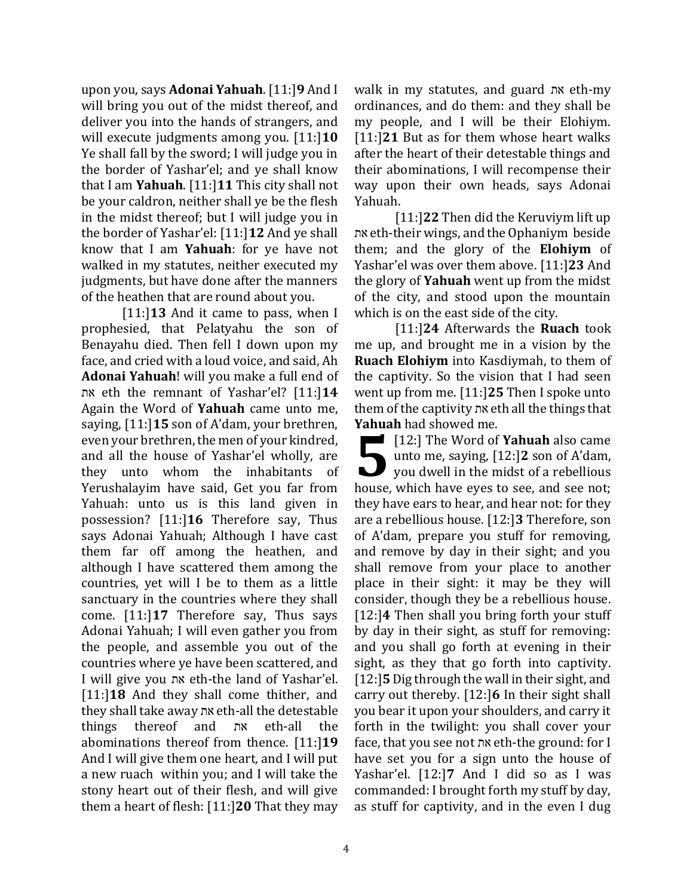upon you, says **Adonai Yahuah**. [11:]**9** And I will bring you out of the midst thereof, and deliver you into the hands of strangers, and will execute judgments among you. [11:]**10** Ye shall fall by the sword; I will judge you in the border of Yashar'el; and ye shall know that I am **Yahuah**. [11:]**11** This city shall not be your caldron, neither shall ye be the flesh in the midst thereof; but I will judge you in the border of Yashar'el: [11:]**12** And ye shall know that I am **Yahuah**: for ye have not walked in my statutes, neither executed my judgments, but have done after the manners of the heathen that are round about you.

[11:]**13** And it came to pass, when I prophesied, that Pelatyahu the son of Benayahu died. Then fell I down upon my face, and cried with a loud voice, and said, Ah **Adonai Yahuah**! will you make a full end of את eth the remnant of Yashar'el? [11:]**14** Again the Word of **Yahuah** came unto me, saying, [11:]**15** son of A'dam, your brethren, even your brethren, the men of your kindred, and all the house of Yashar'el wholly, are they unto whom the inhabitants of Yerushalayim have said, Get you far from Yahuah: unto us is this land given in possession? [11:]**16** Therefore say, Thus says Adonai Yahuah; Although I have cast them far off among the heathen, and although I have scattered them among the countries, yet will I be to them as a little sanctuary in the countries where they shall come. [11:]**17** Therefore say, Thus says Adonai Yahuah; I will even gather you from the people, and assemble you out of the countries where ye have been scattered, and I will give you את eth-the land of Yashar'el. [11:]**18** And they shall come thither, and they shall take away את eth-all the detestable things thereof and את eth-all the abominations thereof from thence. [11:]**19** And I will give them one heart, and I will put a new ruach within you; and I will take the stony heart out of their flesh, and will give them a heart of flesh: [11:]**20** That they may walk in my statutes, and guard את eth-my ordinances, and do them: and they shall be my people, and I will be their Elohiym. [11:]**21** But as for them whose heart walks after the heart of their detestable things and their abominations, I will recompense their way upon their own heads, says Adonai Yahuah.

[11:]**22** Then did the Keruviym lift up את eth-their wings, and the Ophaniym beside them; and the glory of the **Elohiym** of Yashar'el was over them above. [11:]**23** And the glory of **Yahuah** went up from the midst of the city, and stood upon the mountain which is on the east side of the city.

[11:]**24** Afterwards the **Ruach** took me up, and brought me in a vision by the **Ruach Elohiym** into Kasdiymah, to them of the captivity. So the vision that I had seen went up from me. [11:]**25** Then I spoke unto them of the captivity את eth all the things that **Yahuah** had showed me.

**5** [12:] The Word of **Yahuah** also came unto me, saying, [12:]**2** son of A'dam, you dwell in the midst of a rebellious house, which have eyes to see, and see not; they have ears to hear, and hear not: for they are a rebellious house. [12:]**3** Therefore, son of A'dam, prepare you stuff for removing, and remove by day in their sight; and you shall remove from your place to another place in their sight: it may be they will consider, though they be a rebellious house. [12:]**4** Then shall you bring forth your stuff by day in their sight, as stuff for removing: and you shall go forth at evening in their sight, as they that go forth into captivity. [12:]**5** Dig through the wall in their sight, and carry out thereby. [12:]**6** In their sight shall you bear it upon your shoulders, and carry it forth in the twilight: you shall cover your face, that you see not את eth-the ground: for I have set you for a sign unto the house of Yashar'el. [12:]**7** And I did so as I was commanded: I brought forth my stuff by day, as stuff for captivity, and in the even I dug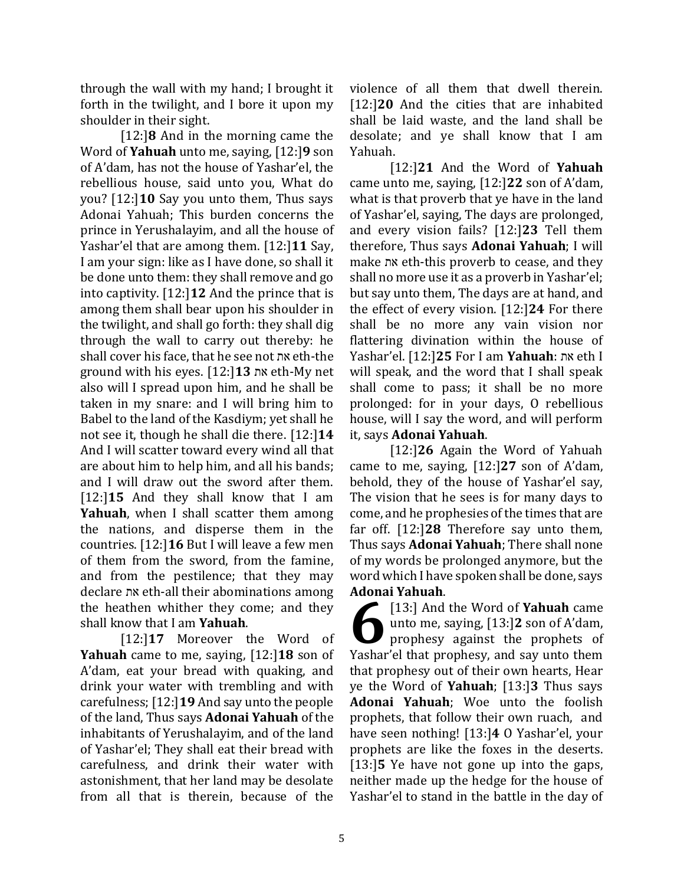through the wall with my hand; I brought it forth in the twilight, and I bore it upon my shoulder in their sight.

[12:]**8** And in the morning came the Word of **Yahuah** unto me, saying, [12:]**9** son of A'dam, has not the house of Yashar'el, the rebellious house, said unto you, What do you? [12:]**10** Say you unto them, Thus says Adonai Yahuah; This burden concerns the prince in Yerushalayim, and all the house of Yashar'el that are among them. [12:]**11** Say, I am your sign: like as I have done, so shall it be done unto them: they shall remove and go into captivity. [12:]**12** And the prince that is among them shall bear upon his shoulder in the twilight, and shall go forth: they shall dig through the wall to carry out thereby: he shall cover his face, that he see not את eth-the ground with his eyes. [12:]**13** את eth-My net also will I spread upon him, and he shall be taken in my snare: and I will bring him to Babel to the land of the Kasdiym; yet shall he not see it, though he shall die there. [12:]**14** And I will scatter toward every wind all that are about him to help him, and all his bands; and I will draw out the sword after them. [12:]**15** And they shall know that I am **Yahuah**, when I shall scatter them among the nations, and disperse them in the countries. [12:]**16** But I will leave a few men of them from the sword, from the famine, and from the pestilence; that they may declare את eth-all their abominations among the heathen whither they come; and they shall know that I am **Yahuah**.

[12:]**17** Moreover the Word of **Yahuah** came to me, saying, [12:]**18** son of A'dam, eat your bread with quaking, and drink your water with trembling and with carefulness; [12:]**19** And say unto the people of the land, Thus says **Adonai Yahuah** of the inhabitants of Yerushalayim, and of the land of Yashar'el; They shall eat their bread with carefulness, and drink their water with astonishment, that her land may be desolate from all that is therein, because of the violence of all them that dwell therein. [12:]**20** And the cities that are inhabited shall be laid waste, and the land shall be desolate; and ye shall know that I am Yahuah.

[12:]**21** And the Word of **Yahuah** came unto me, saying, [12:]**22** son of A'dam, what is that proverb that ye have in the land of Yashar'el, saying, The days are prolonged, and every vision fails? [12:]**23** Tell them therefore, Thus says **Adonai Yahuah**; I will make את eth-this proverb to cease, and they shall no more use it as a proverb in Yashar'el; but say unto them, The days are at hand, and the effect of every vision. [12:]**24** For there shall be no more any vain vision nor flattering divination within the house of Yashar'el. [12:]**25** For I am **Yahuah**: את eth I will speak, and the word that I shall speak shall come to pass; it shall be no more prolonged: for in your days, O rebellious house, will I say the word, and will perform it, says **Adonai Yahuah**.

[12:]**26** Again the Word of Yahuah came to me, saying, [12:]**27** son of A'dam, behold, they of the house of Yashar'el say, The vision that he sees is for many days to come, and he prophesies of the times that are far off. [12:]**28** Therefore say unto them, Thus says **Adonai Yahuah**; There shall none of my words be prolonged anymore, but the word which I have spoken shall be done, says **Adonai Yahuah**.

**6** [13:] And the Word of **Yahuah** came unto me, saying, [13:]**2** son of A'dam, prophesy against the prophets of Yashar'el that prophesy, and say unto them that prophesy out of their own hearts, Hear ye the Word of **Yahuah**; [13:]**3** Thus says **Adonai Yahuah**; Woe unto the foolish prophets, that follow their own ruach, and have seen nothing! [13:]**4** O Yashar'el, your prophets are like the foxes in the deserts. [13:]**5** Ye have not gone up into the gaps, neither made up the hedge for the house of Yashar'el to stand in the battle in the day of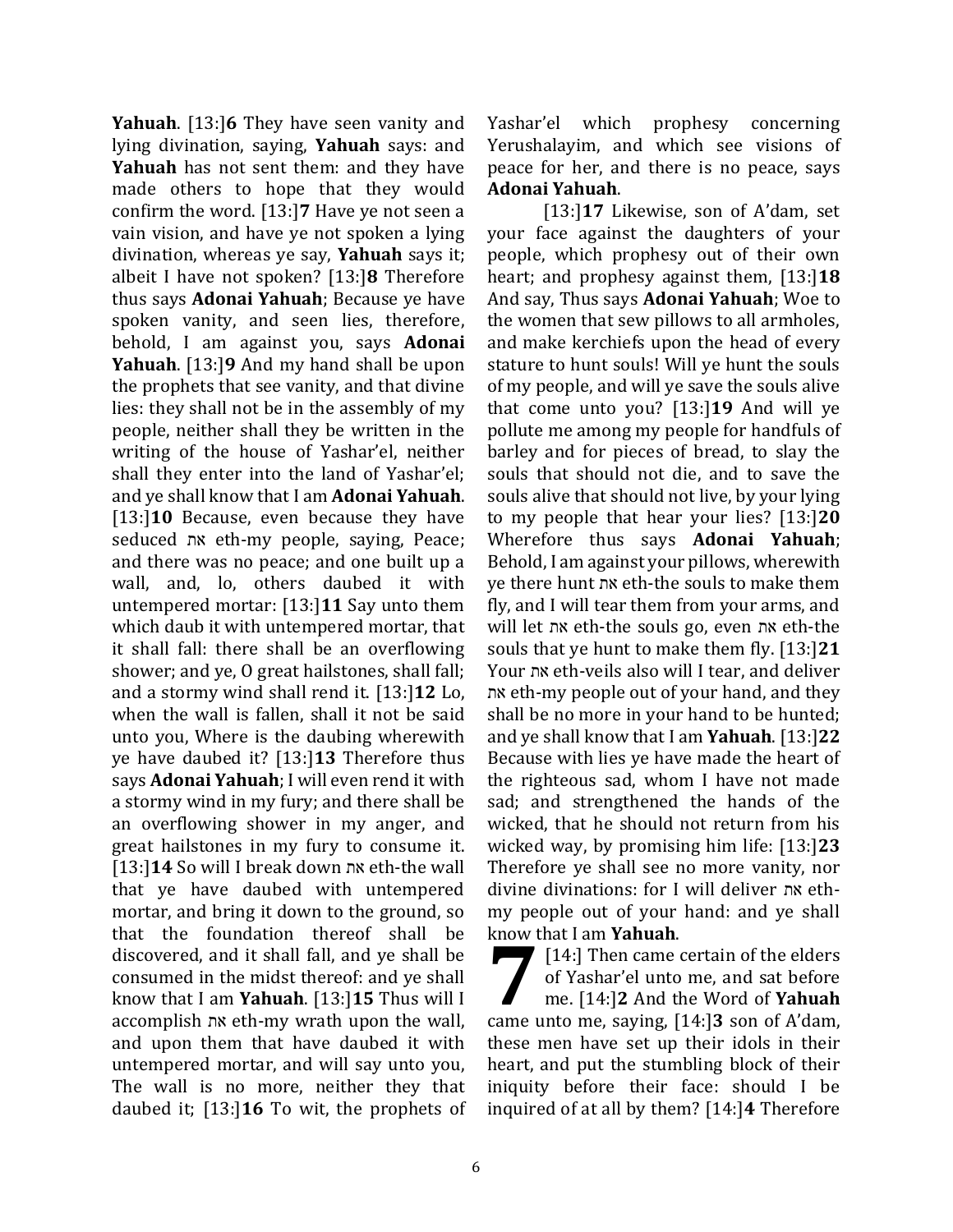**Yahuah**. [13:]**6** They have seen vanity and lying divination, saying, **Yahuah** says: and **Yahuah** has not sent them: and they have made others to hope that they would confirm the word. [13:]**7** Have ye not seen a vain vision, and have ye not spoken a lying divination, whereas ye say, **Yahuah** says it; albeit I have not spoken? [13:]**8** Therefore thus says **Adonai Yahuah**; Because ye have spoken vanity, and seen lies, therefore, behold, I am against you, says **Adonai Yahuah**. [13:]**9** And my hand shall be upon the prophets that see vanity, and that divine lies: they shall not be in the assembly of my people, neither shall they be written in the writing of the house of Yashar'el, neither shall they enter into the land of Yashar'el; and ye shall know that I am **Adonai Yahuah**. [13:]**10** Because, even because they have seduced את eth-my people, saying, Peace; and there was no peace; and one built up a wall, and, lo, others daubed it with untempered mortar: [13:]**11** Say unto them which daub it with untempered mortar, that it shall fall: there shall be an overflowing shower; and ye, O great hailstones, shall fall; and a stormy wind shall rend it. [13:]**12** Lo, when the wall is fallen, shall it not be said unto you, Where is the daubing wherewith ye have daubed it? [13:]**13** Therefore thus says **Adonai Yahuah**; I will even rend it with a stormy wind in my fury; and there shall be an overflowing shower in my anger, and great hailstones in my fury to consume it. [13:]**14** So will I break down את eth-the wall that ye have daubed with untempered mortar, and bring it down to the ground, so that the foundation thereof shall be discovered, and it shall fall, and ye shall be consumed in the midst thereof: and ye shall know that I am **Yahuah**. [13:]**15** Thus will I accomplish את eth-my wrath upon the wall, and upon them that have daubed it with untempered mortar, and will say unto you, The wall is no more, neither they that daubed it; [13:]**16** To wit, the prophets of Yashar'el which prophesy concerning Yerushalayim, and which see visions of peace for her, and there is no peace, says **Adonai Yahuah**.

[13:]**17** Likewise, son of A'dam, set your face against the daughters of your people, which prophesy out of their own heart; and prophesy against them, [13:]**18** And say, Thus says **Adonai Yahuah**; Woe to the women that sew pillows to all armholes, and make kerchiefs upon the head of every stature to hunt souls! Will ye hunt the souls of my people, and will ye save the souls alive that come unto you? [13:]**19** And will ye pollute me among my people for handfuls of barley and for pieces of bread, to slay the souls that should not die, and to save the souls alive that should not live, by your lying to my people that hear your lies? [13:]**20** Wherefore thus says **Adonai Yahuah**; Behold, I am against your pillows, wherewith ye there hunt את eth-the souls to make them fly, and I will tear them from your arms, and will let את eth-the souls go, even את eth-the souls that ye hunt to make them fly. [13:]**21** Your את eth-veils also will I tear, and deliver את eth-my people out of your hand, and they shall be no more in your hand to be hunted; and ye shall know that I am **Yahuah**. [13:]**22** Because with lies ye have made the heart of the righteous sad, whom I have not made sad; and strengthened the hands of the wicked, that he should not return from his wicked way, by promising him life: [13:]**23** Therefore ye shall see no more vanity, nor divine divinations: for I will deliver את eth-my people out of your hand: and ye shall know that I am **Yahuah**.

**7** [14:] Then came certain of the elders of Yashar'el unto me, and sat before me. [14:]**2** And the Word of **Yahuah** came unto me, saying, [14:]**3** son of A'dam, these men have set up their idols in their heart, and put the stumbling block of their iniquity before their face: should I be inquired of at all by them? [14:]**4** Therefore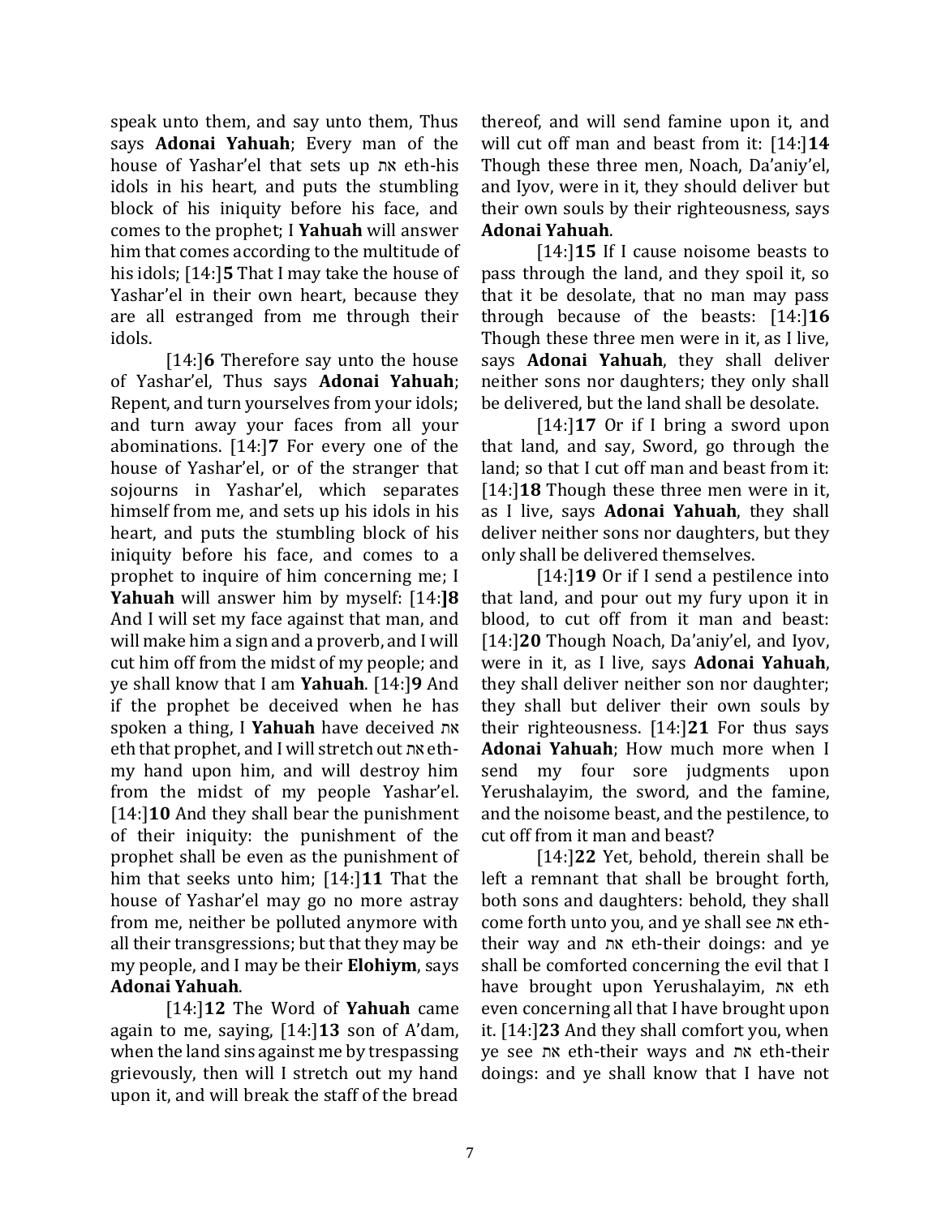speak unto them, and say unto them, Thus says **Adonai Yahuah**; Every man of the house of Yashar'el that sets up את eth-his idols in his heart, and puts the stumbling block of his iniquity before his face, and comes to the prophet; I **Yahuah** will answer him that comes according to the multitude of his idols; [14:]**5** That I may take the house of Yashar'el in their own heart, because they are all estranged from me through their idols.

[14:]**6** Therefore say unto the house of Yashar'el, Thus says **Adonai Yahuah**; Repent, and turn yourselves from your idols; and turn away your faces from all your abominations. [14:]**7** For every one of the house of Yashar'el, or of the stranger that sojourns in Yashar'el, which separates himself from me, and sets up his idols in his heart, and puts the stumbling block of his iniquity before his face, and comes to a prophet to inquire of him concerning me; I **Yahuah** will answer him by myself: [14:]**8** And I will set my face against that man, and will make him a sign and a proverb, and I will cut him off from the midst of my people; and ye shall know that I am **Yahuah**. [14:]**9** And if the prophet be deceived when he has spoken a thing, I **Yahuah** have deceived את eth that prophet, and I will stretch out את eth-my hand upon him, and will destroy him from the midst of my people Yashar'el. [14:]**10** And they shall bear the punishment of their iniquity: the punishment of the prophet shall be even as the punishment of him that seeks unto him; [14:]**11** That the house of Yashar'el may go no more astray from me, neither be polluted anymore with all their transgressions; but that they may be my people, and I may be their **Elohiym**, says **Adonai Yahuah**.

[14:]**12** The Word of **Yahuah** came again to me, saying, [14:]**13** son of A'dam, when the land sins against me by trespassing grievously, then will I stretch out my hand upon it, and will break the staff of the bread thereof, and will send famine upon it, and will cut off man and beast from it: [14:]**14** Though these three men, Noach, Da'aniy'el, and Iyov, were in it, they should deliver but their own souls by their righteousness, says **Adonai Yahuah**.

[14:]**15** If I cause noisome beasts to pass through the land, and they spoil it, so that it be desolate, that no man may pass through because of the beasts: [14:]**16** Though these three men were in it, as I live, says **Adonai Yahuah**, they shall deliver neither sons nor daughters; they only shall be delivered, but the land shall be desolate.

[14:]**17** Or if I bring a sword upon that land, and say, Sword, go through the land; so that I cut off man and beast from it: [14:]**18** Though these three men were in it, as I live, says **Adonai Yahuah**, they shall deliver neither sons nor daughters, but they only shall be delivered themselves.

[14:]**19** Or if I send a pestilence into that land, and pour out my fury upon it in blood, to cut off from it man and beast: [14:]**20** Though Noach, Da'aniy'el, and Iyov, were in it, as I live, says **Adonai Yahuah**, they shall deliver neither son nor daughter; they shall but deliver their own souls by their righteousness. [14:]**21** For thus says **Adonai Yahuah**; How much more when I send my four sore judgments upon Yerushalayim, the sword, and the famine, and the noisome beast, and the pestilence, to cut off from it man and beast?

[14:]**22** Yet, behold, therein shall be left a remnant that shall be brought forth, both sons and daughters: behold, they shall come forth unto you, and ye shall see את eth-their way and את eth-their doings: and ye shall be comforted concerning the evil that I have brought upon Yerushalayim, את eth even concerning all that I have brought upon it. [14:]**23** And they shall comfort you, when ye see את eth-their ways and את eth-their doings: and ye shall know that I have not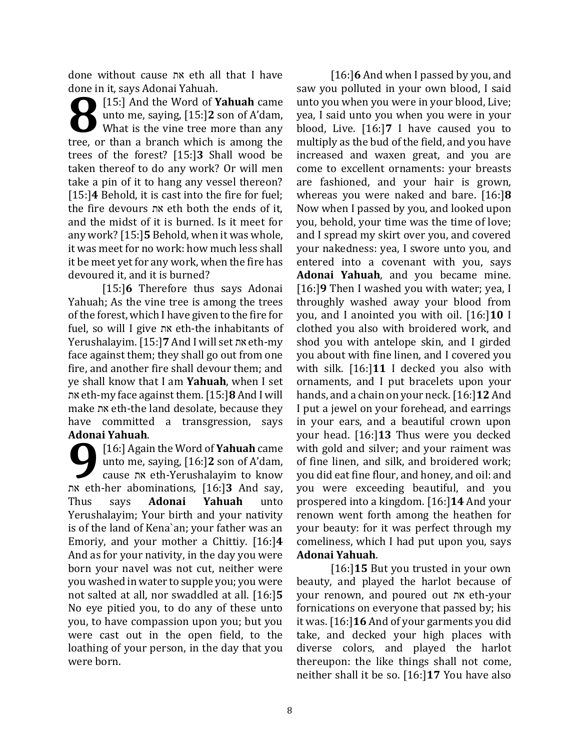done without cause את eth all that I have done in it, says Adonai Yahuah.

**8** [15:] And the Word of **Yahuah** came unto me, saying, [15:]**2** son of A'dam, What is the vine tree more than any tree, or than a branch which is among the trees of the forest? [15:]**3** Shall wood be taken thereof to do any work? Or will men take a pin of it to hang any vessel thereon? [15:]**4** Behold, it is cast into the fire for fuel; the fire devours את eth both the ends of it, and the midst of it is burned. Is it meet for any work? [15:]**5** Behold, when it was whole, it was meet for no work: how much less shall it be meet yet for any work, when the fire has devoured it, and it is burned?

[15:]**6** Therefore thus says Adonai Yahuah; As the vine tree is among the trees of the forest, which I have given to the fire for fuel, so will I give את eth-the inhabitants of Yerushalayim. [15:]**7** And I will set את eth-my face against them; they shall go out from one fire, and another fire shall devour them; and ye shall know that I am **Yahuah**, when I set את eth-my face against them. [15:]**8** And I will make את eth-the land desolate, because they have committed a transgression, says **Adonai Yahuah**.

**9** [16:] Again the Word of **Yahuah** came unto me, saying, [16:]**2** son of A'dam, cause את eth-Yerushalayim to know את eth-her abominations, [16:]**3** And say, Thus says **Adonai Yahuah** unto Yerushalayim; Your birth and your nativity is of the land of Kena`an; your father was an Emoriy, and your mother a Chittiy. [16:]**4** And as for your nativity, in the day you were born your navel was not cut, neither were you washed in water to supple you; you were not salted at all, nor swaddled at all. [16:]**5** No eye pitied you, to do any of these unto you, to have compassion upon you; but you were cast out in the open field, to the loathing of your person, in the day that you were born.

[16:]**6** And when I passed by you, and saw you polluted in your own blood, I said unto you when you were in your blood, Live; yea, I said unto you when you were in your blood, Live. [16:]**7** I have caused you to multiply as the bud of the field, and you have increased and waxen great, and you are come to excellent ornaments: your breasts are fashioned, and your hair is grown, whereas you were naked and bare. [16:]**8** Now when I passed by you, and looked upon you, behold, your time was the time of love; and I spread my skirt over you, and covered your nakedness: yea, I swore unto you, and entered into a covenant with you, says **Adonai Yahuah**, and you became mine. [16:]**9** Then I washed you with water; yea, I throughly washed away your blood from you, and I anointed you with oil. [16:]**10** I clothed you also with broidered work, and shod you with antelope skin, and I girded you about with fine linen, and I covered you with silk. [16:]**11** I decked you also with ornaments, and I put bracelets upon your hands, and a chain on your neck. [16:]**12** And I put a jewel on your forehead, and earrings in your ears, and a beautiful crown upon your head. [16:]**13** Thus were you decked with gold and silver; and your raiment was of fine linen, and silk, and broidered work; you did eat fine flour, and honey, and oil: and you were exceeding beautiful, and you prospered into a kingdom. [16:]**14** And your renown went forth among the heathen for your beauty: for it was perfect through my comeliness, which I had put upon you, says **Adonai Yahuah**.

[16:]**15** But you trusted in your own beauty, and played the harlot because of your renown, and poured out את eth-your fornications on everyone that passed by; his it was. [16:]**16** And of your garments you did take, and decked your high places with diverse colors, and played the harlot thereupon: the like things shall not come, neither shall it be so. [16:]**17** You have also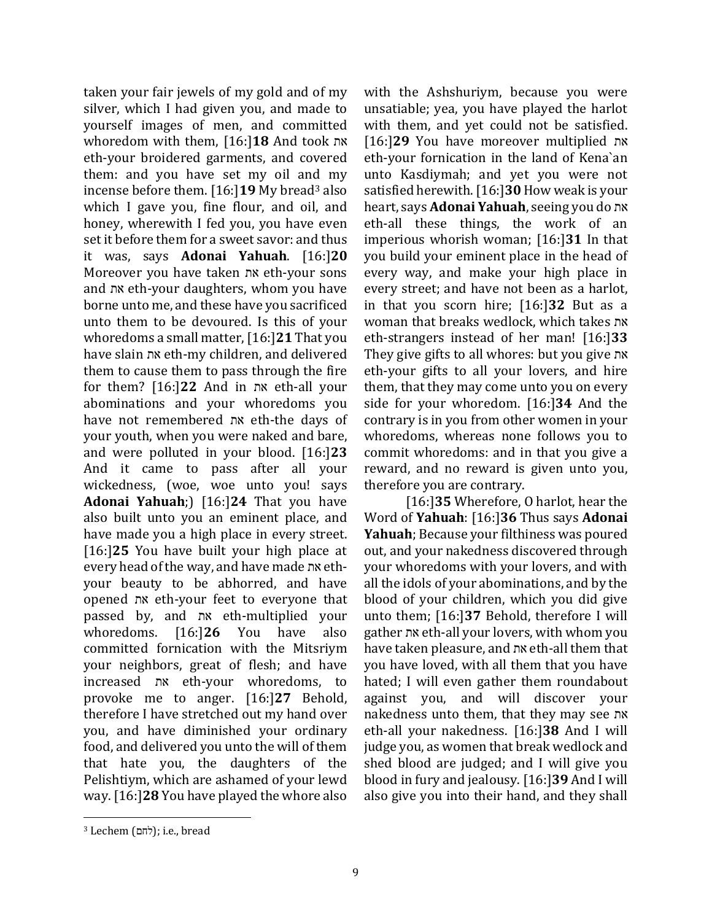taken your fair jewels of my gold and of my silver, which I had given you, and made to yourself images of men, and committed whoredom with them, [16:]**18** And took את eth-your broidered garments, and covered them: and you have set my oil and my incense before them. [16:]**19** My bread[3] also which I gave you, fine flour, and oil, and honey, wherewith I fed you, you have even set it before them for a sweet savor: and thus it was, says **Adonai Yahuah**. [16:]**20** Moreover you have taken את eth-your sons and את eth-your daughters, whom you have borne unto me, and these have you sacrificed unto them to be devoured. Is this of your whoredoms a small matter, [16:]**21** That you have slain את eth-my children, and delivered them to cause them to pass through the fire for them? [16:]**22** And in את eth-all your abominations and your whoredoms you have not remembered את eth-the days of your youth, when you were naked and bare, and were polluted in your blood. [16:]**23** And it came to pass after all your wickedness, (woe, woe unto you! says **Adonai Yahuah**;) [16:]**24** That you have also built unto you an eminent place, and have made you a high place in every street. [16:]**25** You have built your high place at every head of the way, and have made את eth-your beauty to be abhorred, and have opened את eth-your feet to everyone that passed by, and את eth-multiplied your whoredoms. [16:]**26** You have also committed fornication with the Mitsriym your neighbors, great of flesh; and have increased את eth-your whoredoms, to provoke me to anger. [16:]**27** Behold, therefore I have stretched out my hand over you, and have diminished your ordinary food, and delivered you unto the will of them that hate you, the daughters of the Pelishtiym, which are ashamed of your lewd way. [16:]**28** You have played the whore also with the Ashshuriym, because you were unsatiable; yea, you have played the harlot with them, and yet could not be satisfied. [16:]**29** You have moreover multiplied את eth-your fornication in the land of Kena`an unto Kasdiymah; and yet you were not satisfied herewith. [16:]**30** How weak is your heart, says **Adonai Yahuah**, seeing you do את eth-all these things, the work of an imperious whorish woman; [16:]**31** In that you build your eminent place in the head of every way, and make your high place in every street; and have not been as a harlot, in that you scorn hire; [16:]**32** But as a woman that breaks wedlock, which takes את eth-strangers instead of her man! [16:]**33** They give gifts to all whores: but you give את eth-your gifts to all your lovers, and hire them, that they may come unto you on every side for your whoredom. [16:]**34** And the contrary is in you from other women in your whoredoms, whereas none follows you to commit whoredoms: and in that you give a reward, and no reward is given unto you, therefore you are contrary.

[16:]**35** Wherefore, O harlot, hear the Word of **Yahuah**: [16:]**36** Thus says **Adonai Yahuah**; Because your filthiness was poured out, and your nakedness discovered through your whoredoms with your lovers, and with all the idols of your abominations, and by the blood of your children, which you did give unto them; [16:]**37** Behold, therefore I will gather את eth-all your lovers, with whom you have taken pleasure, and את eth-all them that you have loved, with all them that you have hated; I will even gather them roundabout against you, and will discover your nakedness unto them, that they may see את eth-all your nakedness. [16:]**38** And I will judge you, as women that break wedlock and shed blood are judged; and I will give you blood in fury and jealousy. [16:]**39** And I will also give you into their hand, and they shall

---

[3] Lechem (לחם); i.e., bread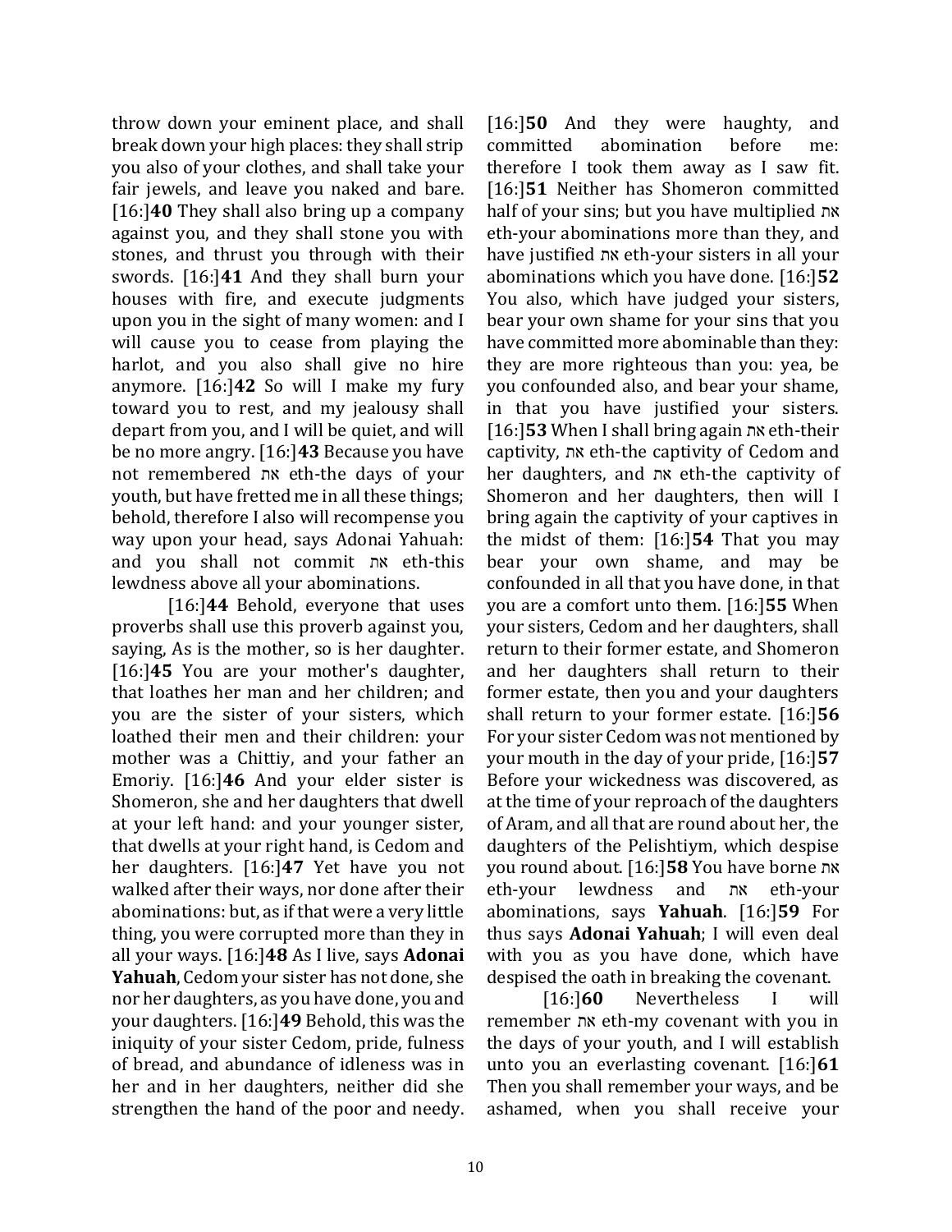throw down your eminent place, and shall break down your high places: they shall strip you also of your clothes, and shall take your fair jewels, and leave you naked and bare. [16:]**40** They shall also bring up a company against you, and they shall stone you with stones, and thrust you through with their swords. [16:]**41** And they shall burn your houses with fire, and execute judgments upon you in the sight of many women: and I will cause you to cease from playing the harlot, and you also shall give no hire anymore. [16:]**42** So will I make my fury toward you to rest, and my jealousy shall depart from you, and I will be quiet, and will be no more angry. [16:]**43** Because you have not remembered את eth-the days of your youth, but have fretted me in all these things; behold, therefore I also will recompense you way upon your head, says Adonai Yahuah: and you shall not commit את eth-this lewdness above all your abominations.

[16:]**44** Behold, everyone that uses proverbs shall use this proverb against you, saying, As is the mother, so is her daughter. [16:]**45** You are your mother's daughter, that loathes her man and her children; and you are the sister of your sisters, which loathed their men and their children: your mother was a Chittiy, and your father an Emoriy. [16:]**46** And your elder sister is Shomeron, she and her daughters that dwell at your left hand: and your younger sister, that dwells at your right hand, is Cedom and her daughters. [16:]**47** Yet have you not walked after their ways, nor done after their abominations: but, as if that were a very little thing, you were corrupted more than they in all your ways. [16:]**48** As I live, says **Adonai Yahuah**, Cedom your sister has not done, she nor her daughters, as you have done, you and your daughters. [16:]**49** Behold, this was the iniquity of your sister Cedom, pride, fulness of bread, and abundance of idleness was in her and in her daughters, neither did she strengthen the hand of the poor and needy. [16:]**50** And they were haughty, and committed abomination before me: therefore I took them away as I saw fit. [16:]**51** Neither has Shomeron committed half of your sins; but you have multiplied את eth-your abominations more than they, and have justified את eth-your sisters in all your abominations which you have done. [16:]**52** You also, which have judged your sisters, bear your own shame for your sins that you have committed more abominable than they: they are more righteous than you: yea, be you confounded also, and bear your shame, in that you have justified your sisters. [16:]**53** When I shall bring again את eth-their captivity, את eth-the captivity of Cedom and her daughters, and את eth-the captivity of Shomeron and her daughters, then will I bring again the captivity of your captives in the midst of them: [16:]**54** That you may bear your own shame, and may be confounded in all that you have done, in that you are a comfort unto them. [16:]**55** When your sisters, Cedom and her daughters, shall return to their former estate, and Shomeron and her daughters shall return to their former estate, then you and your daughters shall return to your former estate. [16:]**56** For your sister Cedom was not mentioned by your mouth in the day of your pride, [16:]**57** Before your wickedness was discovered, as at the time of your reproach of the daughters of Aram, and all that are round about her, the daughters of the Pelishtiym, which despise you round about. [16:]**58** You have borne את eth-your lewdness and את eth-your abominations, says **Yahuah**. [16:]**59** For thus says **Adonai Yahuah**; I will even deal with you as you have done, which have despised the oath in breaking the covenant.

[16:]**60** Nevertheless I will remember את eth-my covenant with you in the days of your youth, and I will establish unto you an everlasting covenant. [16:]**61** Then you shall remember your ways, and be ashamed, when you shall receive your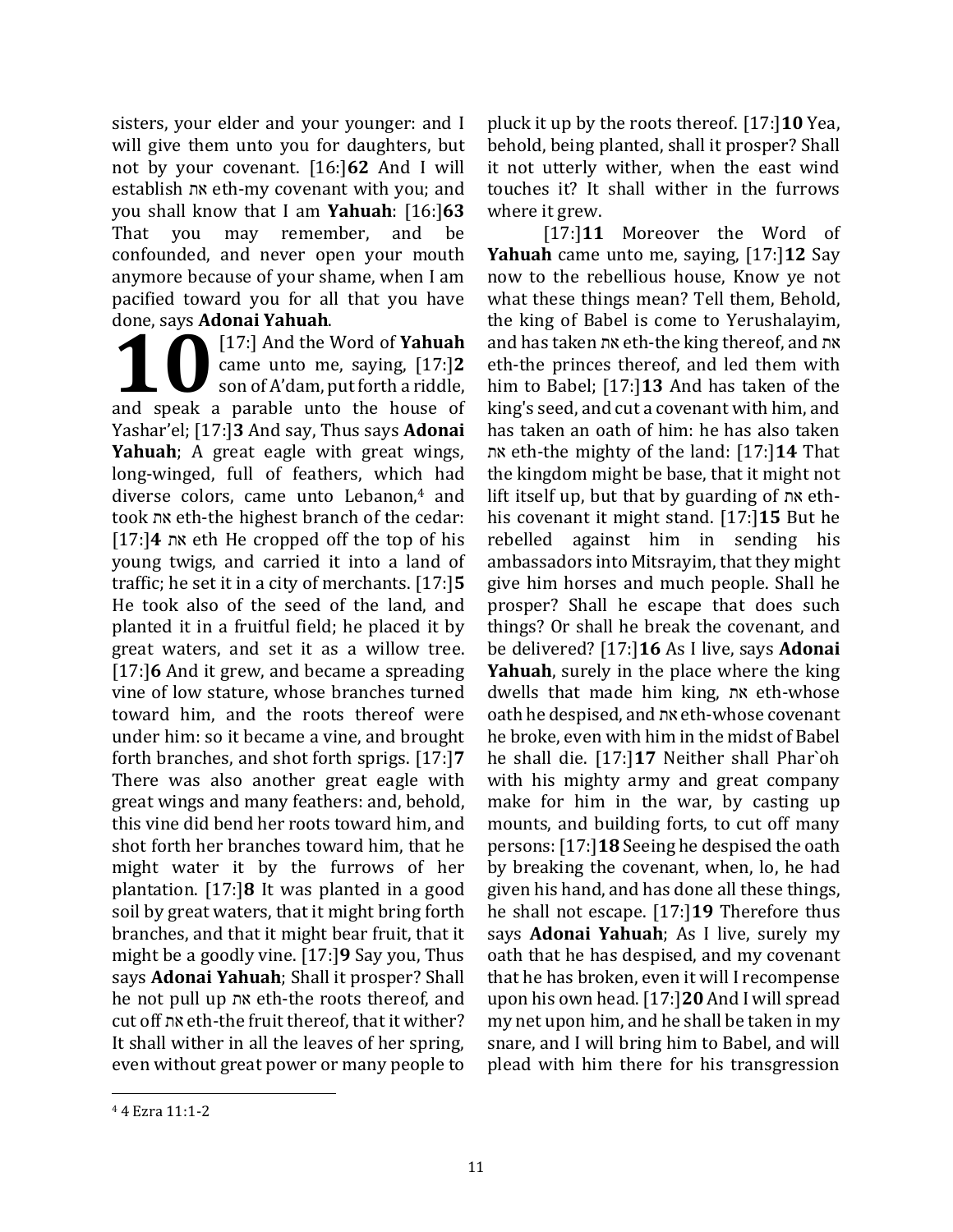sisters, your elder and your younger: and I will give them unto you for daughters, but not by your covenant. [16:]**62** And I will establish את eth-my covenant with you; and you shall know that I am **Yahuah**: [16:]**63** That you may remember, and be confounded, and never open your mouth anymore because of your shame, when I am pacified toward you for all that you have done, says **Adonai Yahuah**.

**10** [17:] And the Word of **Yahuah** came unto me, saying, [17:]**2** son of A'dam, put forth a riddle, and speak a parable unto the house of Yashar'el; [17:]**3** And say, Thus says **Adonai Yahuah**; A great eagle with great wings, long-winged, full of feathers, which had diverse colors, came unto Lebanon,[4] and took את eth-the highest branch of the cedar: [17:]**4** את eth He cropped off the top of his young twigs, and carried it into a land of traffic; he set it in a city of merchants. [17:]**5** He took also of the seed of the land, and planted it in a fruitful field; he placed it by great waters, and set it as a willow tree. [17:]**6** And it grew, and became a spreading vine of low stature, whose branches turned toward him, and the roots thereof were under him: so it became a vine, and brought forth branches, and shot forth sprigs. [17:]**7** There was also another great eagle with great wings and many feathers: and, behold, this vine did bend her roots toward him, and shot forth her branches toward him, that he might water it by the furrows of her plantation. [17:]**8** It was planted in a good soil by great waters, that it might bring forth branches, and that it might bear fruit, that it might be a goodly vine. [17:]**9** Say you, Thus says **Adonai Yahuah**; Shall it prosper? Shall he not pull up את eth-the roots thereof, and cut off את eth-the fruit thereof, that it wither? It shall wither in all the leaves of her spring, even without great power or many people to pluck it up by the roots thereof. [17:]**10** Yea, behold, being planted, shall it prosper? Shall it not utterly wither, when the east wind touches it? It shall wither in the furrows where it grew.

[17:]**11** Moreover the Word of **Yahuah** came unto me, saying, [17:]**12** Say now to the rebellious house, Know ye not what these things mean? Tell them, Behold, the king of Babel is come to Yerushalayim, and has taken את eth-the king thereof, and את eth-the princes thereof, and led them with him to Babel; [17:]**13** And has taken of the king's seed, and cut a covenant with him, and has taken an oath of him: he has also taken את eth-the mighty of the land: [17:]**14** That the kingdom might be base, that it might not lift itself up, but that by guarding of את eth-his covenant it might stand. [17:]**15** But he rebelled against him in sending his ambassadors into Mitsrayim, that they might give him horses and much people. Shall he prosper? Shall he escape that does such things? Or shall he break the covenant, and be delivered? [17:]**16** As I live, says **Adonai Yahuah**, surely in the place where the king dwells that made him king, את eth-whose oath he despised, and את eth-whose covenant he broke, even with him in the midst of Babel he shall die. [17:]**17** Neither shall Phar`oh with his mighty army and great company make for him in the war, by casting up mounts, and building forts, to cut off many persons: [17:]**18** Seeing he despised the oath by breaking the covenant, when, lo, he had given his hand, and has done all these things, he shall not escape. [17:]**19** Therefore thus says **Adonai Yahuah**; As I live, surely my oath that he has despised, and my covenant that he has broken, even it will I recompense upon his own head. [17:]**20** And I will spread my net upon him, and he shall be taken in my snare, and I will bring him to Babel, and will plead with him there for his transgression

---

[4] 4 Ezra 11:1-2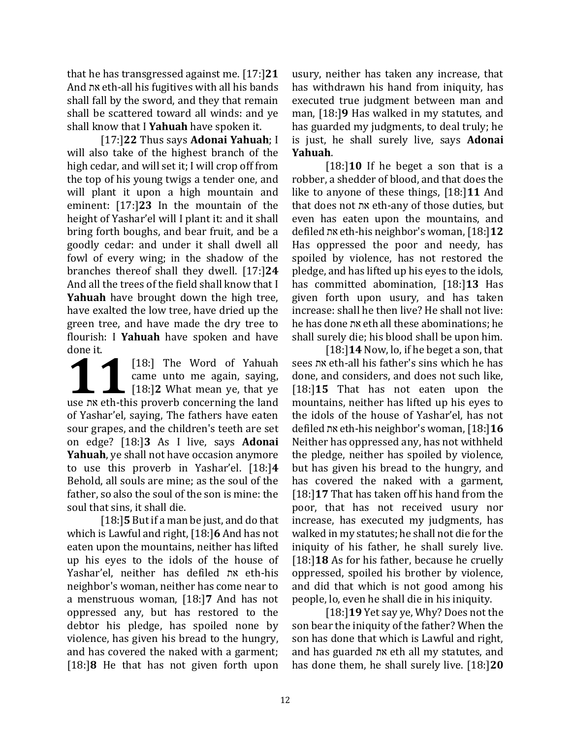that he has transgressed against me. [17:]**21** And את eth-all his fugitives with all his bands shall fall by the sword, and they that remain shall be scattered toward all winds: and ye shall know that I **Yahuah** have spoken it.

[17:]**22** Thus says **Adonai Yahuah**; I will also take of the highest branch of the high cedar, and will set it; I will crop off from the top of his young twigs a tender one, and will plant it upon a high mountain and eminent: [17:]**23** In the mountain of the height of Yashar'el will I plant it: and it shall bring forth boughs, and bear fruit, and be a goodly cedar: and under it shall dwell all fowl of every wing; in the shadow of the branches thereof shall they dwell. [17:]**24** And all the trees of the field shall know that I **Yahuah** have brought down the high tree, have exalted the low tree, have dried up the green tree, and have made the dry tree to flourish: I **Yahuah** have spoken and have done it.

**11** [18:] The Word of Yahuah came unto me again, saying, [18:]**2** What mean ye, that ye use את eth-this proverb concerning the land of Yashar'el, saying, The fathers have eaten sour grapes, and the children's teeth are set on edge? [18:]**3** As I live, says **Adonai Yahuah**, ye shall not have occasion anymore to use this proverb in Yashar'el. [18:]**4** Behold, all souls are mine; as the soul of the father, so also the soul of the son is mine: the soul that sins, it shall die.

[18:]**5** But if a man be just, and do that which is Lawful and right, [18:]**6** And has not eaten upon the mountains, neither has lifted up his eyes to the idols of the house of Yashar'el, neither has defiled את eth-his neighbor's woman, neither has come near to a menstruous woman, [18:]**7** And has not oppressed any, but has restored to the debtor his pledge, has spoiled none by violence, has given his bread to the hungry, and has covered the naked with a garment; [18:]**8** He that has not given forth upon usury, neither has taken any increase, that has withdrawn his hand from iniquity, has executed true judgment between man and man, [18:]**9** Has walked in my statutes, and has guarded my judgments, to deal truly; he is just, he shall surely live, says **Adonai Yahuah**.

[18:]**10** If he beget a son that is a robber, a shedder of blood, and that does the like to anyone of these things, [18:]**11** And that does not את eth-any of those duties, but even has eaten upon the mountains, and defiled את eth-his neighbor's woman, [18:]**12** Has oppressed the poor and needy, has spoiled by violence, has not restored the pledge, and has lifted up his eyes to the idols, has committed abomination, [18:]**13** Has given forth upon usury, and has taken increase: shall he then live? He shall not live: he has done את eth all these abominations; he shall surely die; his blood shall be upon him.

[18:]**14** Now, lo, if he beget a son, that sees את eth-all his father's sins which he has done, and considers, and does not such like, [18:]**15** That has not eaten upon the mountains, neither has lifted up his eyes to the idols of the house of Yashar'el, has not defiled את eth-his neighbor's woman, [18:]**16** Neither has oppressed any, has not withheld the pledge, neither has spoiled by violence, but has given his bread to the hungry, and has covered the naked with a garment, [18:]**17** That has taken off his hand from the poor, that has not received usury nor increase, has executed my judgments, has walked in my statutes; he shall not die for the iniquity of his father, he shall surely live. [18:]**18** As for his father, because he cruelly oppressed, spoiled his brother by violence, and did that which is not good among his people, lo, even he shall die in his iniquity.

[18:]**19** Yet say ye, Why? Does not the son bear the iniquity of the father? When the son has done that which is Lawful and right, and has guarded את eth all my statutes, and has done them, he shall surely live. [18:]**20**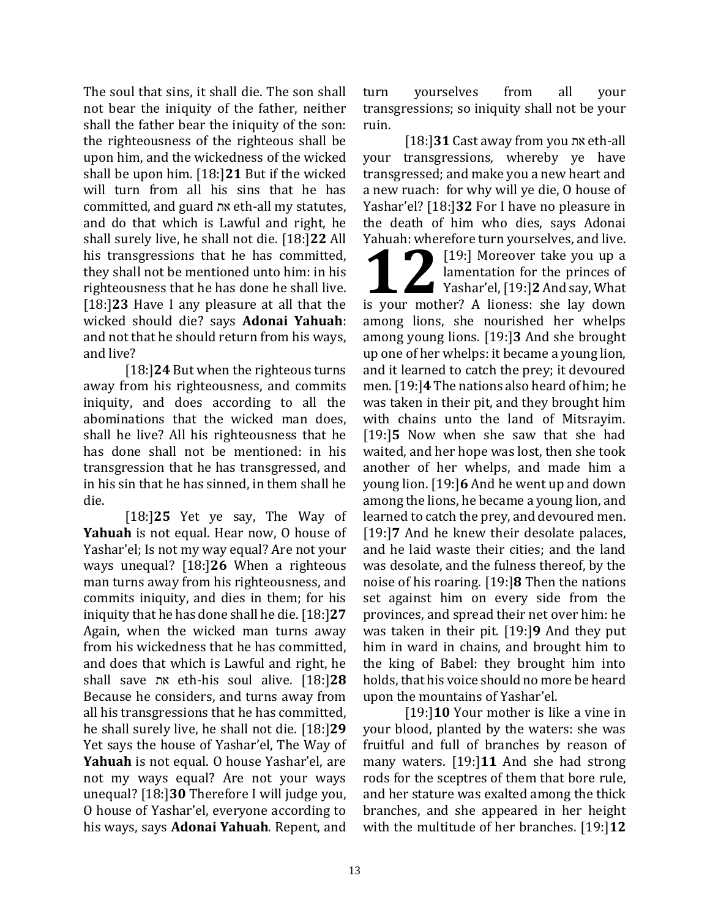The soul that sins, it shall die. The son shall not bear the iniquity of the father, neither shall the father bear the iniquity of the son: the righteousness of the righteous shall be upon him, and the wickedness of the wicked shall be upon him. [18:]**21** But if the wicked will turn from all his sins that he has committed, and guard את eth-all my statutes, and do that which is Lawful and right, he shall surely live, he shall not die. [18:]**22** All his transgressions that he has committed, they shall not be mentioned unto him: in his righteousness that he has done he shall live. [18:]**23** Have I any pleasure at all that the wicked should die? says **Adonai Yahuah**: and not that he should return from his ways, and live?

[18:]**24** But when the righteous turns away from his righteousness, and commits iniquity, and does according to all the abominations that the wicked man does, shall he live? All his righteousness that he has done shall not be mentioned: in his transgression that he has transgressed, and in his sin that he has sinned, in them shall he die.

[18:]**25** Yet ye say, The Way of **Yahuah** is not equal. Hear now, O house of Yashar'el; Is not my way equal? Are not your ways unequal? [18:]**26** When a righteous man turns away from his righteousness, and commits iniquity, and dies in them; for his iniquity that he has done shall he die. [18:]**27** Again, when the wicked man turns away from his wickedness that he has committed, and does that which is Lawful and right, he shall save את eth-his soul alive. [18:]**28** Because he considers, and turns away from all his transgressions that he has committed, he shall surely live, he shall not die. [18:]**29** Yet says the house of Yashar'el, The Way of **Yahuah** is not equal. O house Yashar'el, are not my ways equal? Are not your ways unequal? [18:]**30** Therefore I will judge you, O house of Yashar'el, everyone according to his ways, says **Adonai Yahuah**. Repent, and turn yourselves from all your transgressions; so iniquity shall not be your ruin.

[18:]**31** Cast away from you את eth-all your transgressions, whereby ye have transgressed; and make you a new heart and a new ruach: for why will ye die, O house of Yashar'el? [18:]**32** For I have no pleasure in the death of him who dies, says Adonai Yahuah: wherefore turn yourselves, and live.

**12** [19:] Moreover take you up a lamentation for the princes of Yashar'el, [19:]**2** And say, What is your mother? A lioness: she lay down among lions, she nourished her whelps among young lions. [19:]**3** And she brought up one of her whelps: it became a young lion, and it learned to catch the prey; it devoured men. [19:]**4** The nations also heard of him; he was taken in their pit, and they brought him with chains unto the land of Mitsrayim. [19:]**5** Now when she saw that she had waited, and her hope was lost, then she took another of her whelps, and made him a young lion. [19:]**6** And he went up and down among the lions, he became a young lion, and learned to catch the prey, and devoured men. [19:]**7** And he knew their desolate palaces, and he laid waste their cities; and the land was desolate, and the fulness thereof, by the noise of his roaring. [19:]**8** Then the nations set against him on every side from the provinces, and spread their net over him: he was taken in their pit. [19:]**9** And they put him in ward in chains, and brought him to the king of Babel: they brought him into holds, that his voice should no more be heard upon the mountains of Yashar'el.

[19:]**10** Your mother is like a vine in your blood, planted by the waters: she was fruitful and full of branches by reason of many waters. [19:]**11** And she had strong rods for the sceptres of them that bore rule, and her stature was exalted among the thick branches, and she appeared in her height with the multitude of her branches. [19:]**12**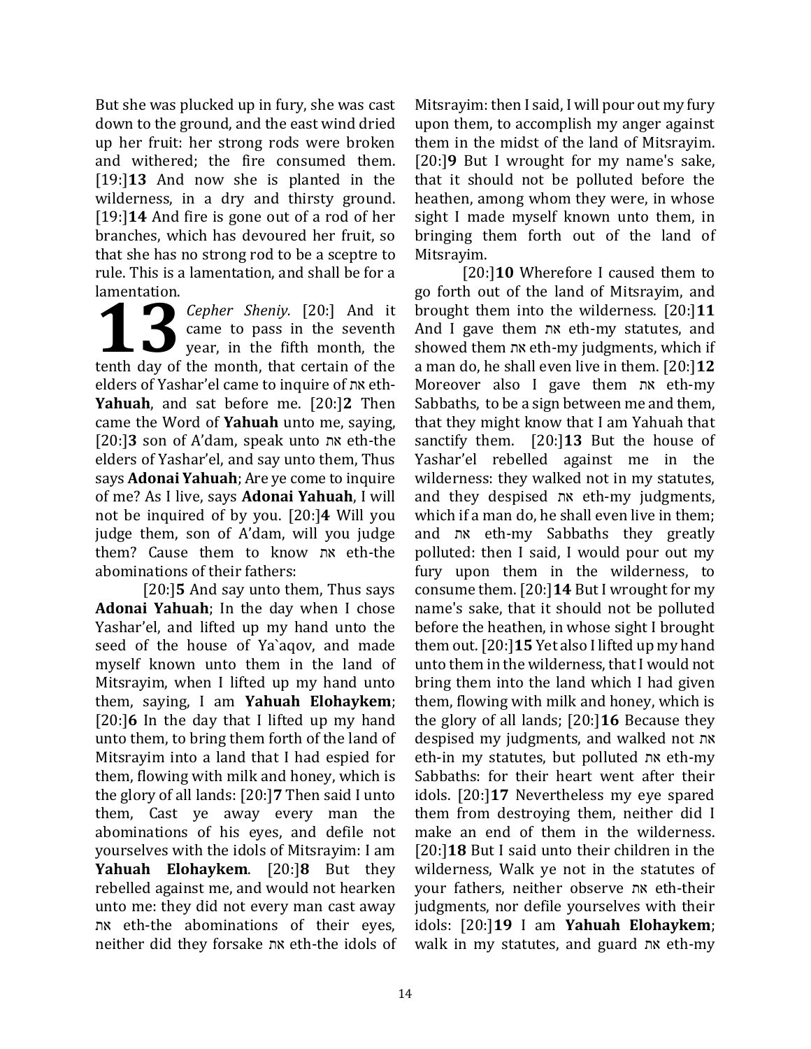But she was plucked up in fury, she was cast down to the ground, and the east wind dried up her fruit: her strong rods were broken and withered; the fire consumed them. [19:]**13** And now she is planted in the wilderness, in a dry and thirsty ground. [19:]**14** And fire is gone out of a rod of her branches, which has devoured her fruit, so that she has no strong rod to be a sceptre to rule. This is a lamentation, and shall be for a lamentation.

**13** *Cepher Sheniy.* [20:] And it came to pass in the seventh year, in the fifth month, the tenth day of the month, that certain of the elders of Yashar'el came to inquire of את eth-**Yahuah**, and sat before me. [20:]**2** Then came the Word of **Yahuah** unto me, saying, [20:]**3** son of A'dam, speak unto את eth-the elders of Yashar'el, and say unto them, Thus says **Adonai Yahuah**; Are ye come to inquire of me? As I live, says **Adonai Yahuah**, I will not be inquired of by you. [20:]**4** Will you judge them, son of A'dam, will you judge them? Cause them to know את eth-the abominations of their fathers:

[20:]**5** And say unto them, Thus says **Adonai Yahuah**; In the day when I chose Yashar'el, and lifted up my hand unto the seed of the house of Ya`aqov, and made myself known unto them in the land of Mitsrayim, when I lifted up my hand unto them, saying, I am **Yahuah Elohaykem**; [20:]**6** In the day that I lifted up my hand unto them, to bring them forth of the land of Mitsrayim into a land that I had espied for them, flowing with milk and honey, which is the glory of all lands: [20:]**7** Then said I unto them, Cast ye away every man the abominations of his eyes, and defile not yourselves with the idols of Mitsrayim: I am **Yahuah Elohaykem**. [20:]**8** But they rebelled against me, and would not hearken unto me: they did not every man cast away את eth-the abominations of their eyes, neither did they forsake את eth-the idols of Mitsrayim: then I said, I will pour out my fury upon them, to accomplish my anger against them in the midst of the land of Mitsrayim. [20:]**9** But I wrought for my name's sake, that it should not be polluted before the heathen, among whom they were, in whose sight I made myself known unto them, in bringing them forth out of the land of Mitsrayim.

[20:]**10** Wherefore I caused them to go forth out of the land of Mitsrayim, and brought them into the wilderness. [20:]**11** And I gave them את eth-my statutes, and showed them את eth-my judgments, which if a man do, he shall even live in them. [20:]**12** Moreover also I gave them את eth-my Sabbaths, to be a sign between me and them, that they might know that I am Yahuah that sanctify them. [20:]**13** But the house of Yashar'el rebelled against me in the wilderness: they walked not in my statutes, and they despised את eth-my judgments, which if a man do, he shall even live in them; and את eth-my Sabbaths they greatly polluted: then I said, I would pour out my fury upon them in the wilderness, to consume them. [20:]**14** But I wrought for my name's sake, that it should not be polluted before the heathen, in whose sight I brought them out. [20:]**15** Yet also I lifted up my hand unto them in the wilderness, that I would not bring them into the land which I had given them, flowing with milk and honey, which is the glory of all lands; [20:]**16** Because they despised my judgments, and walked not את eth-in my statutes, but polluted את eth-my Sabbaths: for their heart went after their idols. [20:]**17** Nevertheless my eye spared them from destroying them, neither did I make an end of them in the wilderness. [20:]**18** But I said unto their children in the wilderness, Walk ye not in the statutes of your fathers, neither observe את eth-their judgments, nor defile yourselves with their idols: [20:]**19** I am **Yahuah Elohaykem**; walk in my statutes, and guard את eth-my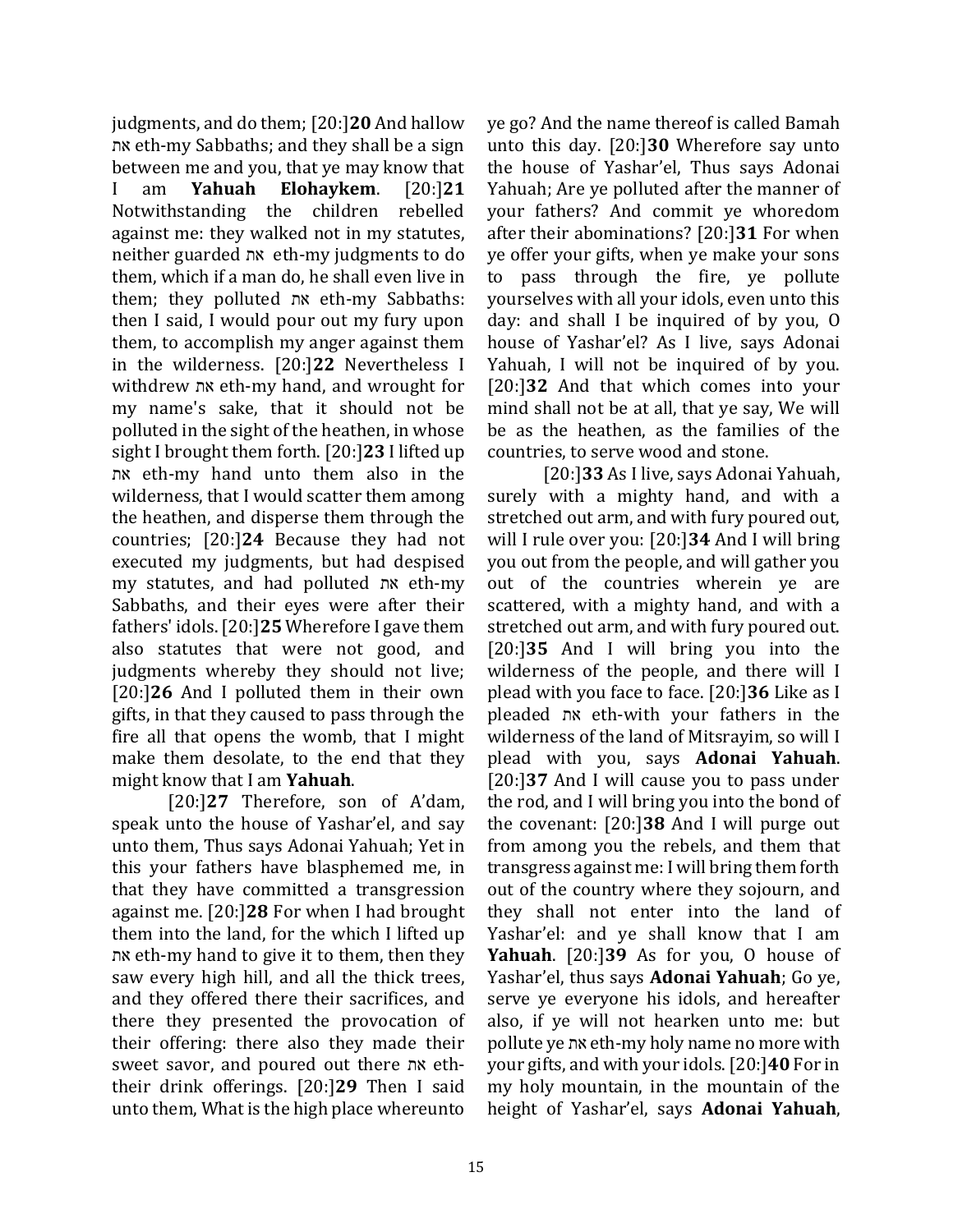judgments, and do them; [20:]**20** And hallow את eth-my Sabbaths; and they shall be a sign between me and you, that ye may know that I am **Yahuah Elohaykem**. [20:]**21** Notwithstanding the children rebelled against me: they walked not in my statutes, neither guarded את eth-my judgments to do them, which if a man do, he shall even live in them; they polluted את eth-my Sabbaths: then I said, I would pour out my fury upon them, to accomplish my anger against them in the wilderness. [20:]**22** Nevertheless I withdrew את eth-my hand, and wrought for my name's sake, that it should not be polluted in the sight of the heathen, in whose sight I brought them forth. [20:]**23** I lifted up את eth-my hand unto them also in the wilderness, that I would scatter them among the heathen, and disperse them through the countries; [20:]**24** Because they had not executed my judgments, but had despised my statutes, and had polluted את eth-my Sabbaths, and their eyes were after their fathers' idols. [20:]**25** Wherefore I gave them also statutes that were not good, and judgments whereby they should not live; [20:]**26** And I polluted them in their own gifts, in that they caused to pass through the fire all that opens the womb, that I might make them desolate, to the end that they might know that I am **Yahuah**.

[20:]**27** Therefore, son of A'dam, speak unto the house of Yashar'el, and say unto them, Thus says Adonai Yahuah; Yet in this your fathers have blasphemed me, in that they have committed a transgression against me. [20:]**28** For when I had brought them into the land, for the which I lifted up את eth-my hand to give it to them, then they saw every high hill, and all the thick trees, and they offered there their sacrifices, and there they presented the provocation of their offering: there also they made their sweet savor, and poured out there את eth-their drink offerings. [20:]**29** Then I said unto them, What is the high place whereunto ye go? And the name thereof is called Bamah unto this day. [20:]**30** Wherefore say unto the house of Yashar'el, Thus says Adonai Yahuah; Are ye polluted after the manner of your fathers? And commit ye whoredom after their abominations? [20:]**31** For when ye offer your gifts, when ye make your sons to pass through the fire, ye pollute yourselves with all your idols, even unto this day: and shall I be inquired of by you, O house of Yashar'el? As I live, says Adonai Yahuah, I will not be inquired of by you. [20:]**32** And that which comes into your mind shall not be at all, that ye say, We will be as the heathen, as the families of the countries, to serve wood and stone.

[20:]**33** As I live, says Adonai Yahuah, surely with a mighty hand, and with a stretched out arm, and with fury poured out, will I rule over you: [20:]**34** And I will bring you out from the people, and will gather you out of the countries wherein ye are scattered, with a mighty hand, and with a stretched out arm, and with fury poured out. [20:]**35** And I will bring you into the wilderness of the people, and there will I plead with you face to face. [20:]**36** Like as I pleaded את eth-with your fathers in the wilderness of the land of Mitsrayim, so will I plead with you, says **Adonai Yahuah**. [20:]**37** And I will cause you to pass under the rod, and I will bring you into the bond of the covenant: [20:]**38** And I will purge out from among you the rebels, and them that transgress against me: I will bring them forth out of the country where they sojourn, and they shall not enter into the land of Yashar'el: and ye shall know that I am **Yahuah**. [20:]**39** As for you, O house of Yashar'el, thus says **Adonai Yahuah**; Go ye, serve ye everyone his idols, and hereafter also, if ye will not hearken unto me: but pollute ye את eth-my holy name no more with your gifts, and with your idols. [20:]**40** For in my holy mountain, in the mountain of the height of Yashar'el, says **Adonai Yahuah**,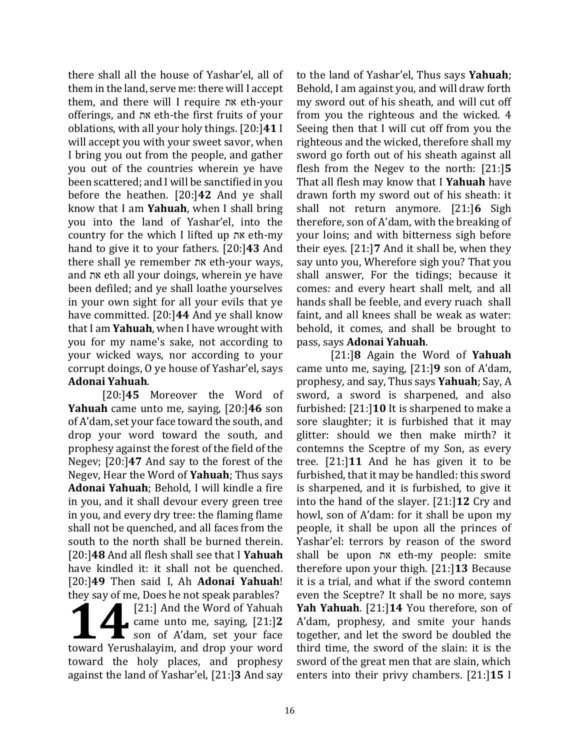there shall all the house of Yashar'el, all of them in the land, serve me: there will I accept them, and there will I require את eth-your offerings, and את eth-the first fruits of your oblations, with all your holy things. [20:]**41** I will accept you with your sweet savor, when I bring you out from the people, and gather you out of the countries wherein ye have been scattered; and I will be sanctified in you before the heathen. [20:]**42** And ye shall know that I am **Yahuah**, when I shall bring you into the land of Yashar'el, into the country for the which I lifted up את eth-my hand to give it to your fathers. [20:]**43** And there shall ye remember את eth-your ways, and את eth all your doings, wherein ye have been defiled; and ye shall loathe yourselves in your own sight for all your evils that ye have committed. [20:]**44** And ye shall know that I am **Yahuah**, when I have wrought with you for my name's sake, not according to your wicked ways, nor according to your corrupt doings, O ye house of Yashar'el, says **Adonai Yahuah**.

[20:]**45** Moreover the Word of **Yahuah** came unto me, saying, [20:]**46** son of A'dam, set your face toward the south, and drop your word toward the south, and prophesy against the forest of the field of the Negev; [20:]**47** And say to the forest of the Negev, Hear the Word of **Yahuah**; Thus says **Adonai Yahuah**; Behold, I will kindle a fire in you, and it shall devour every green tree in you, and every dry tree: the flaming flame shall not be quenched, and all faces from the south to the north shall be burned therein. [20:]**48** And all flesh shall see that I **Yahuah** have kindled it: it shall not be quenched. [20:]**49** Then said I, Ah **Adonai Yahuah**! they say of me, Does he not speak parables?

**14** [21:] And the Word of Yahuah came unto me, saying, [21:]**2** son of A'dam, set your face toward Yerushalayim, and drop your word toward the holy places, and prophesy against the land of Yashar'el, [21:]**3** And say to the land of Yashar'el, Thus says **Yahuah**; Behold, I am against you, and will draw forth my sword out of his sheath, and will cut off from you the righteous and the wicked. 4 Seeing then that I will cut off from you the righteous and the wicked, therefore shall my sword go forth out of his sheath against all flesh from the Negev to the north: [21:]**5** That all flesh may know that I **Yahuah** have drawn forth my sword out of his sheath: it shall not return anymore. [21:]**6** Sigh therefore, son of A'dam, with the breaking of your loins; and with bitterness sigh before their eyes. [21:]**7** And it shall be, when they say unto you, Wherefore sigh you? That you shall answer, For the tidings; because it comes: and every heart shall melt, and all hands shall be feeble, and every ruach shall faint, and all knees shall be weak as water: behold, it comes, and shall be brought to pass, says **Adonai Yahuah**.

[21:]**8** Again the Word of **Yahuah** came unto me, saying, [21:]**9** son of A'dam, prophesy, and say, Thus says **Yahuah**; Say, A sword, a sword is sharpened, and also furbished: [21:]**10** It is sharpened to make a sore slaughter; it is furbished that it may glitter: should we then make mirth? it contemns the Sceptre of my Son, as every tree. [21:]**11** And he has given it to be furbished, that it may be handled: this sword is sharpened, and it is furbished, to give it into the hand of the slayer. [21:]**12** Cry and howl, son of A'dam: for it shall be upon my people, it shall be upon all the princes of Yashar'el: terrors by reason of the sword shall be upon את eth-my people: smite therefore upon your thigh. [21:]**13** Because it is a trial, and what if the sword contemn even the Sceptre? It shall be no more, says **Yah Yahuah**. [21:]**14** You therefore, son of A'dam, prophesy, and smite your hands together, and let the sword be doubled the third time, the sword of the slain: it is the sword of the great men that are slain, which enters into their privy chambers. [21:]**15** I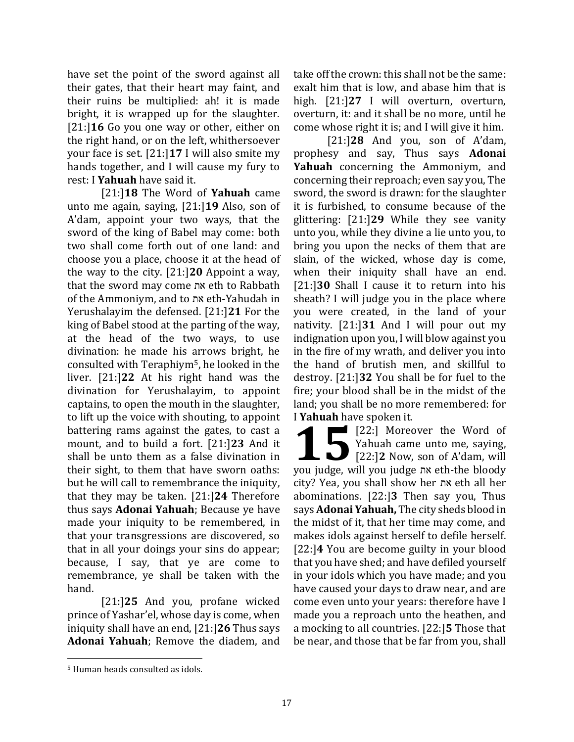have set the point of the sword against all their gates, that their heart may faint, and their ruins be multiplied: ah! it is made bright, it is wrapped up for the slaughter. [21:]**16** Go you one way or other, either on the right hand, or on the left, whithersoever your face is set. [21:]**17** I will also smite my hands together, and I will cause my fury to rest: I **Yahuah** have said it.

[21:]**18** The Word of **Yahuah** came unto me again, saying, [21:]**19** Also, son of A'dam, appoint your two ways, that the sword of the king of Babel may come: both two shall come forth out of one land: and choose you a place, choose it at the head of the way to the city. [21:]**20** Appoint a way, that the sword may come את eth to Rabbath of the Ammoniym, and to את eth-Yahudah in Yerushalayim the defensed. [21:]**21** For the king of Babel stood at the parting of the way, at the head of the two ways, to use divination: he made his arrows bright, he consulted with Teraphiym[5], he looked in the liver. [21:]**22** At his right hand was the divination for Yerushalayim, to appoint captains, to open the mouth in the slaughter, to lift up the voice with shouting, to appoint battering rams against the gates, to cast a mount, and to build a fort. [21:]**23** And it shall be unto them as a false divination in their sight, to them that have sworn oaths: but he will call to remembrance the iniquity, that they may be taken. [21:]**24** Therefore thus says **Adonai Yahuah**; Because ye have made your iniquity to be remembered, in that your transgressions are discovered, so that in all your doings your sins do appear; because, I say, that ye are come to remembrance, ye shall be taken with the hand.

[21:]**25** And you, profane wicked prince of Yashar'el, whose day is come, when iniquity shall have an end, [21:]**26** Thus says **Adonai Yahuah**; Remove the diadem, and take off the crown: this shall not be the same: exalt him that is low, and abase him that is high. [21:]**27** I will overturn, overturn, overturn, it: and it shall be no more, until he come whose right it is; and I will give it him.

[21:]**28** And you, son of A'dam, prophesy and say, Thus says **Adonai Yahuah** concerning the Ammoniym, and concerning their reproach; even say you, The sword, the sword is drawn: for the slaughter it is furbished, to consume because of the glittering: [21:]**29** While they see vanity unto you, while they divine a lie unto you, to bring you upon the necks of them that are slain, of the wicked, whose day is come, when their iniquity shall have an end. [21:]**30** Shall I cause it to return into his sheath? I will judge you in the place where you were created, in the land of your nativity. [21:]**31** And I will pour out my indignation upon you, I will blow against you in the fire of my wrath, and deliver you into the hand of brutish men, and skillful to destroy. [21:]**32** You shall be for fuel to the fire; your blood shall be in the midst of the land; you shall be no more remembered: for I **Yahuah** have spoken it.

**15** [22:] Moreover the Word of Yahuah came unto me, saying, [22:]**2** Now, son of A'dam, will you judge, will you judge את eth-the bloody city? Yea, you shall show her את eth all her abominations. [22:]**3** Then say you, Thus says **Adonai Yahuah,** The city sheds blood in the midst of it, that her time may come, and makes idols against herself to defile herself. [22:]**4** You are become guilty in your blood that you have shed; and have defiled yourself in your idols which you have made; and you have caused your days to draw near, and are come even unto your years: therefore have I made you a reproach unto the heathen, and a mocking to all countries. [22:]**5** Those that be near, and those that be far from you, shall

[5] Human heads consulted as idols.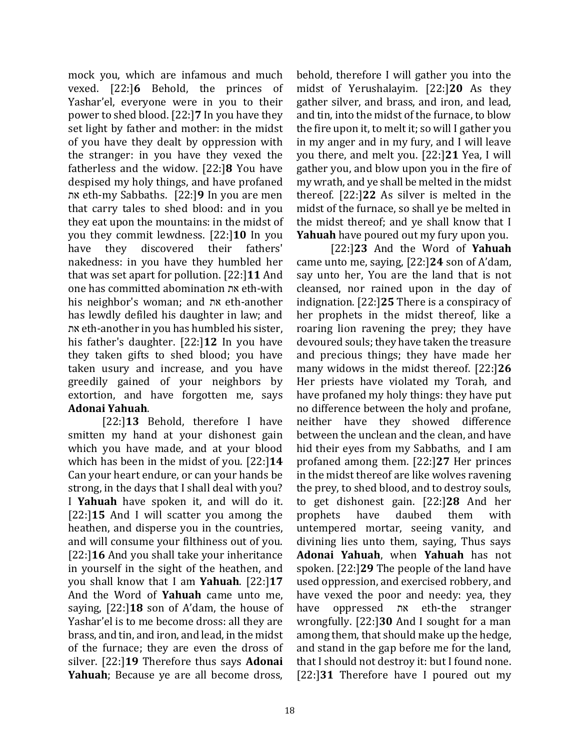mock you, which are infamous and much vexed. [22:]**6** Behold, the princes of Yashar'el, everyone were in you to their power to shed blood. [22:]**7** In you have they set light by father and mother: in the midst of you have they dealt by oppression with the stranger: in you have they vexed the fatherless and the widow. [22:]**8** You have despised my holy things, and have profaned את eth-my Sabbaths. [22:]**9** In you are men that carry tales to shed blood: and in you they eat upon the mountains: in the midst of you they commit lewdness. [22:]**10** In you have they discovered their fathers' nakedness: in you have they humbled her that was set apart for pollution. [22:]**11** And one has committed abomination את eth-with his neighbor's woman; and את eth-another has lewdly defiled his daughter in law; and את eth-another in you has humbled his sister, his father's daughter. [22:]**12** In you have they taken gifts to shed blood; you have taken usury and increase, and you have greedily gained of your neighbors by extortion, and have forgotten me, says **Adonai Yahuah**.

[22:]**13** Behold, therefore I have smitten my hand at your dishonest gain which you have made, and at your blood which has been in the midst of you. [22:]**14** Can your heart endure, or can your hands be strong, in the days that I shall deal with you? I **Yahuah** have spoken it, and will do it. [22:]**15** And I will scatter you among the heathen, and disperse you in the countries, and will consume your filthiness out of you. [22:]**16** And you shall take your inheritance in yourself in the sight of the heathen, and you shall know that I am **Yahuah**. [22:]**17** And the Word of **Yahuah** came unto me, saying, [22:]**18** son of A'dam, the house of Yashar'el is to me become dross: all they are brass, and tin, and iron, and lead, in the midst of the furnace; they are even the dross of silver. [22:]**19** Therefore thus says **Adonai Yahuah**; Because ye are all become dross, behold, therefore I will gather you into the midst of Yerushalayim. [22:]**20** As they gather silver, and brass, and iron, and lead, and tin, into the midst of the furnace, to blow the fire upon it, to melt it; so will I gather you in my anger and in my fury, and I will leave you there, and melt you. [22:]**21** Yea, I will gather you, and blow upon you in the fire of my wrath, and ye shall be melted in the midst thereof. [22:]**22** As silver is melted in the midst of the furnace, so shall ye be melted in the midst thereof; and ye shall know that I **Yahuah** have poured out my fury upon you.

[22:]**23** And the Word of **Yahuah** came unto me, saying, [22:]**24** son of A'dam, say unto her, You are the land that is not cleansed, nor rained upon in the day of indignation. [22:]**25** There is a conspiracy of her prophets in the midst thereof, like a roaring lion ravening the prey; they have devoured souls; they have taken the treasure and precious things; they have made her many widows in the midst thereof. [22:]**26** Her priests have violated my Torah, and have profaned my holy things: they have put no difference between the holy and profane, neither have they showed difference between the unclean and the clean, and have hid their eyes from my Sabbaths, and I am profaned among them. [22:]**27** Her princes in the midst thereof are like wolves ravening the prey, to shed blood, and to destroy souls, to get dishonest gain. [22:]**28** And her prophets have daubed them with untempered mortar, seeing vanity, and divining lies unto them, saying, Thus says **Adonai Yahuah**, when **Yahuah** has not spoken. [22:]**29** The people of the land have used oppression, and exercised robbery, and have vexed the poor and needy: yea, they have oppressed את eth-the stranger wrongfully. [22:]**30** And I sought for a man among them, that should make up the hedge, and stand in the gap before me for the land, that I should not destroy it: but I found none. [22:]**31** Therefore have I poured out my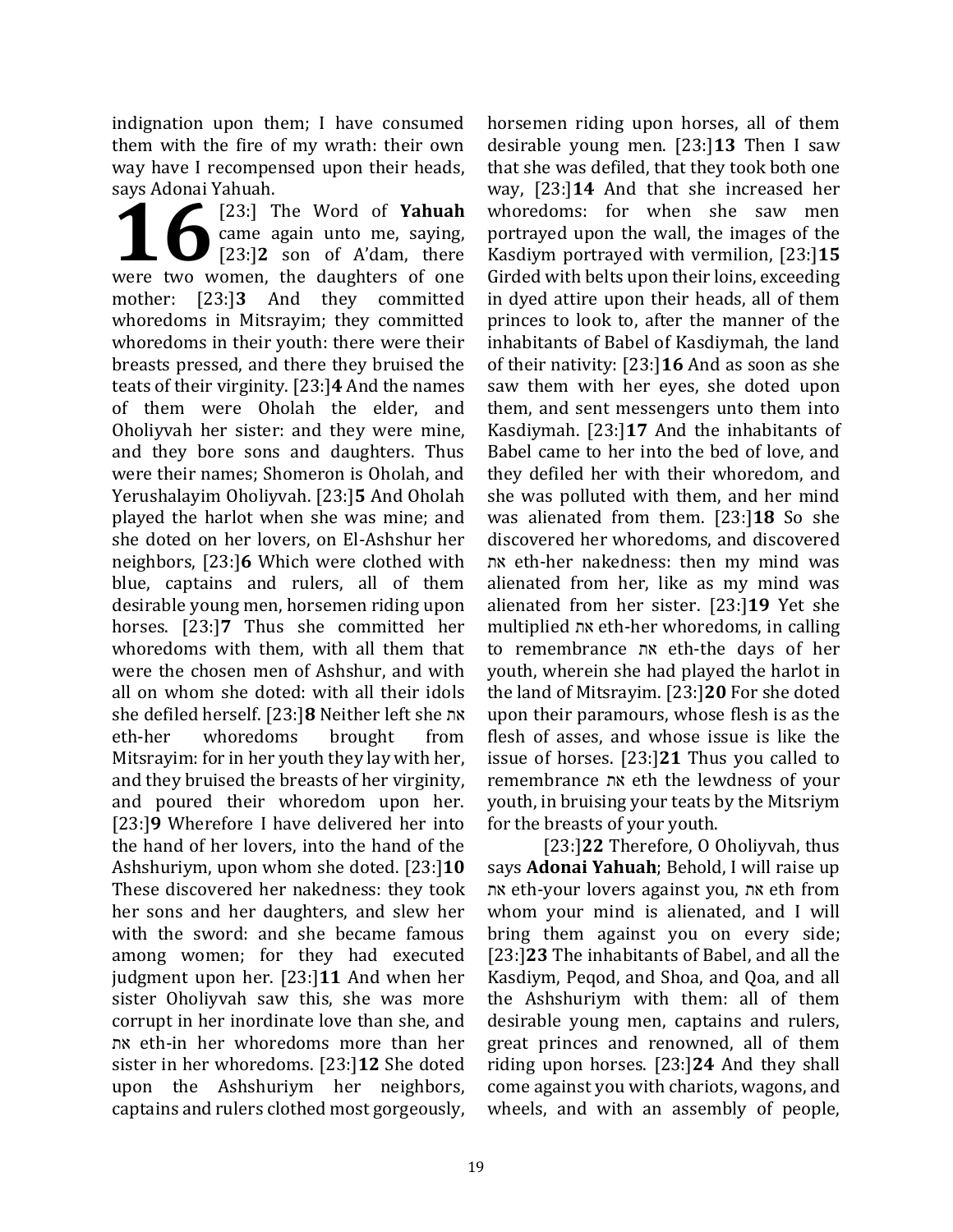indignation upon them; I have consumed them with the fire of my wrath: their own way have I recompensed upon their heads, says Adonai Yahuah.

**16** [23:] The Word of **Yahuah** came again unto me, saying, [23:]**2** son of A'dam, there were two women, the daughters of one mother: [23:]**3** And they committed whoredoms in Mitsrayim; they committed whoredoms in their youth: there were their breasts pressed, and there they bruised the teats of their virginity. [23:]**4** And the names of them were Oholah the elder, and Oholiyvah her sister: and they were mine, and they bore sons and daughters. Thus were their names; Shomeron is Oholah, and Yerushalayim Oholiyvah. [23:]**5** And Oholah played the harlot when she was mine; and she doted on her lovers, on El-Ashshur her neighbors, [23:]**6** Which were clothed with blue, captains and rulers, all of them desirable young men, horsemen riding upon horses. [23:]**7** Thus she committed her whoredoms with them, with all them that were the chosen men of Ashshur, and with all on whom she doted: with all their idols she defiled herself. [23:]**8** Neither left she את eth-her whoredoms brought from Mitsrayim: for in her youth they lay with her, and they bruised the breasts of her virginity, and poured their whoredom upon her. [23:]**9** Wherefore I have delivered her into the hand of her lovers, into the hand of the Ashshuriym, upon whom she doted. [23:]**10** These discovered her nakedness: they took her sons and her daughters, and slew her with the sword: and she became famous among women; for they had executed judgment upon her. [23:]**11** And when her sister Oholiyvah saw this, she was more corrupt in her inordinate love than she, and את eth-in her whoredoms more than her sister in her whoredoms. [23:]**12** She doted upon the Ashshuriym her neighbors, captains and rulers clothed most gorgeously, horsemen riding upon horses, all of them desirable young men. [23:]**13** Then I saw that she was defiled, that they took both one way, [23:]**14** And that she increased her whoredoms: for when she saw men portrayed upon the wall, the images of the Kasdiym portrayed with vermilion, [23:]**15** Girded with belts upon their loins, exceeding in dyed attire upon their heads, all of them princes to look to, after the manner of the inhabitants of Babel of Kasdiymah, the land of their nativity: [23:]**16** And as soon as she saw them with her eyes, she doted upon them, and sent messengers unto them into Kasdiymah. [23:]**17** And the inhabitants of Babel came to her into the bed of love, and they defiled her with their whoredom, and she was polluted with them, and her mind was alienated from them. [23:]**18** So she discovered her whoredoms, and discovered את eth-her nakedness: then my mind was alienated from her, like as my mind was alienated from her sister. [23:]**19** Yet she multiplied את eth-her whoredoms, in calling to remembrance את eth-the days of her youth, wherein she had played the harlot in the land of Mitsrayim. [23:]**20** For she doted upon their paramours, whose flesh is as the flesh of asses, and whose issue is like the issue of horses. [23:]**21** Thus you called to remembrance את eth the lewdness of your youth, in bruising your teats by the Mitsriym for the breasts of your youth.

[23:]**22** Therefore, O Oholiyvah, thus says **Adonai Yahuah**; Behold, I will raise up את eth-your lovers against you, את eth from whom your mind is alienated, and I will bring them against you on every side; [23:]**23** The inhabitants of Babel, and all the Kasdiym, Peqod, and Shoa, and Qoa, and all the Ashshuriym with them: all of them desirable young men, captains and rulers, great princes and renowned, all of them riding upon horses. [23:]**24** And they shall come against you with chariots, wagons, and wheels, and with an assembly of people,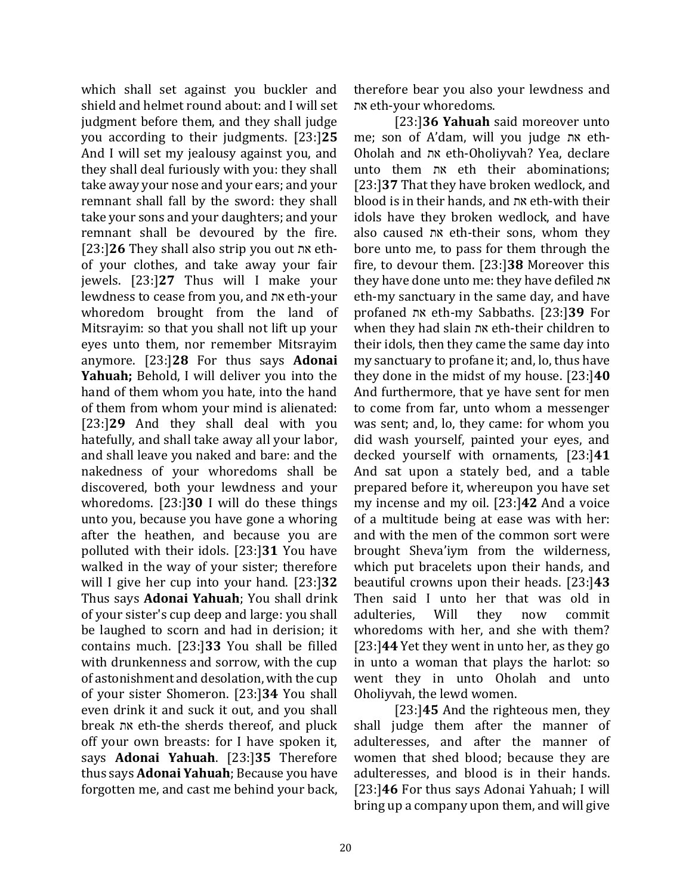which shall set against you buckler and shield and helmet round about: and I will set judgment before them, and they shall judge you according to their judgments. [23:]**25** And I will set my jealousy against you, and they shall deal furiously with you: they shall take away your nose and your ears; and your remnant shall fall by the sword: they shall take your sons and your daughters; and your remnant shall be devoured by the fire. [23:]**26** They shall also strip you out את eth-of your clothes, and take away your fair jewels. [23:]**27** Thus will I make your lewdness to cease from you, and את eth-your whoredom brought from the land of Mitsrayim: so that you shall not lift up your eyes unto them, nor remember Mitsrayim anymore. [23:]**28** For thus says **Adonai Yahuah;** Behold, I will deliver you into the hand of them whom you hate, into the hand of them from whom your mind is alienated: [23:]**29** And they shall deal with you hatefully, and shall take away all your labor, and shall leave you naked and bare: and the nakedness of your whoredoms shall be discovered, both your lewdness and your whoredoms. [23:]**30** I will do these things unto you, because you have gone a whoring after the heathen, and because you are polluted with their idols. [23:]**31** You have walked in the way of your sister; therefore will I give her cup into your hand. [23:]**32** Thus says **Adonai Yahuah**; You shall drink of your sister's cup deep and large: you shall be laughed to scorn and had in derision; it contains much. [23:]**33** You shall be filled with drunkenness and sorrow, with the cup of astonishment and desolation, with the cup of your sister Shomeron. [23:]**34** You shall even drink it and suck it out, and you shall break את eth-the sherds thereof, and pluck off your own breasts: for I have spoken it, says **Adonai Yahuah**. [23:]**35** Therefore thus says **Adonai Yahuah**; Because you have forgotten me, and cast me behind your back, therefore bear you also your lewdness and את eth-your whoredoms.

[23:]**36 Yahuah** said moreover unto me; son of A'dam, will you judge את eth-Oholah and את eth-Oholiyvah? Yea, declare unto them את eth their abominations; [23:]**37** That they have broken wedlock, and blood is in their hands, and את eth-with their idols have they broken wedlock, and have also caused את eth-their sons, whom they bore unto me, to pass for them through the fire, to devour them. [23:]**38** Moreover this they have done unto me: they have defiled את eth-my sanctuary in the same day, and have profaned את eth-my Sabbaths. [23:]**39** For when they had slain את eth-their children to their idols, then they came the same day into my sanctuary to profane it; and, lo, thus have they done in the midst of my house. [23:]**40** And furthermore, that ye have sent for men to come from far, unto whom a messenger was sent; and, lo, they came: for whom you did wash yourself, painted your eyes, and decked yourself with ornaments, [23:]**41** And sat upon a stately bed, and a table prepared before it, whereupon you have set my incense and my oil. [23:]**42** And a voice of a multitude being at ease was with her: and with the men of the common sort were brought Sheva'iym from the wilderness, which put bracelets upon their hands, and beautiful crowns upon their heads. [23:]**43** Then said I unto her that was old in adulteries, Will they now commit whoredoms with her, and she with them? [23:]**44** Yet they went in unto her, as they go in unto a woman that plays the harlot: so went they in unto Oholah and unto Oholiyvah, the lewd women.

[23:]**45** And the righteous men, they shall judge them after the manner of adulteresses, and after the manner of women that shed blood; because they are adulteresses, and blood is in their hands. [23:]**46** For thus says Adonai Yahuah; I will bring up a company upon them, and will give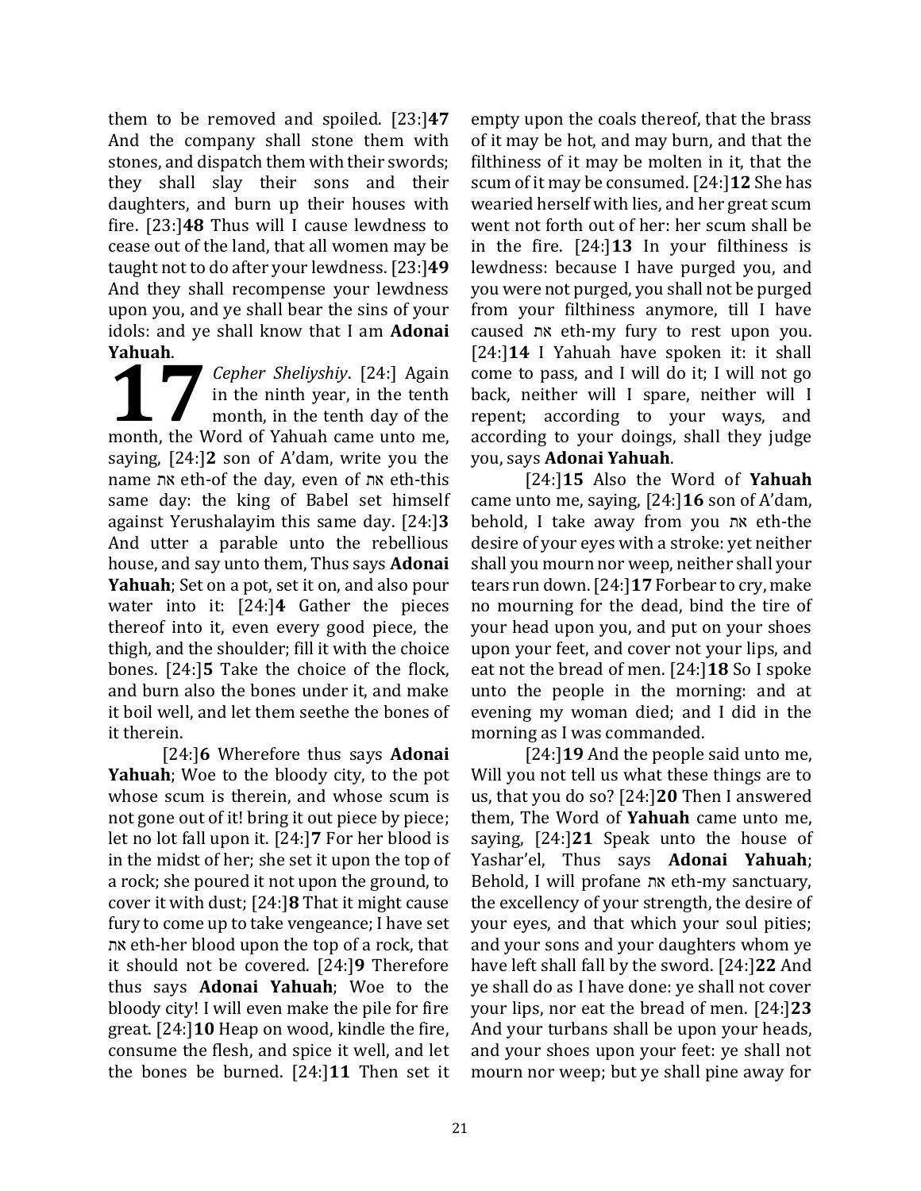them to be removed and spoiled. [23:]**47** And the company shall stone them with stones, and dispatch them with their swords; they shall slay their sons and their daughters, and burn up their houses with fire. [23:]**48** Thus will I cause lewdness to cease out of the land, that all women may be taught not to do after your lewdness. [23:]**49** And they shall recompense your lewdness upon you, and ye shall bear the sins of your idols: and ye shall know that I am **Adonai Yahuah**.

**17** *Cepher Sheliyshiy*. [24:] Again in the ninth year, in the tenth month, in the tenth day of the month, the Word of Yahuah came unto me, saying, [24:]**2** son of A'dam, write you the name את eth-of the day, even of את eth-this same day: the king of Babel set himself against Yerushalayim this same day. [24:]**3** And utter a parable unto the rebellious house, and say unto them, Thus says **Adonai Yahuah**; Set on a pot, set it on, and also pour water into it: [24:]**4** Gather the pieces thereof into it, even every good piece, the thigh, and the shoulder; fill it with the choice bones. [24:]**5** Take the choice of the flock, and burn also the bones under it, and make it boil well, and let them seethe the bones of it therein.

[24:]**6** Wherefore thus says **Adonai Yahuah**; Woe to the bloody city, to the pot whose scum is therein, and whose scum is not gone out of it! bring it out piece by piece; let no lot fall upon it. [24:]**7** For her blood is in the midst of her; she set it upon the top of a rock; she poured it not upon the ground, to cover it with dust; [24:]**8** That it might cause fury to come up to take vengeance; I have set את eth-her blood upon the top of a rock, that it should not be covered. [24:]**9** Therefore thus says **Adonai Yahuah**; Woe to the bloody city! I will even make the pile for fire great. [24:]**10** Heap on wood, kindle the fire, consume the flesh, and spice it well, and let the bones be burned. [24:]**11** Then set it empty upon the coals thereof, that the brass of it may be hot, and may burn, and that the filthiness of it may be molten in it, that the scum of it may be consumed. [24:]**12** She has wearied herself with lies, and her great scum went not forth out of her: her scum shall be in the fire. [24:]**13** In your filthiness is lewdness: because I have purged you, and you were not purged, you shall not be purged from your filthiness anymore, till I have caused את eth-my fury to rest upon you. [24:]**14** I Yahuah have spoken it: it shall come to pass, and I will do it; I will not go back, neither will I spare, neither will I repent; according to your ways, and according to your doings, shall they judge you, says **Adonai Yahuah**.

[24:]**15** Also the Word of **Yahuah** came unto me, saying, [24:]**16** son of A'dam, behold, I take away from you את eth-the desire of your eyes with a stroke: yet neither shall you mourn nor weep, neither shall your tears run down. [24:]**17** Forbear to cry, make no mourning for the dead, bind the tire of your head upon you, and put on your shoes upon your feet, and cover not your lips, and eat not the bread of men. [24:]**18** So I spoke unto the people in the morning: and at evening my woman died; and I did in the morning as I was commanded.

[24:]**19** And the people said unto me, Will you not tell us what these things are to us, that you do so? [24:]**20** Then I answered them, The Word of **Yahuah** came unto me, saying, [24:]**21** Speak unto the house of Yashar'el, Thus says **Adonai Yahuah**; Behold, I will profane את eth-my sanctuary, the excellency of your strength, the desire of your eyes, and that which your soul pities; and your sons and your daughters whom ye have left shall fall by the sword. [24:]**22** And ye shall do as I have done: ye shall not cover your lips, nor eat the bread of men. [24:]**23** And your turbans shall be upon your heads, and your shoes upon your feet: ye shall not mourn nor weep; but ye shall pine away for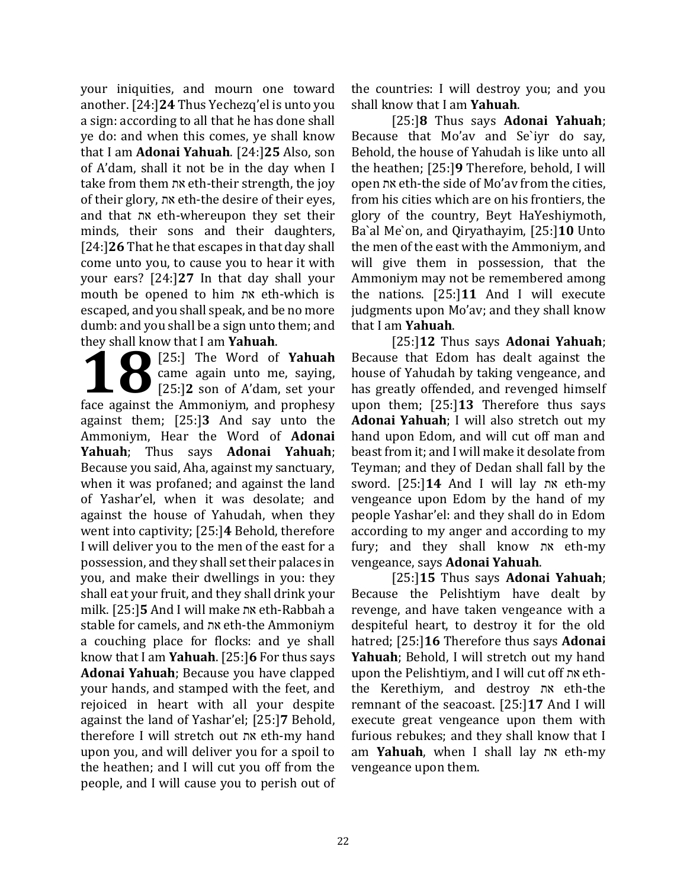your iniquities, and mourn one toward another. [24:]**24** Thus Yechezq'el is unto you a sign: according to all that he has done shall ye do: and when this comes, ye shall know that I am **Adonai Yahuah**. [24:]**25** Also, son of A'dam, shall it not be in the day when I take from them את eth-their strength, the joy of their glory, את eth-the desire of their eyes, and that את eth-whereupon they set their minds, their sons and their daughters, [24:]**26** That he that escapes in that day shall come unto you, to cause you to hear it with your ears? [24:]**27** In that day shall your mouth be opened to him את eth-which is escaped, and you shall speak, and be no more dumb: and you shall be a sign unto them; and they shall know that I am **Yahuah**.

**18** [25:] The Word of **Yahuah** came again unto me, saying, [25:]**2** son of A'dam, set your face against the Ammoniym, and prophesy against them; [25:]**3** And say unto the Ammoniym, Hear the Word of **Adonai Yahuah**; Thus says **Adonai Yahuah**; Because you said, Aha, against my sanctuary, when it was profaned; and against the land of Yashar'el, when it was desolate; and against the house of Yahudah, when they went into captivity; [25:]**4** Behold, therefore I will deliver you to the men of the east for a possession, and they shall set their palaces in you, and make their dwellings in you: they shall eat your fruit, and they shall drink your milk. [25:]**5** And I will make את eth-Rabbah a stable for camels, and את eth-the Ammoniym a couching place for flocks: and ye shall know that I am **Yahuah**. [25:]**6** For thus says **Adonai Yahuah**; Because you have clapped your hands, and stamped with the feet, and rejoiced in heart with all your despite against the land of Yashar'el; [25:]**7** Behold, therefore I will stretch out את eth-my hand upon you, and will deliver you for a spoil to the heathen; and I will cut you off from the people, and I will cause you to perish out of the countries: I will destroy you; and you shall know that I am **Yahuah**.

[25:]**8** Thus says **Adonai Yahuah**; Because that Mo'av and Se`iyr do say, Behold, the house of Yahudah is like unto all the heathen; [25:]**9** Therefore, behold, I will open את eth-the side of Mo'av from the cities, from his cities which are on his frontiers, the glory of the country, Beyt HaYeshiymoth, Ba`al Me`on, and Qiryathayim, [25:]**10** Unto the men of the east with the Ammoniym, and will give them in possession, that the Ammoniym may not be remembered among the nations. [25:]**11** And I will execute judgments upon Mo'av; and they shall know that I am **Yahuah**.

[25:]**12** Thus says **Adonai Yahuah**; Because that Edom has dealt against the house of Yahudah by taking vengeance, and has greatly offended, and revenged himself upon them; [25:]**13** Therefore thus says **Adonai Yahuah**; I will also stretch out my hand upon Edom, and will cut off man and beast from it; and I will make it desolate from Teyman; and they of Dedan shall fall by the sword. [25:]**14** And I will lay את eth-my vengeance upon Edom by the hand of my people Yashar'el: and they shall do in Edom according to my anger and according to my fury; and they shall know את eth-my vengeance, says **Adonai Yahuah**.

[25:]**15** Thus says **Adonai Yahuah**; Because the Pelishtiym have dealt by revenge, and have taken vengeance with a despiteful heart, to destroy it for the old hatred; [25:]**16** Therefore thus says **Adonai Yahuah**; Behold, I will stretch out my hand upon the Pelishtiym, and I will cut off את eth-the Kerethiym, and destroy את eth-the remnant of the seacoast. [25:]**17** And I will execute great vengeance upon them with furious rebukes; and they shall know that I am **Yahuah**, when I shall lay את eth-my vengeance upon them.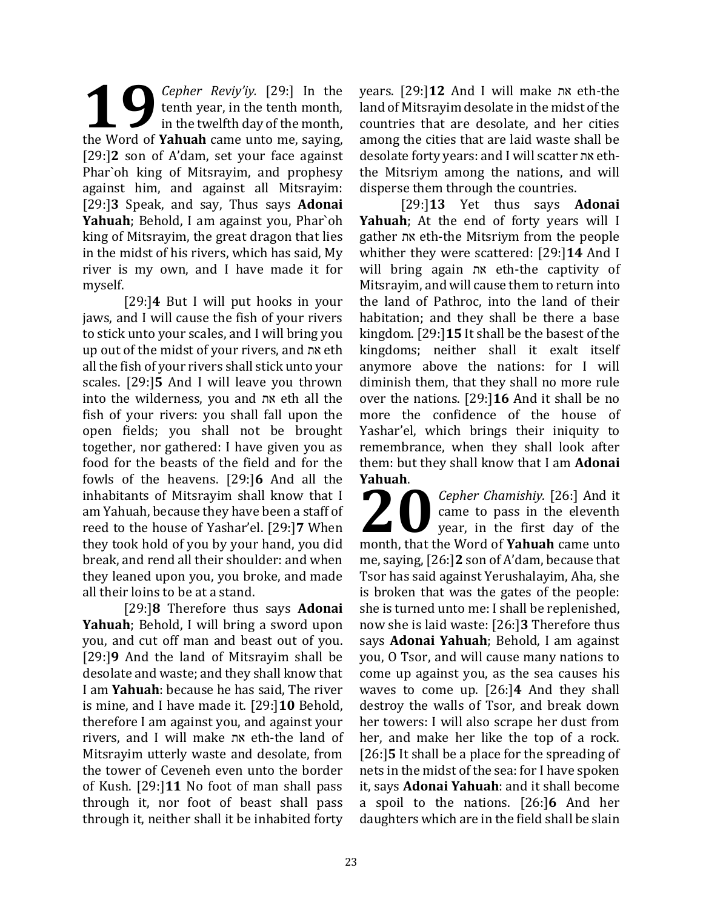**19** *Cepher Reviy'iy.* [29:] In the tenth year, in the tenth month, in the twelfth day of the month, the Word of **Yahuah** came unto me, saying, [29:]**2** son of A'dam, set your face against Phar`oh king of Mitsrayim, and prophesy against him, and against all Mitsrayim: [29:]**3** Speak, and say, Thus says **Adonai Yahuah**; Behold, I am against you, Phar`oh king of Mitsrayim, the great dragon that lies in the midst of his rivers, which has said, My river is my own, and I have made it for myself.

[29:]**4** But I will put hooks in your jaws, and I will cause the fish of your rivers to stick unto your scales, and I will bring you up out of the midst of your rivers, and את eth all the fish of your rivers shall stick unto your scales. [29:]**5** And I will leave you thrown into the wilderness, you and את eth all the fish of your rivers: you shall fall upon the open fields; you shall not be brought together, nor gathered: I have given you as food for the beasts of the field and for the fowls of the heavens. [29:]**6** And all the inhabitants of Mitsrayim shall know that I am Yahuah, because they have been a staff of reed to the house of Yashar'el. [29:]**7** When they took hold of you by your hand, you did break, and rend all their shoulder: and when they leaned upon you, you broke, and made all their loins to be at a stand.

[29:]**8** Therefore thus says **Adonai Yahuah**; Behold, I will bring a sword upon you, and cut off man and beast out of you. [29:]**9** And the land of Mitsrayim shall be desolate and waste; and they shall know that I am **Yahuah**: because he has said, The river is mine, and I have made it. [29:]**10** Behold, therefore I am against you, and against your rivers, and I will make את eth-the land of Mitsrayim utterly waste and desolate, from the tower of Ceveneh even unto the border of Kush. [29:]**11** No foot of man shall pass through it, nor foot of beast shall pass through it, neither shall it be inhabited forty years. [29:]**12** And I will make את eth-the land of Mitsrayim desolate in the midst of the countries that are desolate, and her cities among the cities that are laid waste shall be desolate forty years: and I will scatter את eth-the Mitsriym among the nations, and will disperse them through the countries.

[29:]**13** Yet thus says **Adonai Yahuah**; At the end of forty years will I gather את eth-the Mitsriym from the people whither they were scattered: [29:]**14** And I will bring again את eth-the captivity of Mitsrayim, and will cause them to return into the land of Pathroc, into the land of their habitation; and they shall be there a base kingdom. [29:]**15** It shall be the basest of the kingdoms; neither shall it exalt itself anymore above the nations: for I will diminish them, that they shall no more rule over the nations. [29:]**16** And it shall be no more the confidence of the house of Yashar'el, which brings their iniquity to remembrance, when they shall look after them: but they shall know that I am **Adonai Yahuah**.

**20** *Cepher Chamishiy.* [26:] And it came to pass in the eleventh year, in the first day of the month, that the Word of **Yahuah** came unto me, saying, [26:]**2** son of A'dam, because that Tsor has said against Yerushalayim, Aha, she is broken that was the gates of the people: she is turned unto me: I shall be replenished, now she is laid waste: [26:]**3** Therefore thus says **Adonai Yahuah**; Behold, I am against you, O Tsor, and will cause many nations to come up against you, as the sea causes his waves to come up. [26:]**4** And they shall destroy the walls of Tsor, and break down her towers: I will also scrape her dust from her, and make her like the top of a rock. [26:]**5** It shall be a place for the spreading of nets in the midst of the sea: for I have spoken it, says **Adonai Yahuah**: and it shall become a spoil to the nations. [26:]**6** And her daughters which are in the field shall be slain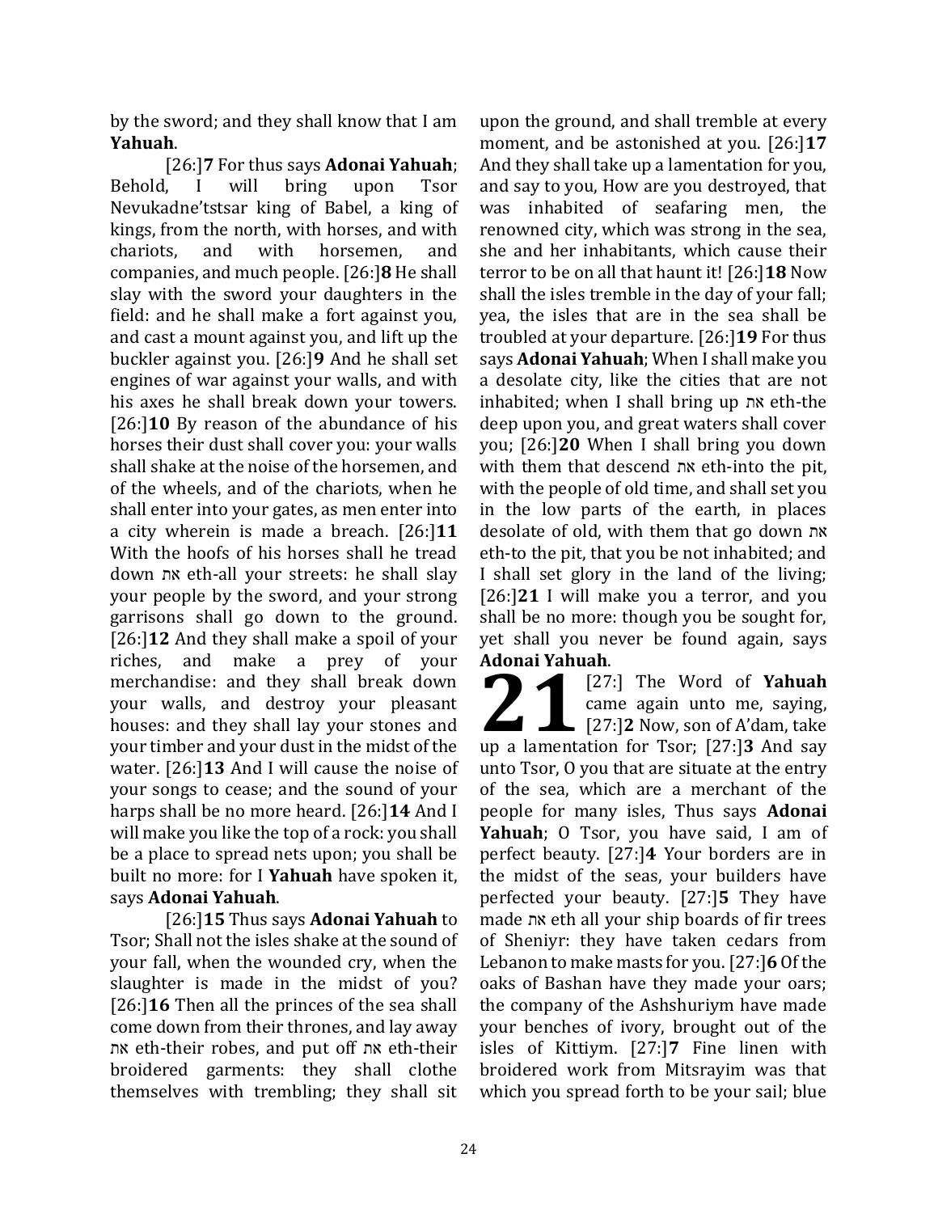by the sword; and they shall know that I am **Yahuah**.

[26:]**7** For thus says **Adonai Yahuah**; Behold, I will bring upon Tsor Nevukadne'tstsar king of Babel, a king of kings, from the north, with horses, and with chariots, and with horsemen, and companies, and much people. [26:]**8** He shall slay with the sword your daughters in the field: and he shall make a fort against you, and cast a mount against you, and lift up the buckler against you. [26:]**9** And he shall set engines of war against your walls, and with his axes he shall break down your towers. [26:]**10** By reason of the abundance of his horses their dust shall cover you: your walls shall shake at the noise of the horsemen, and of the wheels, and of the chariots, when he shall enter into your gates, as men enter into a city wherein is made a breach. [26:]**11** With the hoofs of his horses shall he tread down את eth-all your streets: he shall slay your people by the sword, and your strong garrisons shall go down to the ground. [26:]**12** And they shall make a spoil of your riches, and make a prey of your merchandise: and they shall break down your walls, and destroy your pleasant houses: and they shall lay your stones and your timber and your dust in the midst of the water. [26:]**13** And I will cause the noise of your songs to cease; and the sound of your harps shall be no more heard. [26:]**14** And I will make you like the top of a rock: you shall be a place to spread nets upon; you shall be built no more: for I **Yahuah** have spoken it, says **Adonai Yahuah**.

[26:]**15** Thus says **Adonai Yahuah** to Tsor; Shall not the isles shake at the sound of your fall, when the wounded cry, when the slaughter is made in the midst of you? [26:]**16** Then all the princes of the sea shall come down from their thrones, and lay away את eth-their robes, and put off את eth-their broidered garments: they shall clothe themselves with trembling; they shall sit upon the ground, and shall tremble at every moment, and be astonished at you. [26:]**17** And they shall take up a lamentation for you, and say to you, How are you destroyed, that was inhabited of seafaring men, the renowned city, which was strong in the sea, she and her inhabitants, which cause their terror to be on all that haunt it! [26:]**18** Now shall the isles tremble in the day of your fall; yea, the isles that are in the sea shall be troubled at your departure. [26:]**19** For thus says **Adonai Yahuah**; When I shall make you a desolate city, like the cities that are not inhabited; when I shall bring up את eth-the deep upon you, and great waters shall cover you; [26:]**20** When I shall bring you down with them that descend את eth-into the pit, with the people of old time, and shall set you in the low parts of the earth, in places desolate of old, with them that go down את eth-to the pit, that you be not inhabited; and I shall set glory in the land of the living; [26:]**21** I will make you a terror, and you shall be no more: though you be sought for, yet shall you never be found again, says **Adonai Yahuah**.

**21** [27:] The Word of **Yahuah** came again unto me, saying, [27:]**2** Now, son of A'dam, take up a lamentation for Tsor; [27:]**3** And say unto Tsor, O you that are situate at the entry of the sea, which are a merchant of the people for many isles, Thus says **Adonai Yahuah**; O Tsor, you have said, I am of perfect beauty. [27:]**4** Your borders are in the midst of the seas, your builders have perfected your beauty. [27:]**5** They have made את eth all your ship boards of fir trees of Sheniyr: they have taken cedars from Lebanon to make masts for you. [27:]**6** Of the oaks of Bashan have they made your oars; the company of the Ashshuriym have made your benches of ivory, brought out of the isles of Kittiym. [27:]**7** Fine linen with broidered work from Mitsrayim was that which you spread forth to be your sail; blue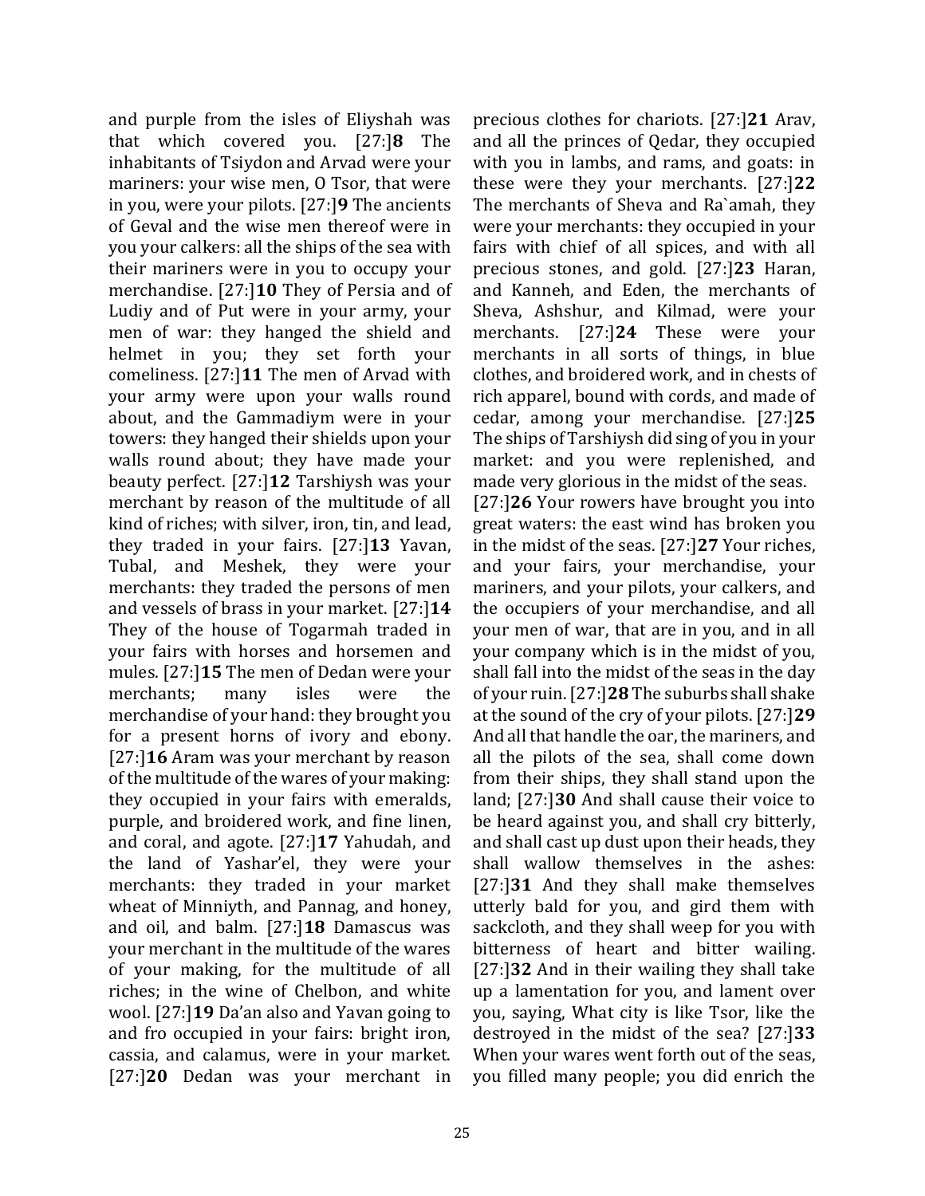and purple from the isles of Eliyshah was that which covered you. [27:]**8** The inhabitants of Tsiydon and Arvad were your mariners: your wise men, O Tsor, that were in you, were your pilots. [27:]**9** The ancients of Geval and the wise men thereof were in you your calkers: all the ships of the sea with their mariners were in you to occupy your merchandise. [27:]**10** They of Persia and of Ludiy and of Put were in your army, your men of war: they hanged the shield and helmet in you; they set forth your comeliness. [27:]**11** The men of Arvad with your army were upon your walls round about, and the Gammadiym were in your towers: they hanged their shields upon your walls round about; they have made your beauty perfect. [27:]**12** Tarshiysh was your merchant by reason of the multitude of all kind of riches; with silver, iron, tin, and lead, they traded in your fairs. [27:]**13** Yavan, Tubal, and Meshek, they were your merchants: they traded the persons of men and vessels of brass in your market. [27:]**14** They of the house of Togarmah traded in your fairs with horses and horsemen and mules. [27:]**15** The men of Dedan were your merchants; many isles were the merchandise of your hand: they brought you for a present horns of ivory and ebony. [27:]**16** Aram was your merchant by reason of the multitude of the wares of your making: they occupied in your fairs with emeralds, purple, and broidered work, and fine linen, and coral, and agote. [27:]**17** Yahudah, and the land of Yashar'el, they were your merchants: they traded in your market wheat of Minniyth, and Pannag, and honey, and oil, and balm. [27:]**18** Damascus was your merchant in the multitude of the wares of your making, for the multitude of all riches; in the wine of Chelbon, and white wool. [27:]**19** Da'an also and Yavan going to and fro occupied in your fairs: bright iron, cassia, and calamus, were in your market. [27:]**20** Dedan was your merchant in precious clothes for chariots. [27:]**21** Arav, and all the princes of Qedar, they occupied with you in lambs, and rams, and goats: in these were they your merchants. [27:]**22** The merchants of Sheva and Ra`amah, they were your merchants: they occupied in your fairs with chief of all spices, and with all precious stones, and gold. [27:]**23** Haran, and Kanneh, and Eden, the merchants of Sheva, Ashshur, and Kilmad, were your merchants. [27:]**24** These were your merchants in all sorts of things, in blue clothes, and broidered work, and in chests of rich apparel, bound with cords, and made of cedar, among your merchandise. [27:]**25** The ships of Tarshiysh did sing of you in your market: and you were replenished, and made very glorious in the midst of the seas.

[27:]**26** Your rowers have brought you into great waters: the east wind has broken you in the midst of the seas. [27:]**27** Your riches, and your fairs, your merchandise, your mariners, and your pilots, your calkers, and the occupiers of your merchandise, and all your men of war, that are in you, and in all your company which is in the midst of you, shall fall into the midst of the seas in the day of your ruin. [27:]**28** The suburbs shall shake at the sound of the cry of your pilots. [27:]**29** And all that handle the oar, the mariners, and all the pilots of the sea, shall come down from their ships, they shall stand upon the land; [27:]**30** And shall cause their voice to be heard against you, and shall cry bitterly, and shall cast up dust upon their heads, they shall wallow themselves in the ashes: [27:]**31** And they shall make themselves utterly bald for you, and gird them with sackcloth, and they shall weep for you with bitterness of heart and bitter wailing. [27:]**32** And in their wailing they shall take up a lamentation for you, and lament over you, saying, What city is like Tsor, like the destroyed in the midst of the sea? [27:]**33** When your wares went forth out of the seas, you filled many people; you did enrich the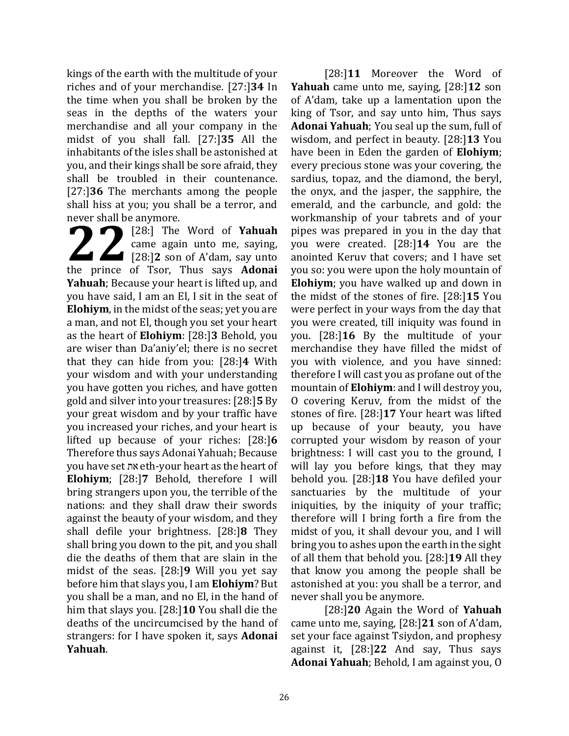kings of the earth with the multitude of your riches and of your merchandise. [27:]**34** In the time when you shall be broken by the seas in the depths of the waters your merchandise and all your company in the midst of you shall fall. [27:]**35** All the inhabitants of the isles shall be astonished at you, and their kings shall be sore afraid, they shall be troubled in their countenance. [27:]**36** The merchants among the people shall hiss at you; you shall be a terror, and never shall be anymore.

## 22

[28:] The Word of **Yahuah** came again unto me, saying, [28:]**2** son of A'dam, say unto the prince of Tsor, Thus says **Adonai Yahuah**; Because your heart is lifted up, and you have said, I am an El, I sit in the seat of **Elohiym**, in the midst of the seas; yet you are a man, and not El, though you set your heart as the heart of **Elohiym**: [28:]**3** Behold, you are wiser than Da'aniy'el; there is no secret that they can hide from you: [28:]**4** With your wisdom and with your understanding you have gotten you riches, and have gotten gold and silver into your treasures: [28:]**5** By your great wisdom and by your traffic have you increased your riches, and your heart is lifted up because of your riches: [28:]**6** Therefore thus says Adonai Yahuah; Because you have set את eth-your heart as the heart of **Elohiym**; [28:]**7** Behold, therefore I will bring strangers upon you, the terrible of the nations: and they shall draw their swords against the beauty of your wisdom, and they shall defile your brightness. [28:]**8** They shall bring you down to the pit, and you shall die the deaths of them that are slain in the midst of the seas. [28:]**9** Will you yet say before him that slays you, I am **Elohiym**? But you shall be a man, and no El, in the hand of him that slays you. [28:]**10** You shall die the deaths of the uncircumcised by the hand of strangers: for I have spoken it, says **Adonai Yahuah**.

[28:]**11** Moreover the Word of **Yahuah** came unto me, saying, [28:]**12** son of A'dam, take up a lamentation upon the king of Tsor, and say unto him, Thus says **Adonai Yahuah**; You seal up the sum, full of wisdom, and perfect in beauty. [28:]**13** You have been in Eden the garden of **Elohiym**; every precious stone was your covering, the sardius, topaz, and the diamond, the beryl, the onyx, and the jasper, the sapphire, the emerald, and the carbuncle, and gold: the workmanship of your tabrets and of your pipes was prepared in you in the day that you were created. [28:]**14** You are the anointed Keruv that covers; and I have set you so: you were upon the holy mountain of **Elohiym**; you have walked up and down in the midst of the stones of fire. [28:]**15** You were perfect in your ways from the day that you were created, till iniquity was found in you. [28:]**16** By the multitude of your merchandise they have filled the midst of you with violence, and you have sinned: therefore I will cast you as profane out of the mountain of **Elohiym**: and I will destroy you, O covering Keruv, from the midst of the stones of fire. [28:]**17** Your heart was lifted up because of your beauty, you have corrupted your wisdom by reason of your brightness: I will cast you to the ground, I will lay you before kings, that they may behold you. [28:]**18** You have defiled your sanctuaries by the multitude of your iniquities, by the iniquity of your traffic; therefore will I bring forth a fire from the midst of you, it shall devour you, and I will bring you to ashes upon the earth in the sight of all them that behold you. [28:]**19** All they that know you among the people shall be astonished at you: you shall be a terror, and never shall you be anymore.

[28:]**20** Again the Word of **Yahuah** came unto me, saying, [28:]**21** son of A'dam, set your face against Tsiydon, and prophesy against it, [28:]**22** And say, Thus says **Adonai Yahuah**; Behold, I am against you, O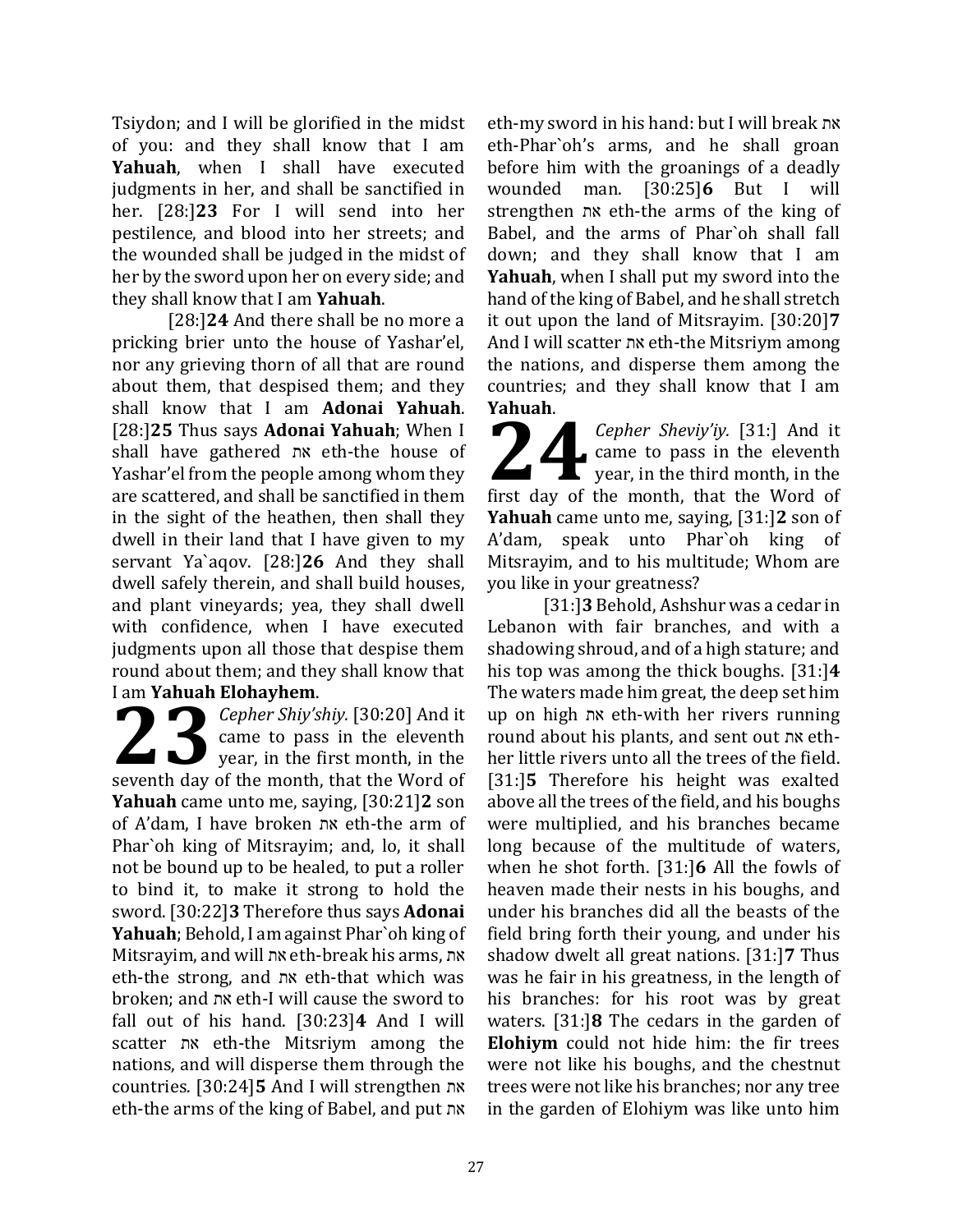Tsiydon; and I will be glorified in the midst of you: and they shall know that I am **Yahuah**, when I shall have executed judgments in her, and shall be sanctified in her. [28:]**23** For I will send into her pestilence, and blood into her streets; and the wounded shall be judged in the midst of her by the sword upon her on every side; and they shall know that I am **Yahuah**.

[28:]**24** And there shall be no more a pricking brier unto the house of Yashar'el, nor any grieving thorn of all that are round about them, that despised them; and they shall know that I am **Adonai Yahuah**. [28:]**25** Thus says **Adonai Yahuah**; When I shall have gathered את eth-the house of Yashar'el from the people among whom they are scattered, and shall be sanctified in them in the sight of the heathen, then shall they dwell in their land that I have given to my servant Ya`aqov. [28:]**26** And they shall dwell safely therein, and shall build houses, and plant vineyards; yea, they shall dwell with confidence, when I have executed judgments upon all those that despise them round about them; and they shall know that I am **Yahuah Elohayhem**.

**23** *Cepher Shiy'shiy.* [30:20] And it came to pass in the eleventh year, in the first month, in the seventh day of the month, that the Word of **Yahuah** came unto me, saying, [30:21]**2** son of A'dam, I have broken את eth-the arm of Phar`oh king of Mitsrayim; and, lo, it shall not be bound up to be healed, to put a roller to bind it, to make it strong to hold the sword. [30:22]**3** Therefore thus says **Adonai Yahuah**; Behold, I am against Phar`oh king of Mitsrayim, and will את eth-break his arms, את eth-the strong, and את eth-that which was broken; and את eth-I will cause the sword to fall out of his hand. [30:23]**4** And I will scatter את eth-the Mitsriym among the nations, and will disperse them through the countries. [30:24]**5** And I will strengthen את eth-the arms of the king of Babel, and put את eth-my sword in his hand: but I will break את eth-Phar`oh's arms, and he shall groan before him with the groanings of a deadly wounded man. [30:25]**6** But I will strengthen את eth-the arms of the king of Babel, and the arms of Phar`oh shall fall down; and they shall know that I am **Yahuah**, when I shall put my sword into the hand of the king of Babel, and he shall stretch it out upon the land of Mitsrayim. [30:20]**7** And I will scatter את eth-the Mitsriym among the nations, and disperse them among the countries; and they shall know that I am **Yahuah**.

**24** *Cepher Sheviy'iy.* [31:] And it came to pass in the eleventh year, in the third month, in the first day of the month, that the Word of **Yahuah** came unto me, saying, [31:]**2** son of A'dam, speak unto Phar`oh king of Mitsrayim, and to his multitude; Whom are you like in your greatness?

[31:]**3** Behold, Ashshur was a cedar in Lebanon with fair branches, and with a shadowing shroud, and of a high stature; and his top was among the thick boughs. [31:]**4** The waters made him great, the deep set him up on high את eth-with her rivers running round about his plants, and sent out את eth-her little rivers unto all the trees of the field. [31:]**5** Therefore his height was exalted above all the trees of the field, and his boughs were multiplied, and his branches became long because of the multitude of waters, when he shot forth. [31:]**6** All the fowls of heaven made their nests in his boughs, and under his branches did all the beasts of the field bring forth their young, and under his shadow dwelt all great nations. [31:]**7** Thus was he fair in his greatness, in the length of his branches: for his root was by great waters. [31:]**8** The cedars in the garden of **Elohiym** could not hide him: the fir trees were not like his boughs, and the chestnut trees were not like his branches; nor any tree in the garden of Elohiym was like unto him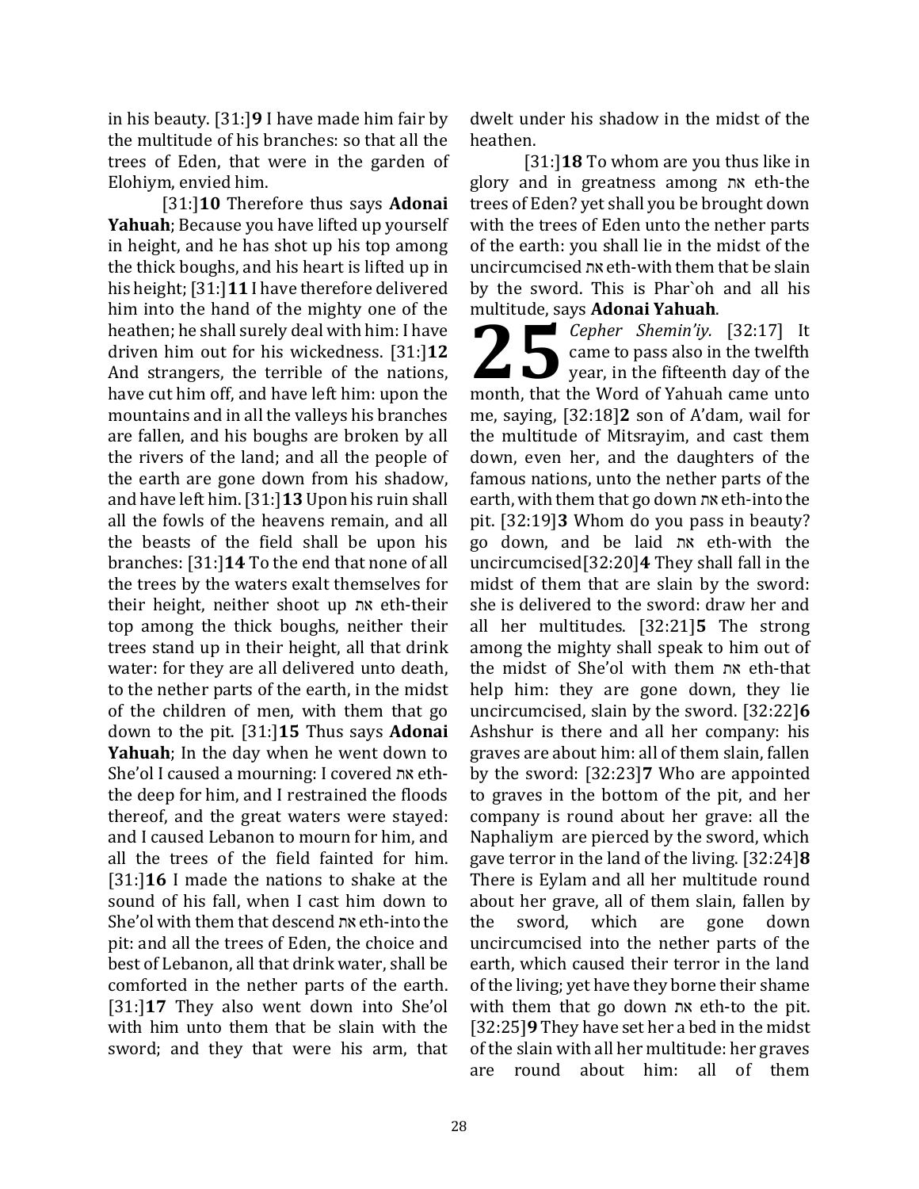in his beauty. [31:]**9** I have made him fair by the multitude of his branches: so that all the trees of Eden, that were in the garden of Elohiym, envied him.

[31:]**10** Therefore thus says **Adonai Yahuah**; Because you have lifted up yourself in height, and he has shot up his top among the thick boughs, and his heart is lifted up in his height; [31:]**11** I have therefore delivered him into the hand of the mighty one of the heathen; he shall surely deal with him: I have driven him out for his wickedness. [31:]**12** And strangers, the terrible of the nations, have cut him off, and have left him: upon the mountains and in all the valleys his branches are fallen, and his boughs are broken by all the rivers of the land; and all the people of the earth are gone down from his shadow, and have left him. [31:]**13** Upon his ruin shall all the fowls of the heavens remain, and all the beasts of the field shall be upon his branches: [31:]**14** To the end that none of all the trees by the waters exalt themselves for their height, neither shoot up את eth-their top among the thick boughs, neither their trees stand up in their height, all that drink water: for they are all delivered unto death, to the nether parts of the earth, in the midst of the children of men, with them that go down to the pit. [31:]**15** Thus says **Adonai Yahuah**; In the day when he went down to She'ol I caused a mourning: I covered את eth-the deep for him, and I restrained the floods thereof, and the great waters were stayed: and I caused Lebanon to mourn for him, and all the trees of the field fainted for him. [31:]**16** I made the nations to shake at the sound of his fall, when I cast him down to She'ol with them that descend את eth-into the pit: and all the trees of Eden, the choice and best of Lebanon, all that drink water, shall be comforted in the nether parts of the earth. [31:]**17** They also went down into She'ol with him unto them that be slain with the sword; and they that were his arm, that dwelt under his shadow in the midst of the heathen.

[31:]**18** To whom are you thus like in glory and in greatness among את eth-the trees of Eden? yet shall you be brought down with the trees of Eden unto the nether parts of the earth: you shall lie in the midst of the uncircumcised את eth-with them that be slain by the sword. This is Phar`oh and all his multitude, says **Adonai Yahuah**.

**25** *Cepher Shemin'iy.* [32:17] It came to pass also in the twelfth year, in the fifteenth day of the month, that the Word of Yahuah came unto me, saying, [32:18]**2** son of A'dam, wail for the multitude of Mitsrayim, and cast them down, even her, and the daughters of the famous nations, unto the nether parts of the earth, with them that go down את eth-into the pit. [32:19]**3** Whom do you pass in beauty? go down, and be laid את eth-with the uncircumcised[32:20]**4** They shall fall in the midst of them that are slain by the sword: she is delivered to the sword: draw her and all her multitudes. [32:21]**5** The strong among the mighty shall speak to him out of the midst of She'ol with them את eth-that help him: they are gone down, they lie uncircumcised, slain by the sword. [32:22]**6** Ashshur is there and all her company: his graves are about him: all of them slain, fallen by the sword: [32:23]**7** Who are appointed to graves in the bottom of the pit, and her company is round about her grave: all the Naphaliym are pierced by the sword, which gave terror in the land of the living. [32:24]**8** There is Eylam and all her multitude round about her grave, all of them slain, fallen by the sword, which are gone down uncircumcised into the nether parts of the earth, which caused their terror in the land of the living; yet have they borne their shame with them that go down את eth-to the pit. [32:25]**9** They have set her a bed in the midst of the slain with all her multitude: her graves are round about him: all of them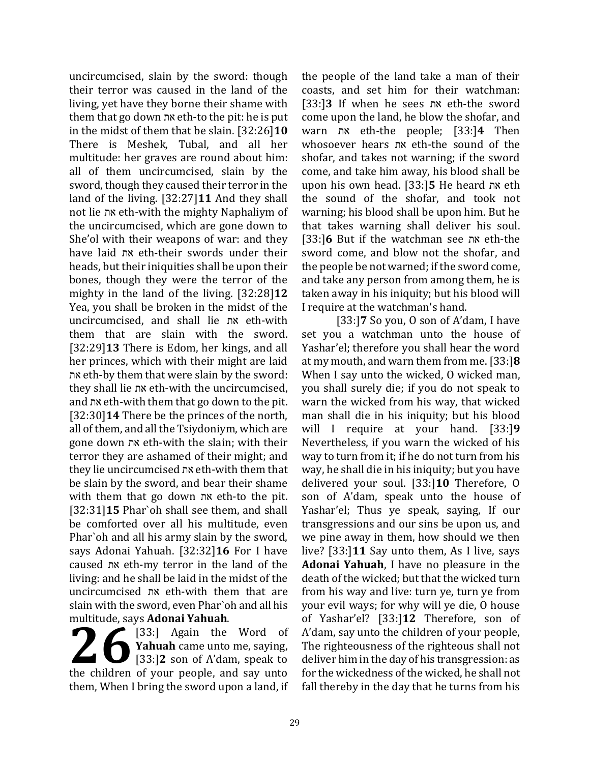uncircumcised, slain by the sword: though their terror was caused in the land of the living, yet have they borne their shame with them that go down את eth-to the pit: he is put in the midst of them that be slain. [32:26]**10** There is Meshek, Tubal, and all her multitude: her graves are round about him: all of them uncircumcised, slain by the sword, though they caused their terror in the land of the living. [32:27]**11** And they shall not lie את eth-with the mighty Naphaliym of the uncircumcised, which are gone down to She'ol with their weapons of war: and they have laid את eth-their swords under their heads, but their iniquities shall be upon their bones, though they were the terror of the mighty in the land of the living. [32:28]**12** Yea, you shall be broken in the midst of the uncircumcised, and shall lie את eth-with them that are slain with the sword. [32:29]**13** There is Edom, her kings, and all her princes, which with their might are laid את eth-by them that were slain by the sword: they shall lie את eth-with the uncircumcised, and את eth-with them that go down to the pit. [32:30]**14** There be the princes of the north, all of them, and all the Tsiydoniym, which are gone down את eth-with the slain; with their terror they are ashamed of their might; and they lie uncircumcised את eth-with them that be slain by the sword, and bear their shame with them that go down את eth-to the pit. [32:31]**15** Phar`oh shall see them, and shall be comforted over all his multitude, even Phar`oh and all his army slain by the sword, says Adonai Yahuah. [32:32]**16** For I have caused את eth-my terror in the land of the living: and he shall be laid in the midst of the uncircumcised את eth-with them that are slain with the sword, even Phar`oh and all his multitude, says **Adonai Yahuah**.

**26** [33:] Again the Word of **Yahuah** came unto me, saying, [33:]**2** son of A'dam, speak to the children of your people, and say unto them, When I bring the sword upon a land, if the people of the land take a man of their coasts, and set him for their watchman: [33:]**3** If when he sees את eth-the sword come upon the land, he blow the shofar, and warn את eth-the people; [33:]**4** Then whosoever hears את eth-the sound of the shofar, and takes not warning; if the sword come, and take him away, his blood shall be upon his own head. [33:]**5** He heard את eth the sound of the shofar, and took not warning; his blood shall be upon him. But he that takes warning shall deliver his soul. [33:]**6** But if the watchman see את eth-the sword come, and blow not the shofar, and the people be not warned; if the sword come, and take any person from among them, he is taken away in his iniquity; but his blood will I require at the watchman's hand.

[33:]**7** So you, O son of A'dam, I have set you a watchman unto the house of Yashar'el; therefore you shall hear the word at my mouth, and warn them from me. [33:]**8** When I say unto the wicked, O wicked man, you shall surely die; if you do not speak to warn the wicked from his way, that wicked man shall die in his iniquity; but his blood will I require at your hand. [33:]**9** Nevertheless, if you warn the wicked of his way to turn from it; if he do not turn from his way, he shall die in his iniquity; but you have delivered your soul. [33:]**10** Therefore, O son of A'dam, speak unto the house of Yashar'el; Thus ye speak, saying, If our transgressions and our sins be upon us, and we pine away in them, how should we then live? [33:]**11** Say unto them, As I live, says **Adonai Yahuah**, I have no pleasure in the death of the wicked; but that the wicked turn from his way and live: turn ye, turn ye from your evil ways; for why will ye die, O house of Yashar'el? [33:]**12** Therefore, son of A'dam, say unto the children of your people, The righteousness of the righteous shall not deliver him in the day of his transgression: as for the wickedness of the wicked, he shall not fall thereby in the day that he turns from his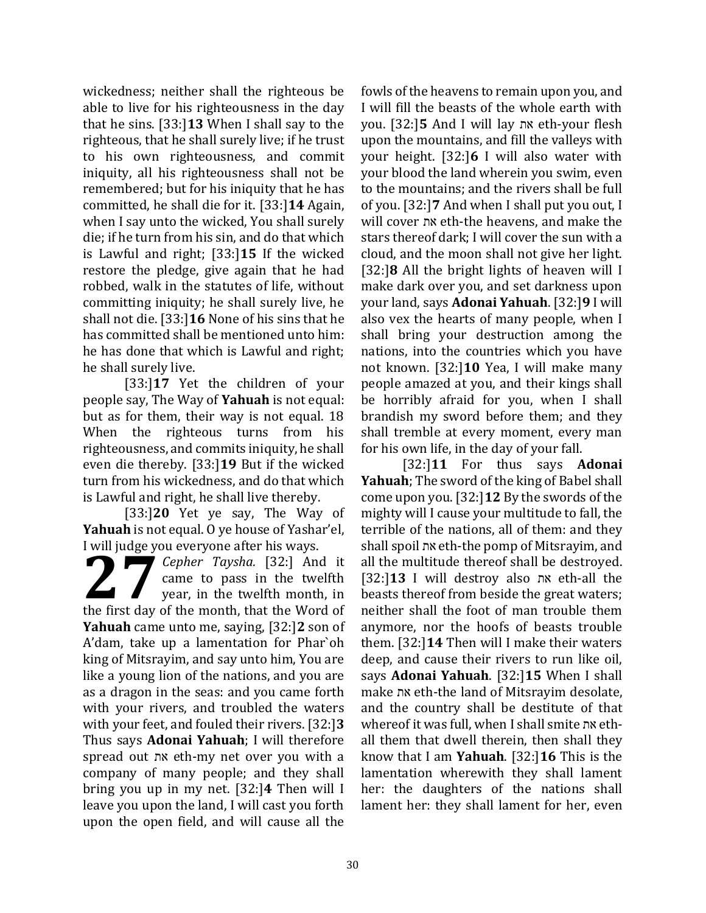wickedness; neither shall the righteous be able to live for his righteousness in the day that he sins. [33:]**13** When I shall say to the righteous, that he shall surely live; if he trust to his own righteousness, and commit iniquity, all his righteousness shall not be remembered; but for his iniquity that he has committed, he shall die for it. [33:]**14** Again, when I say unto the wicked, You shall surely die; if he turn from his sin, and do that which is Lawful and right; [33:]**15** If the wicked restore the pledge, give again that he had robbed, walk in the statutes of life, without committing iniquity; he shall surely live, he shall not die. [33:]**16** None of his sins that he has committed shall be mentioned unto him: he has done that which is Lawful and right; he shall surely live.

[33:]**17** Yet the children of your people say, The Way of **Yahuah** is not equal: but as for them, their way is not equal. 18 When the righteous turns from his righteousness, and commits iniquity, he shall even die thereby. [33:]**19** But if the wicked turn from his wickedness, and do that which is Lawful and right, he shall live thereby.

[33:]**20** Yet ye say, The Way of **Yahuah** is not equal. O ye house of Yashar'el, I will judge you everyone after his ways.

**27** *Cepher Taysha.* [32:] And it came to pass in the twelfth year, in the twelfth month, in the first day of the month, that the Word of **Yahuah** came unto me, saying, [32:]**2** son of A'dam, take up a lamentation for Phar`oh king of Mitsrayim, and say unto him, You are like a young lion of the nations, and you are as a dragon in the seas: and you came forth with your rivers, and troubled the waters with your feet, and fouled their rivers. [32:]**3** Thus says **Adonai Yahuah**; I will therefore spread out את eth-my net over you with a company of many people; and they shall bring you up in my net. [32:]**4** Then will I leave you upon the land, I will cast you forth upon the open field, and will cause all the fowls of the heavens to remain upon you, and I will fill the beasts of the whole earth with you. [32:]**5** And I will lay את eth-your flesh upon the mountains, and fill the valleys with your height. [32:]**6** I will also water with your blood the land wherein you swim, even to the mountains; and the rivers shall be full of you. [32:]**7** And when I shall put you out, I will cover את eth-the heavens, and make the stars thereof dark; I will cover the sun with a cloud, and the moon shall not give her light. [32:]**8** All the bright lights of heaven will I make dark over you, and set darkness upon your land, says **Adonai Yahuah**. [32:]**9** I will also vex the hearts of many people, when I shall bring your destruction among the nations, into the countries which you have not known. [32:]**10** Yea, I will make many people amazed at you, and their kings shall be horribly afraid for you, when I shall brandish my sword before them; and they shall tremble at every moment, every man for his own life, in the day of your fall.

[32:]**11** For thus says **Adonai Yahuah**; The sword of the king of Babel shall come upon you. [32:]**12** By the swords of the mighty will I cause your multitude to fall, the terrible of the nations, all of them: and they shall spoil את eth-the pomp of Mitsrayim, and all the multitude thereof shall be destroyed. [32:]**13** I will destroy also את eth-all the beasts thereof from beside the great waters; neither shall the foot of man trouble them anymore, nor the hoofs of beasts trouble them. [32:]**14** Then will I make their waters deep, and cause their rivers to run like oil, says **Adonai Yahuah**. [32:]**15** When I shall make את eth-the land of Mitsrayim desolate, and the country shall be destitute of that whereof it was full, when I shall smite את eth-all them that dwell therein, then shall they know that I am **Yahuah**. [32:]**16** This is the lamentation wherewith they shall lament her: the daughters of the nations shall lament her: they shall lament for her, even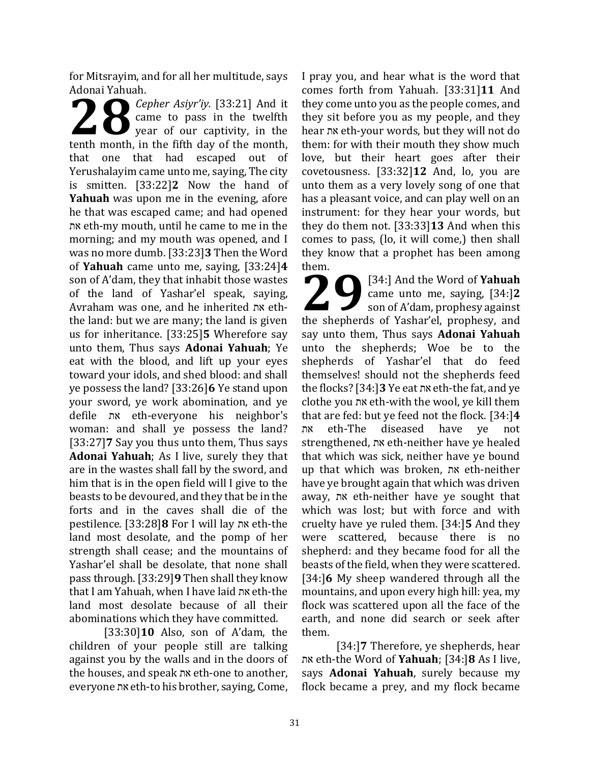for Mitsrayim, and for all her multitude, says Adonai Yahuah.

**28** *Cepher Asiyr'iy*. [33:21] And it came to pass in the twelfth year of our captivity, in the tenth month, in the fifth day of the month, that one that had escaped out of Yerushalayim came unto me, saying, The city is smitten. [33:22]**2** Now the hand of **Yahuah** was upon me in the evening, afore he that was escaped came; and had opened את eth-my mouth, until he came to me in the morning; and my mouth was opened, and I was no more dumb. [33:23]**3** Then the Word of **Yahuah** came unto me, saying, [33:24]**4** son of A'dam, they that inhabit those wastes of the land of Yashar'el speak, saying, Avraham was one, and he inherited את eth-the land: but we are many; the land is given us for inheritance. [33:25]**5** Wherefore say unto them, Thus says **Adonai Yahuah**; Ye eat with the blood, and lift up your eyes toward your idols, and shed blood: and shall ye possess the land? [33:26]**6** Ye stand upon your sword, ye work abomination, and ye defile את eth-everyone his neighbor's woman: and shall ye possess the land? [33:27]**7** Say you thus unto them, Thus says **Adonai Yahuah**; As I live, surely they that are in the wastes shall fall by the sword, and him that is in the open field will I give to the beasts to be devoured, and they that be in the forts and in the caves shall die of the pestilence. [33:28]**8** For I will lay את eth-the land most desolate, and the pomp of her strength shall cease; and the mountains of Yashar'el shall be desolate, that none shall pass through. [33:29]**9** Then shall they know that I am Yahuah, when I have laid את eth-the land most desolate because of all their abominations which they have committed.

[33:30]**10** Also, son of A'dam, the children of your people still are talking against you by the walls and in the doors of the houses, and speak את eth-one to another, everyone את eth-to his brother, saying, Come, I pray you, and hear what is the word that comes forth from Yahuah. [33:31]**11** And they come unto you as the people comes, and they sit before you as my people, and they hear את eth-your words, but they will not do them: for with their mouth they show much love, but their heart goes after their covetousness. [33:32]**12** And, lo, you are unto them as a very lovely song of one that has a pleasant voice, and can play well on an instrument: for they hear your words, but they do them not. [33:33]**13** And when this comes to pass, (lo, it will come,) then shall they know that a prophet has been among them.

**29** [34:] And the Word of **Yahuah** came unto me, saying, [34:]**2** son of A'dam, prophesy against the shepherds of Yashar'el, prophesy, and say unto them, Thus says **Adonai Yahuah** unto the shepherds; Woe be to the shepherds of Yashar'el that do feed themselves! should not the shepherds feed the flocks? [34:]**3** Ye eat את eth-the fat, and ye clothe you את eth-with the wool, ye kill them that are fed: but ye feed not the flock. [34:]**4** את eth-The diseased have ye not strengthened, את eth-neither have ye healed that which was sick, neither have ye bound up that which was broken, את eth-neither have ye brought again that which was driven away, את eth-neither have ye sought that which was lost; but with force and with cruelty have ye ruled them. [34:]**5** And they were scattered, because there is no shepherd: and they became food for all the beasts of the field, when they were scattered. [34:]**6** My sheep wandered through all the mountains, and upon every high hill: yea, my flock was scattered upon all the face of the earth, and none did search or seek after them.

[34:]**7** Therefore, ye shepherds, hear את eth-the Word of **Yahuah**; [34:]**8** As I live, says **Adonai Yahuah**, surely because my flock became a prey, and my flock became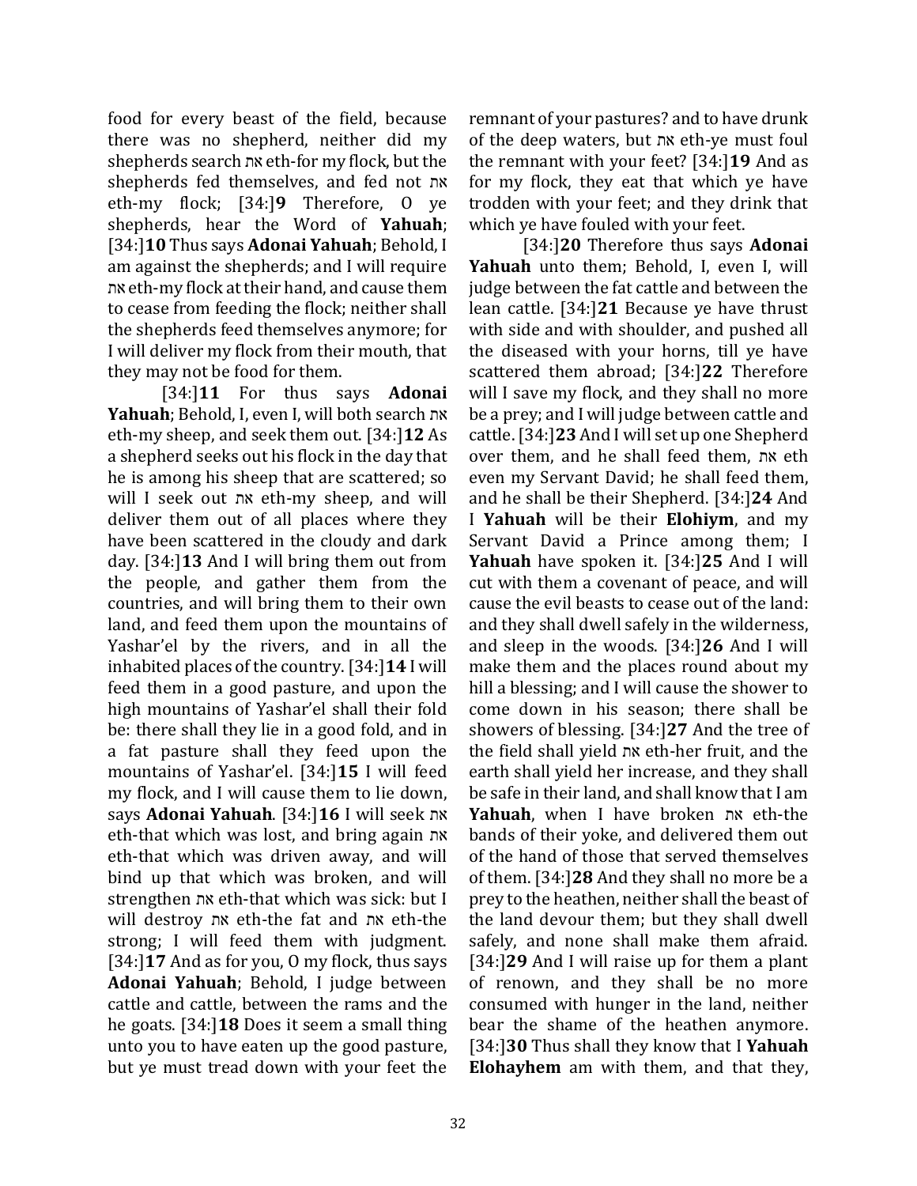food for every beast of the field, because there was no shepherd, neither did my shepherds search את eth-for my flock, but the shepherds fed themselves, and fed not את eth-my flock; [34:]**9** Therefore, O ye shepherds, hear the Word of **Yahuah**; [34:]**10** Thus says **Adonai Yahuah**; Behold, I am against the shepherds; and I will require את eth-my flock at their hand, and cause them to cease from feeding the flock; neither shall the shepherds feed themselves anymore; for I will deliver my flock from their mouth, that they may not be food for them.

[34:]**11** For thus says **Adonai Yahuah**; Behold, I, even I, will both search את eth-my sheep, and seek them out. [34:]**12** As a shepherd seeks out his flock in the day that he is among his sheep that are scattered; so will I seek out את eth-my sheep, and will deliver them out of all places where they have been scattered in the cloudy and dark day. [34:]**13** And I will bring them out from the people, and gather them from the countries, and will bring them to their own land, and feed them upon the mountains of Yashar'el by the rivers, and in all the inhabited places of the country. [34:]**14** I will feed them in a good pasture, and upon the high mountains of Yashar'el shall their fold be: there shall they lie in a good fold, and in a fat pasture shall they feed upon the mountains of Yashar'el. [34:]**15** I will feed my flock, and I will cause them to lie down, says **Adonai Yahuah**. [34:]**16** I will seek את eth-that which was lost, and bring again את eth-that which was driven away, and will bind up that which was broken, and will strengthen את eth-that which was sick: but I will destroy את eth-the fat and את eth-the strong; I will feed them with judgment. [34:]**17** And as for you, O my flock, thus says **Adonai Yahuah**; Behold, I judge between cattle and cattle, between the rams and the he goats. [34:]**18** Does it seem a small thing unto you to have eaten up the good pasture, but ye must tread down with your feet the remnant of your pastures? and to have drunk of the deep waters, but את eth-ye must foul the remnant with your feet? [34:]**19** And as for my flock, they eat that which ye have trodden with your feet; and they drink that which ye have fouled with your feet.

[34:]**20** Therefore thus says **Adonai Yahuah** unto them; Behold, I, even I, will judge between the fat cattle and between the lean cattle. [34:]**21** Because ye have thrust with side and with shoulder, and pushed all the diseased with your horns, till ye have scattered them abroad; [34:]**22** Therefore will I save my flock, and they shall no more be a prey; and I will judge between cattle and cattle. [34:]**23** And I will set up one Shepherd over them, and he shall feed them, את eth even my Servant David; he shall feed them, and he shall be their Shepherd. [34:]**24** And I **Yahuah** will be their **Elohiym**, and my Servant David a Prince among them; I **Yahuah** have spoken it. [34:]**25** And I will cut with them a covenant of peace, and will cause the evil beasts to cease out of the land: and they shall dwell safely in the wilderness, and sleep in the woods. [34:]**26** And I will make them and the places round about my hill a blessing; and I will cause the shower to come down in his season; there shall be showers of blessing. [34:]**27** And the tree of the field shall yield את eth-her fruit, and the earth shall yield her increase, and they shall be safe in their land, and shall know that I am **Yahuah**, when I have broken את eth-the bands of their yoke, and delivered them out of the hand of those that served themselves of them. [34:]**28** And they shall no more be a prey to the heathen, neither shall the beast of the land devour them; but they shall dwell safely, and none shall make them afraid. [34:]**29** And I will raise up for them a plant of renown, and they shall be no more consumed with hunger in the land, neither bear the shame of the heathen anymore. [34:]**30** Thus shall they know that I **Yahuah Elohayhem** am with them, and that they,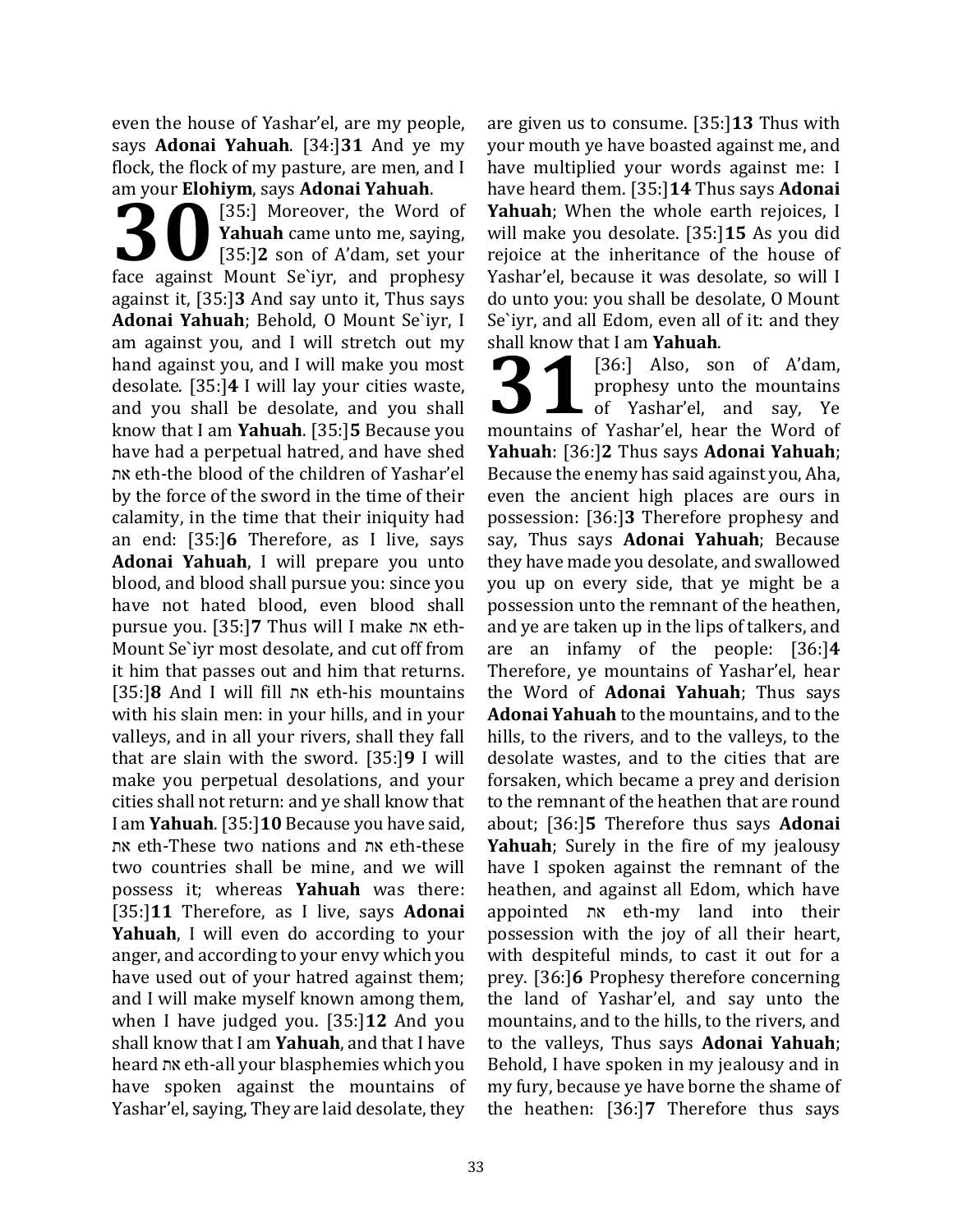even the house of Yashar'el, are my people, says **Adonai Yahuah**. [34:]**31** And ye my flock, the flock of my pasture, are men, and I am your **Elohiym**, says **Adonai Yahuah**.

**30** [35:] Moreover, the Word of **Yahuah** came unto me, saying, [35:]**2** son of A'dam, set your face against Mount Se`iyr, and prophesy against it, [35:]**3** And say unto it, Thus says **Adonai Yahuah**; Behold, O Mount Se`iyr, I am against you, and I will stretch out my hand against you, and I will make you most desolate. [35:]**4** I will lay your cities waste, and you shall be desolate, and you shall know that I am **Yahuah**. [35:]**5** Because you have had a perpetual hatred, and have shed את eth-the blood of the children of Yashar'el by the force of the sword in the time of their calamity, in the time that their iniquity had an end: [35:]**6** Therefore, as I live, says **Adonai Yahuah**, I will prepare you unto blood, and blood shall pursue you: since you have not hated blood, even blood shall pursue you. [35:]**7** Thus will I make את eth-Mount Se`iyr most desolate, and cut off from it him that passes out and him that returns. [35:]**8** And I will fill את eth-his mountains with his slain men: in your hills, and in your valleys, and in all your rivers, shall they fall that are slain with the sword. [35:]**9** I will make you perpetual desolations, and your cities shall not return: and ye shall know that I am **Yahuah**. [35:]**10** Because you have said, את eth-These two nations and את eth-these two countries shall be mine, and we will possess it; whereas **Yahuah** was there: [35:]**11** Therefore, as I live, says **Adonai Yahuah**, I will even do according to your anger, and according to your envy which you have used out of your hatred against them; and I will make myself known among them, when I have judged you. [35:]**12** And you shall know that I am **Yahuah**, and that I have heard את eth-all your blasphemies which you have spoken against the mountains of Yashar'el, saying, They are laid desolate, they are given us to consume. [35:]**13** Thus with your mouth ye have boasted against me, and have multiplied your words against me: I have heard them. [35:]**14** Thus says **Adonai Yahuah**; When the whole earth rejoices, I will make you desolate. [35:]**15** As you did rejoice at the inheritance of the house of Yashar'el, because it was desolate, so will I do unto you: you shall be desolate, O Mount Se`iyr, and all Edom, even all of it: and they shall know that I am **Yahuah**.

**31** [36:] Also, son of A'dam, prophesy unto the mountains of Yashar'el, and say, Ye mountains of Yashar'el, hear the Word of **Yahuah**: [36:]**2** Thus says **Adonai Yahuah**; Because the enemy has said against you, Aha, even the ancient high places are ours in possession: [36:]**3** Therefore prophesy and say, Thus says **Adonai Yahuah**; Because they have made you desolate, and swallowed you up on every side, that ye might be a possession unto the remnant of the heathen, and ye are taken up in the lips of talkers, and are an infamy of the people: [36:]**4** Therefore, ye mountains of Yashar'el, hear the Word of **Adonai Yahuah**; Thus says **Adonai Yahuah** to the mountains, and to the hills, to the rivers, and to the valleys, to the desolate wastes, and to the cities that are forsaken, which became a prey and derision to the remnant of the heathen that are round about; [36:]**5** Therefore thus says **Adonai Yahuah**; Surely in the fire of my jealousy have I spoken against the remnant of the heathen, and against all Edom, which have appointed את eth-my land into their possession with the joy of all their heart, with despiteful minds, to cast it out for a prey. [36:]**6** Prophesy therefore concerning the land of Yashar'el, and say unto the mountains, and to the hills, to the rivers, and to the valleys, Thus says **Adonai Yahuah**; Behold, I have spoken in my jealousy and in my fury, because ye have borne the shame of the heathen: [36:]**7** Therefore thus says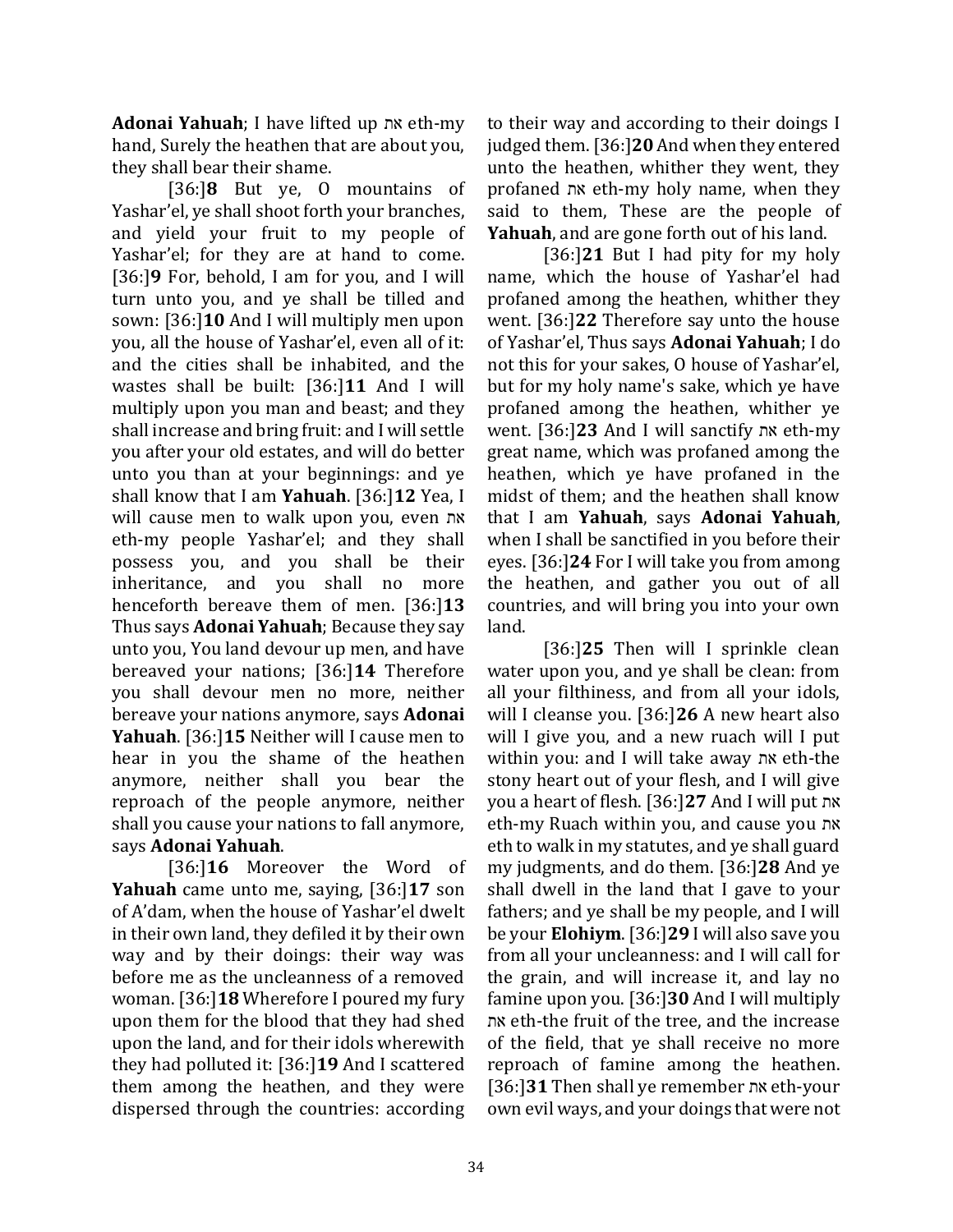**Adonai Yahuah**; I have lifted up את eth-my hand, Surely the heathen that are about you, they shall bear their shame.

[36:]**8** But ye, O mountains of Yashar'el, ye shall shoot forth your branches, and yield your fruit to my people of Yashar'el; for they are at hand to come. [36:]**9** For, behold, I am for you, and I will turn unto you, and ye shall be tilled and sown: [36:]**10** And I will multiply men upon you, all the house of Yashar'el, even all of it: and the cities shall be inhabited, and the wastes shall be built: [36:]**11** And I will multiply upon you man and beast; and they shall increase and bring fruit: and I will settle you after your old estates, and will do better unto you than at your beginnings: and ye shall know that I am **Yahuah**. [36:]**12** Yea, I will cause men to walk upon you, even את eth-my people Yashar'el; and they shall possess you, and you shall be their inheritance, and you shall no more henceforth bereave them of men. [36:]**13** Thus says **Adonai Yahuah**; Because they say unto you, You land devour up men, and have bereaved your nations; [36:]**14** Therefore you shall devour men no more, neither bereave your nations anymore, says **Adonai Yahuah**. [36:]**15** Neither will I cause men to hear in you the shame of the heathen anymore, neither shall you bear the reproach of the people anymore, neither shall you cause your nations to fall anymore, says **Adonai Yahuah**.

[36:]**16** Moreover the Word of **Yahuah** came unto me, saying, [36:]**17** son of A'dam, when the house of Yashar'el dwelt in their own land, they defiled it by their own way and by their doings: their way was before me as the uncleanness of a removed woman. [36:]**18** Wherefore I poured my fury upon them for the blood that they had shed upon the land, and for their idols wherewith they had polluted it: [36:]**19** And I scattered them among the heathen, and they were dispersed through the countries: according to their way and according to their doings I judged them. [36:]**20** And when they entered unto the heathen, whither they went, they profaned את eth-my holy name, when they said to them, These are the people of **Yahuah**, and are gone forth out of his land.

[36:]**21** But I had pity for my holy name, which the house of Yashar'el had profaned among the heathen, whither they went. [36:]**22** Therefore say unto the house of Yashar'el, Thus says **Adonai Yahuah**; I do not this for your sakes, O house of Yashar'el, but for my holy name's sake, which ye have profaned among the heathen, whither ye went. [36:]**23** And I will sanctify את eth-my great name, which was profaned among the heathen, which ye have profaned in the midst of them; and the heathen shall know that I am **Yahuah**, says **Adonai Yahuah**, when I shall be sanctified in you before their eyes. [36:]**24** For I will take you from among the heathen, and gather you out of all countries, and will bring you into your own land.

[36:]**25** Then will I sprinkle clean water upon you, and ye shall be clean: from all your filthiness, and from all your idols, will I cleanse you. [36:]**26** A new heart also will I give you, and a new ruach will I put within you: and I will take away את eth-the stony heart out of your flesh, and I will give you a heart of flesh. [36:]**27** And I will put את eth-my Ruach within you, and cause you את eth to walk in my statutes, and ye shall guard my judgments, and do them. [36:]**28** And ye shall dwell in the land that I gave to your fathers; and ye shall be my people, and I will be your **Elohiym**. [36:]**29** I will also save you from all your uncleanness: and I will call for the grain, and will increase it, and lay no famine upon you. [36:]**30** And I will multiply את eth-the fruit of the tree, and the increase of the field, that ye shall receive no more reproach of famine among the heathen. [36:]**31** Then shall ye remember את eth-your own evil ways, and your doings that were not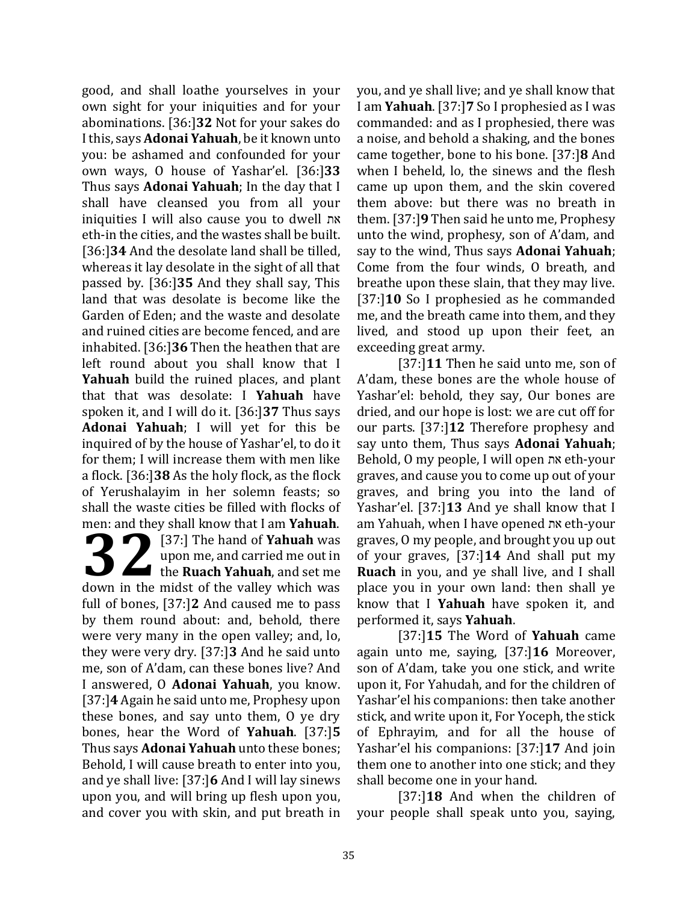good, and shall loathe yourselves in your own sight for your iniquities and for your abominations. [36:]**32** Not for your sakes do I this, says **Adonai Yahuah**, be it known unto you: be ashamed and confounded for your own ways, O house of Yashar'el. [36:]**33** Thus says **Adonai Yahuah**; In the day that I shall have cleansed you from all your iniquities I will also cause you to dwell את eth-in the cities, and the wastes shall be built. [36:]**34** And the desolate land shall be tilled, whereas it lay desolate in the sight of all that passed by. [36:]**35** And they shall say, This land that was desolate is become like the Garden of Eden; and the waste and desolate and ruined cities are become fenced, and are inhabited. [36:]**36** Then the heathen that are left round about you shall know that I **Yahuah** build the ruined places, and plant that that was desolate: I **Yahuah** have spoken it, and I will do it. [36:]**37** Thus says **Adonai Yahuah**; I will yet for this be inquired of by the house of Yashar'el, to do it for them; I will increase them with men like a flock. [36:]**38** As the holy flock, as the flock of Yerushalayim in her solemn feasts; so shall the waste cities be filled with flocks of men: and they shall know that I am **Yahuah**.

**32** [37:] The hand of **Yahuah** was upon me, and carried me out in the **Ruach Yahuah**, and set me down in the midst of the valley which was full of bones, [37:]**2** And caused me to pass by them round about: and, behold, there were very many in the open valley; and, lo, they were very dry. [37:]**3** And he said unto me, son of A'dam, can these bones live? And I answered, O **Adonai Yahuah**, you know. [37:]**4** Again he said unto me, Prophesy upon these bones, and say unto them, O ye dry bones, hear the Word of **Yahuah**. [37:]**5** Thus says **Adonai Yahuah** unto these bones; Behold, I will cause breath to enter into you, and ye shall live: [37:]**6** And I will lay sinews upon you, and will bring up flesh upon you, and cover you with skin, and put breath in you, and ye shall live; and ye shall know that I am **Yahuah**. [37:]**7** So I prophesied as I was commanded: and as I prophesied, there was a noise, and behold a shaking, and the bones came together, bone to his bone. [37:]**8** And when I beheld, lo, the sinews and the flesh came up upon them, and the skin covered them above: but there was no breath in them. [37:]**9** Then said he unto me, Prophesy unto the wind, prophesy, son of A'dam, and say to the wind, Thus says **Adonai Yahuah**; Come from the four winds, O breath, and breathe upon these slain, that they may live. [37:]**10** So I prophesied as he commanded me, and the breath came into them, and they lived, and stood up upon their feet, an exceeding great army.

[37:]**11** Then he said unto me, son of A'dam, these bones are the whole house of Yashar'el: behold, they say, Our bones are dried, and our hope is lost: we are cut off for our parts. [37:]**12** Therefore prophesy and say unto them, Thus says **Adonai Yahuah**; Behold, O my people, I will open את eth-your graves, and cause you to come up out of your graves, and bring you into the land of Yashar'el. [37:]**13** And ye shall know that I am Yahuah, when I have opened את eth-your graves, O my people, and brought you up out of your graves, [37:]**14** And shall put my **Ruach** in you, and ye shall live, and I shall place you in your own land: then shall ye know that I **Yahuah** have spoken it, and performed it, says **Yahuah**.

[37:]**15** The Word of **Yahuah** came again unto me, saying, [37:]**16** Moreover, son of A'dam, take you one stick, and write upon it, For Yahudah, and for the children of Yashar'el his companions: then take another stick, and write upon it, For Yoceph, the stick of Ephrayim, and for all the house of Yashar'el his companions: [37:]**17** And join them one to another into one stick; and they shall become one in your hand.

[37:]**18** And when the children of your people shall speak unto you, saying,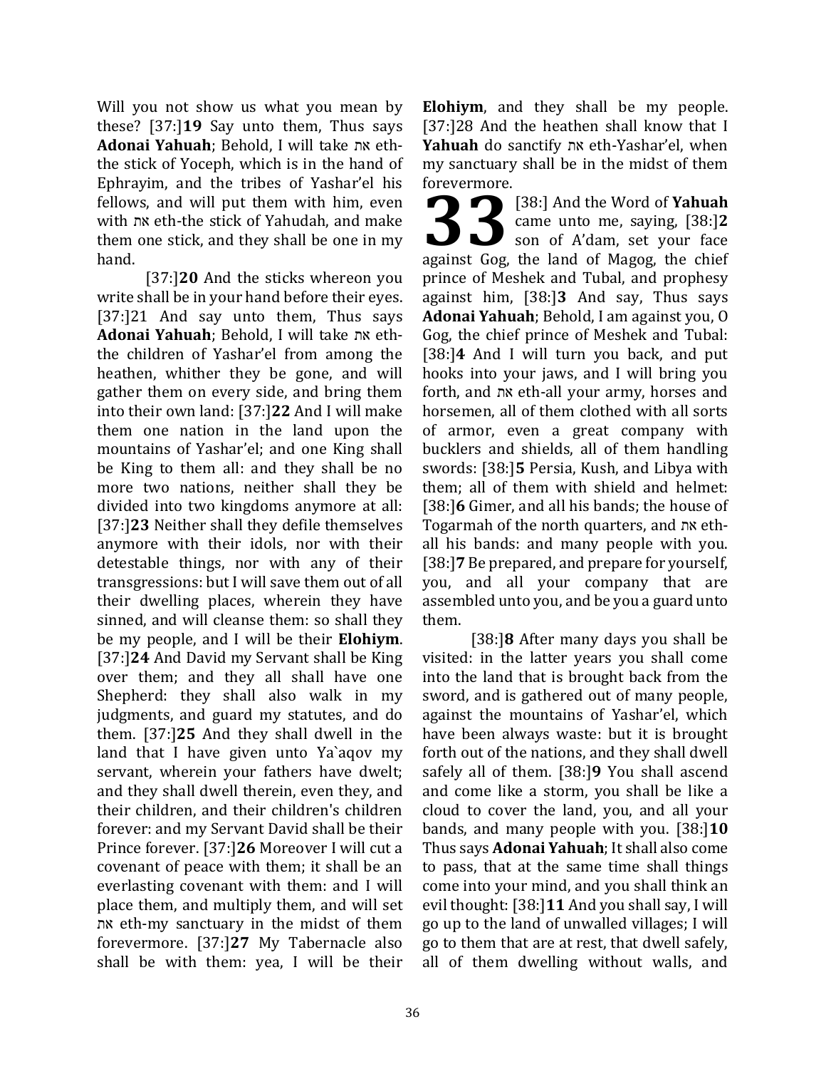Will you not show us what you mean by these? [37:]**19** Say unto them, Thus says **Adonai Yahuah**; Behold, I will take את eth-the stick of Yoceph, which is in the hand of Ephrayim, and the tribes of Yashar'el his fellows, and will put them with him, even with את eth-the stick of Yahudah, and make them one stick, and they shall be one in my hand.

[37:]**20** And the sticks whereon you write shall be in your hand before their eyes. [37:]21 And say unto them, Thus says **Adonai Yahuah**; Behold, I will take את eth-the children of Yashar'el from among the heathen, whither they be gone, and will gather them on every side, and bring them into their own land: [37:]**22** And I will make them one nation in the land upon the mountains of Yashar'el; and one King shall be King to them all: and they shall be no more two nations, neither shall they be divided into two kingdoms anymore at all: [37:]**23** Neither shall they defile themselves anymore with their idols, nor with their detestable things, nor with any of their transgressions: but I will save them out of all their dwelling places, wherein they have sinned, and will cleanse them: so shall they be my people, and I will be their **Elohiym**. [37:]**24** And David my Servant shall be King over them; and they all shall have one Shepherd: they shall also walk in my judgments, and guard my statutes, and do them. [37:]**25** And they shall dwell in the land that I have given unto Ya`aqov my servant, wherein your fathers have dwelt; and they shall dwell therein, even they, and their children, and their children's children forever: and my Servant David shall be their Prince forever. [37:]**26** Moreover I will cut a covenant of peace with them; it shall be an everlasting covenant with them: and I will place them, and multiply them, and will set את eth-my sanctuary in the midst of them forevermore. [37:]**27** My Tabernacle also shall be with them: yea, I will be their **Elohiym**, and they shall be my people. [37:]28 And the heathen shall know that I **Yahuah** do sanctify את eth-Yashar'el, when my sanctuary shall be in the midst of them forevermore.

# 33

[38:] And the Word of **Yahuah** came unto me, saying, [38:]**2** son of A'dam, set your face against Gog, the land of Magog, the chief prince of Meshek and Tubal, and prophesy against him, [38:]**3** And say, Thus says **Adonai Yahuah**; Behold, I am against you, O Gog, the chief prince of Meshek and Tubal: [38:]**4** And I will turn you back, and put hooks into your jaws, and I will bring you forth, and את eth-all your army, horses and horsemen, all of them clothed with all sorts of armor, even a great company with bucklers and shields, all of them handling swords: [38:]**5** Persia, Kush, and Libya with them; all of them with shield and helmet: [38:]**6** Gimer, and all his bands; the house of Togarmah of the north quarters, and את eth-all his bands: and many people with you. [38:]**7** Be prepared, and prepare for yourself, you, and all your company that are assembled unto you, and be you a guard unto them.

[38:]**8** After many days you shall be visited: in the latter years you shall come into the land that is brought back from the sword, and is gathered out of many people, against the mountains of Yashar'el, which have been always waste: but it is brought forth out of the nations, and they shall dwell safely all of them. [38:]**9** You shall ascend and come like a storm, you shall be like a cloud to cover the land, you, and all your bands, and many people with you. [38:]**10** Thus says **Adonai Yahuah**; It shall also come to pass, that at the same time shall things come into your mind, and you shall think an evil thought: [38:]**11** And you shall say, I will go up to the land of unwalled villages; I will go to them that are at rest, that dwell safely, all of them dwelling without walls, and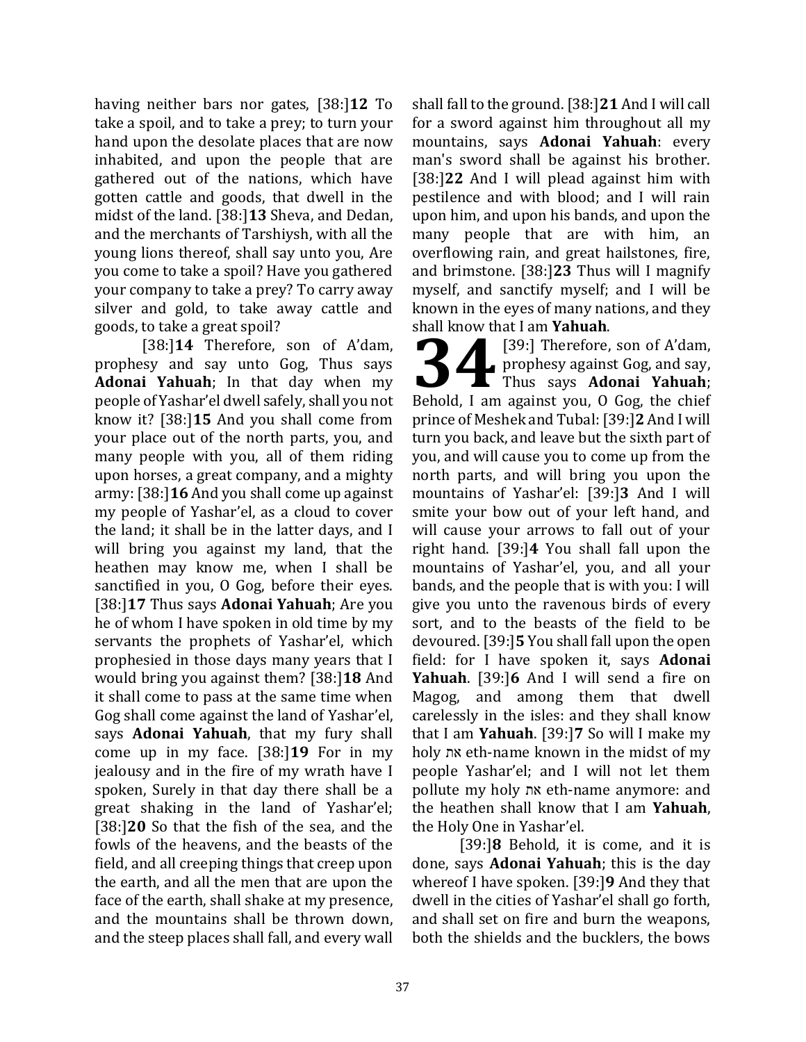having neither bars nor gates, [38:]**12** To take a spoil, and to take a prey; to turn your hand upon the desolate places that are now inhabited, and upon the people that are gathered out of the nations, which have gotten cattle and goods, that dwell in the midst of the land. [38:]**13** Sheva, and Dedan, and the merchants of Tarshiysh, with all the young lions thereof, shall say unto you, Are you come to take a spoil? Have you gathered your company to take a prey? To carry away silver and gold, to take away cattle and goods, to take a great spoil?

[38:]**14** Therefore, son of A'dam, prophesy and say unto Gog, Thus says **Adonai Yahuah**; In that day when my people of Yashar'el dwell safely, shall you not know it? [38:]**15** And you shall come from your place out of the north parts, you, and many people with you, all of them riding upon horses, a great company, and a mighty army: [38:]**16** And you shall come up against my people of Yashar'el, as a cloud to cover the land; it shall be in the latter days, and I will bring you against my land, that the heathen may know me, when I shall be sanctified in you, O Gog, before their eyes. [38:]**17** Thus says **Adonai Yahuah**; Are you he of whom I have spoken in old time by my servants the prophets of Yashar'el, which prophesied in those days many years that I would bring you against them? [38:]**18** And it shall come to pass at the same time when Gog shall come against the land of Yashar'el, says **Adonai Yahuah**, that my fury shall come up in my face. [38:]**19** For in my jealousy and in the fire of my wrath have I spoken, Surely in that day there shall be a great shaking in the land of Yashar'el; [38:]**20** So that the fish of the sea, and the fowls of the heavens, and the beasts of the field, and all creeping things that creep upon the earth, and all the men that are upon the face of the earth, shall shake at my presence, and the mountains shall be thrown down, and the steep places shall fall, and every wall shall fall to the ground. [38:]**21** And I will call for a sword against him throughout all my mountains, says **Adonai Yahuah**: every man's sword shall be against his brother. [38:]**22** And I will plead against him with pestilence and with blood; and I will rain upon him, and upon his bands, and upon the many people that are with him, an overflowing rain, and great hailstones, fire, and brimstone. [38:]**23** Thus will I magnify myself, and sanctify myself; and I will be known in the eyes of many nations, and they shall know that I am **Yahuah**.

**34** [39:] Therefore, son of A'dam, prophesy against Gog, and say, Thus says **Adonai Yahuah**; Behold, I am against you, O Gog, the chief prince of Meshek and Tubal: [39:]**2** And I will turn you back, and leave but the sixth part of you, and will cause you to come up from the north parts, and will bring you upon the mountains of Yashar'el: [39:]**3** And I will smite your bow out of your left hand, and will cause your arrows to fall out of your right hand. [39:]**4** You shall fall upon the mountains of Yashar'el, you, and all your bands, and the people that is with you: I will give you unto the ravenous birds of every sort, and to the beasts of the field to be devoured. [39:]**5** You shall fall upon the open field: for I have spoken it, says **Adonai Yahuah**. [39:]**6** And I will send a fire on Magog, and among them that dwell carelessly in the isles: and they shall know that I am **Yahuah**. [39:]**7** So will I make my holy את eth-name known in the midst of my people Yashar'el; and I will not let them pollute my holy את eth-name anymore: and the heathen shall know that I am **Yahuah**, the Holy One in Yashar'el.

[39:]**8** Behold, it is come, and it is done, says **Adonai Yahuah**; this is the day whereof I have spoken. [39:]**9** And they that dwell in the cities of Yashar'el shall go forth, and shall set on fire and burn the weapons, both the shields and the bucklers, the bows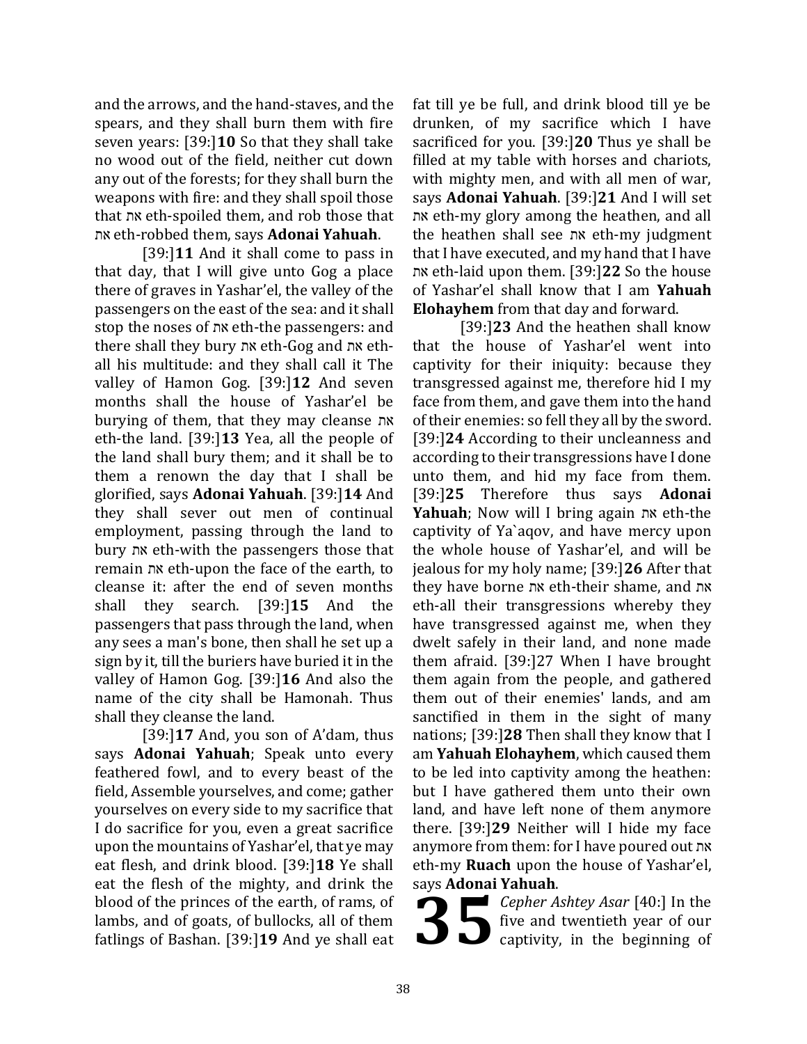and the arrows, and the hand-staves, and the spears, and they shall burn them with fire seven years: [39:]**10** So that they shall take no wood out of the field, neither cut down any out of the forests; for they shall burn the weapons with fire: and they shall spoil those that את eth-spoiled them, and rob those that את eth-robbed them, says **Adonai Yahuah**.

[39:]**11** And it shall come to pass in that day, that I will give unto Gog a place there of graves in Yashar'el, the valley of the passengers on the east of the sea: and it shall stop the noses of את eth-the passengers: and there shall they bury את eth-Gog and את eth-all his multitude: and they shall call it The valley of Hamon Gog. [39:]**12** And seven months shall the house of Yashar'el be burying of them, that they may cleanse את eth-the land. [39:]**13** Yea, all the people of the land shall bury them; and it shall be to them a renown the day that I shall be glorified, says **Adonai Yahuah**. [39:]**14** And they shall sever out men of continual employment, passing through the land to bury את eth-with the passengers those that remain את eth-upon the face of the earth, to cleanse it: after the end of seven months shall they search. [39:]**15** And the passengers that pass through the land, when any sees a man's bone, then shall he set up a sign by it, till the buriers have buried it in the valley of Hamon Gog. [39:]**16** And also the name of the city shall be Hamonah. Thus shall they cleanse the land.

[39:]**17** And, you son of A'dam, thus says **Adonai Yahuah**; Speak unto every feathered fowl, and to every beast of the field, Assemble yourselves, and come; gather yourselves on every side to my sacrifice that I do sacrifice for you, even a great sacrifice upon the mountains of Yashar'el, that ye may eat flesh, and drink blood. [39:]**18** Ye shall eat the flesh of the mighty, and drink the blood of the princes of the earth, of rams, of lambs, and of goats, of bullocks, all of them fatlings of Bashan. [39:]**19** And ye shall eat fat till ye be full, and drink blood till ye be drunken, of my sacrifice which I have sacrificed for you. [39:]**20** Thus ye shall be filled at my table with horses and chariots, with mighty men, and with all men of war, says **Adonai Yahuah**. [39:]**21** And I will set את eth-my glory among the heathen, and all the heathen shall see את eth-my judgment that I have executed, and my hand that I have את eth-laid upon them. [39:]**22** So the house of Yashar'el shall know that I am **Yahuah Elohayhem** from that day and forward.

[39:]**23** And the heathen shall know that the house of Yashar'el went into captivity for their iniquity: because they transgressed against me, therefore hid I my face from them, and gave them into the hand of their enemies: so fell they all by the sword. [39:]**24** According to their uncleanness and according to their transgressions have I done unto them, and hid my face from them. [39:]**25** Therefore thus says **Adonai Yahuah**; Now will I bring again את eth-the captivity of Ya`aqov, and have mercy upon the whole house of Yashar'el, and will be jealous for my holy name; [39:]**26** After that they have borne את eth-their shame, and את eth-all their transgressions whereby they have transgressed against me, when they dwelt safely in their land, and none made them afraid. [39:]27 When I have brought them again from the people, and gathered them out of their enemies' lands, and am sanctified in them in the sight of many nations; [39:]**28** Then shall they know that I am **Yahuah Elohayhem**, which caused them to be led into captivity among the heathen: but I have gathered them unto their own land, and have left none of them anymore there. [39:]**29** Neither will I hide my face anymore from them: for I have poured out את eth-my **Ruach** upon the house of Yashar'el, says **Adonai Yahuah**.

**35** *Cepher Ashtey Asar* [40:] In the five and twentieth year of our captivity, in the beginning of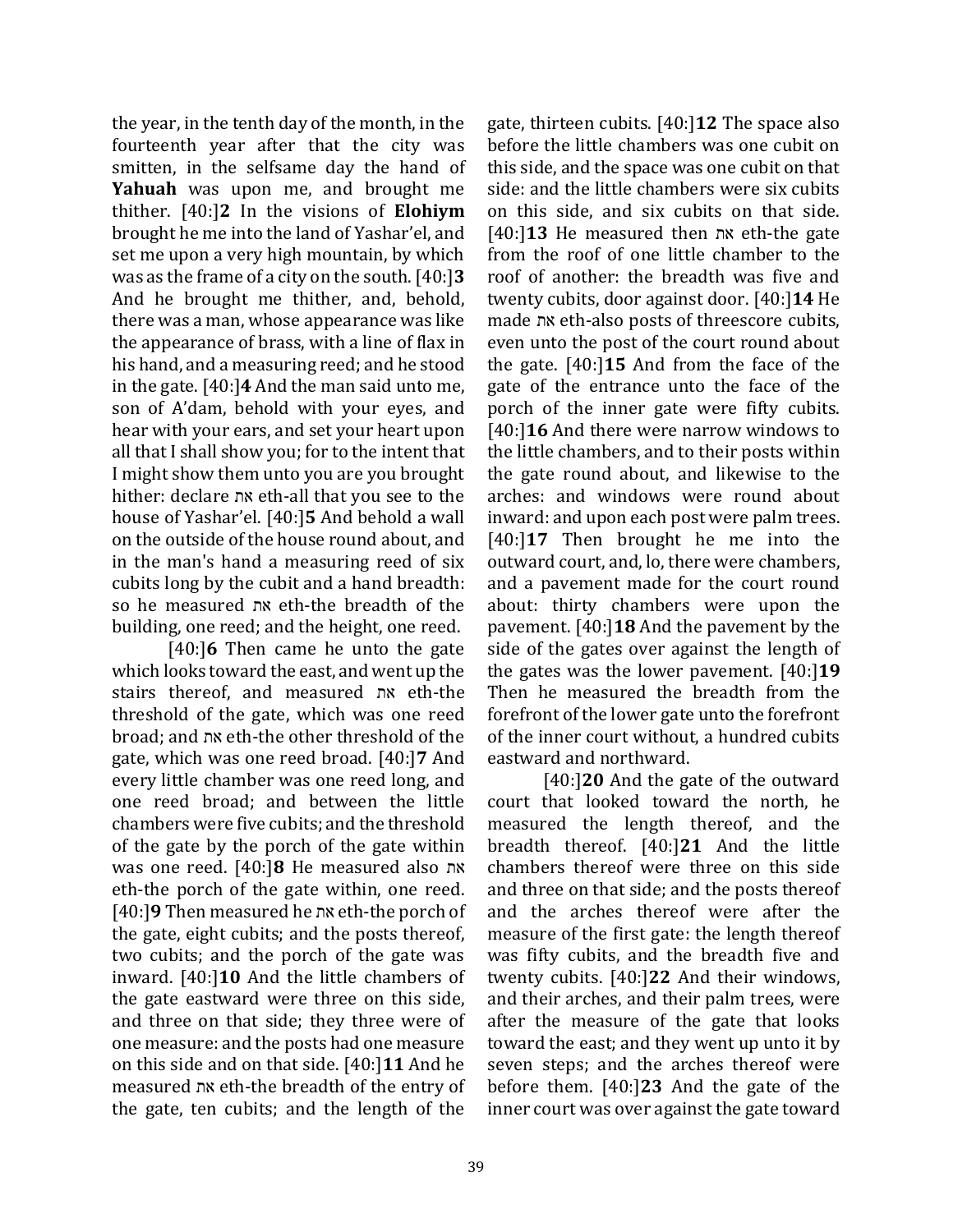the year, in the tenth day of the month, in the fourteenth year after that the city was smitten, in the selfsame day the hand of **Yahuah** was upon me, and brought me thither. [40:]**2** In the visions of **Elohiym** brought he me into the land of Yashar'el, and set me upon a very high mountain, by which was as the frame of a city on the south. [40:]**3** And he brought me thither, and, behold, there was a man, whose appearance was like the appearance of brass, with a line of flax in his hand, and a measuring reed; and he stood in the gate. [40:]**4** And the man said unto me, son of A'dam, behold with your eyes, and hear with your ears, and set your heart upon all that I shall show you; for to the intent that I might show them unto you are you brought hither: declare את eth-all that you see to the house of Yashar'el. [40:]**5** And behold a wall on the outside of the house round about, and in the man's hand a measuring reed of six cubits long by the cubit and a hand breadth: so he measured את eth-the breadth of the building, one reed; and the height, one reed.

[40:]**6** Then came he unto the gate which looks toward the east, and went up the stairs thereof, and measured את eth-the threshold of the gate, which was one reed broad; and את eth-the other threshold of the gate, which was one reed broad. [40:]**7** And every little chamber was one reed long, and one reed broad; and between the little chambers were five cubits; and the threshold of the gate by the porch of the gate within was one reed. [40:]**8** He measured also את eth-the porch of the gate within, one reed. [40:]**9** Then measured he את eth-the porch of the gate, eight cubits; and the posts thereof, two cubits; and the porch of the gate was inward. [40:]**10** And the little chambers of the gate eastward were three on this side, and three on that side; they three were of one measure: and the posts had one measure on this side and on that side. [40:]**11** And he measured את eth-the breadth of the entry of the gate, ten cubits; and the length of the gate, thirteen cubits. [40:]**12** The space also before the little chambers was one cubit on this side, and the space was one cubit on that side: and the little chambers were six cubits on this side, and six cubits on that side. [40:]**13** He measured then את eth-the gate from the roof of one little chamber to the roof of another: the breadth was five and twenty cubits, door against door. [40:]**14** He made את eth-also posts of threescore cubits, even unto the post of the court round about the gate. [40:]**15** And from the face of the gate of the entrance unto the face of the porch of the inner gate were fifty cubits. [40:]**16** And there were narrow windows to the little chambers, and to their posts within the gate round about, and likewise to the arches: and windows were round about inward: and upon each post were palm trees. [40:]**17** Then brought he me into the outward court, and, lo, there were chambers, and a pavement made for the court round about: thirty chambers were upon the pavement. [40:]**18** And the pavement by the side of the gates over against the length of the gates was the lower pavement. [40:]**19** Then he measured the breadth from the forefront of the lower gate unto the forefront of the inner court without, a hundred cubits eastward and northward.

[40:]**20** And the gate of the outward court that looked toward the north, he measured the length thereof, and the breadth thereof. [40:]**21** And the little chambers thereof were three on this side and three on that side; and the posts thereof and the arches thereof were after the measure of the first gate: the length thereof was fifty cubits, and the breadth five and twenty cubits. [40:]**22** And their windows, and their arches, and their palm trees, were after the measure of the gate that looks toward the east; and they went up unto it by seven steps; and the arches thereof were before them. [40:]**23** And the gate of the inner court was over against the gate toward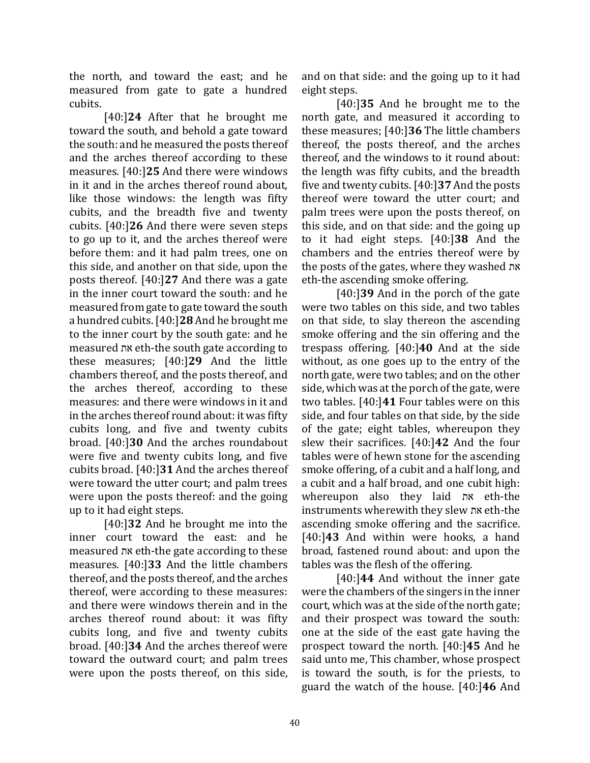the north, and toward the east; and he measured from gate to gate a hundred cubits.

[40:]**24** After that he brought me toward the south, and behold a gate toward the south: and he measured the posts thereof and the arches thereof according to these measures. [40:]**25** And there were windows in it and in the arches thereof round about, like those windows: the length was fifty cubits, and the breadth five and twenty cubits. [40:]**26** And there were seven steps to go up to it, and the arches thereof were before them: and it had palm trees, one on this side, and another on that side, upon the posts thereof. [40:]**27** And there was a gate in the inner court toward the south: and he measured from gate to gate toward the south a hundred cubits. [40:]**28** And he brought me to the inner court by the south gate: and he measured את eth-the south gate according to these measures; [40:]**29** And the little chambers thereof, and the posts thereof, and the arches thereof, according to these measures: and there were windows in it and in the arches thereof round about: it was fifty cubits long, and five and twenty cubits broad. [40:]**30** And the arches roundabout were five and twenty cubits long, and five cubits broad. [40:]**31** And the arches thereof were toward the utter court; and palm trees were upon the posts thereof: and the going up to it had eight steps.

[40:]**32** And he brought me into the inner court toward the east: and he measured את eth-the gate according to these measures. [40:]**33** And the little chambers thereof, and the posts thereof, and the arches thereof, were according to these measures: and there were windows therein and in the arches thereof round about: it was fifty cubits long, and five and twenty cubits broad. [40:]**34** And the arches thereof were toward the outward court; and palm trees were upon the posts thereof, on this side, and on that side: and the going up to it had eight steps.

[40:]**35** And he brought me to the north gate, and measured it according to these measures; [40:]**36** The little chambers thereof, the posts thereof, and the arches thereof, and the windows to it round about: the length was fifty cubits, and the breadth five and twenty cubits. [40:]**37** And the posts thereof were toward the utter court; and palm trees were upon the posts thereof, on this side, and on that side: and the going up to it had eight steps. [40:]**38** And the chambers and the entries thereof were by the posts of the gates, where they washed את eth-the ascending smoke offering.

[40:]**39** And in the porch of the gate were two tables on this side, and two tables on that side, to slay thereon the ascending smoke offering and the sin offering and the trespass offering. [40:]**40** And at the side without, as one goes up to the entry of the north gate, were two tables; and on the other side, which was at the porch of the gate, were two tables. [40:]**41** Four tables were on this side, and four tables on that side, by the side of the gate; eight tables, whereupon they slew their sacrifices. [40:]**42** And the four tables were of hewn stone for the ascending smoke offering, of a cubit and a half long, and a cubit and a half broad, and one cubit high: whereupon also they laid את eth-the instruments wherewith they slew את eth-the ascending smoke offering and the sacrifice. [40:]**43** And within were hooks, a hand broad, fastened round about: and upon the tables was the flesh of the offering.

[40:]**44** And without the inner gate were the chambers of the singers in the inner court, which was at the side of the north gate; and their prospect was toward the south: one at the side of the east gate having the prospect toward the north. [40:]**45** And he said unto me, This chamber, whose prospect is toward the south, is for the priests, to guard the watch of the house. [40:]**46** And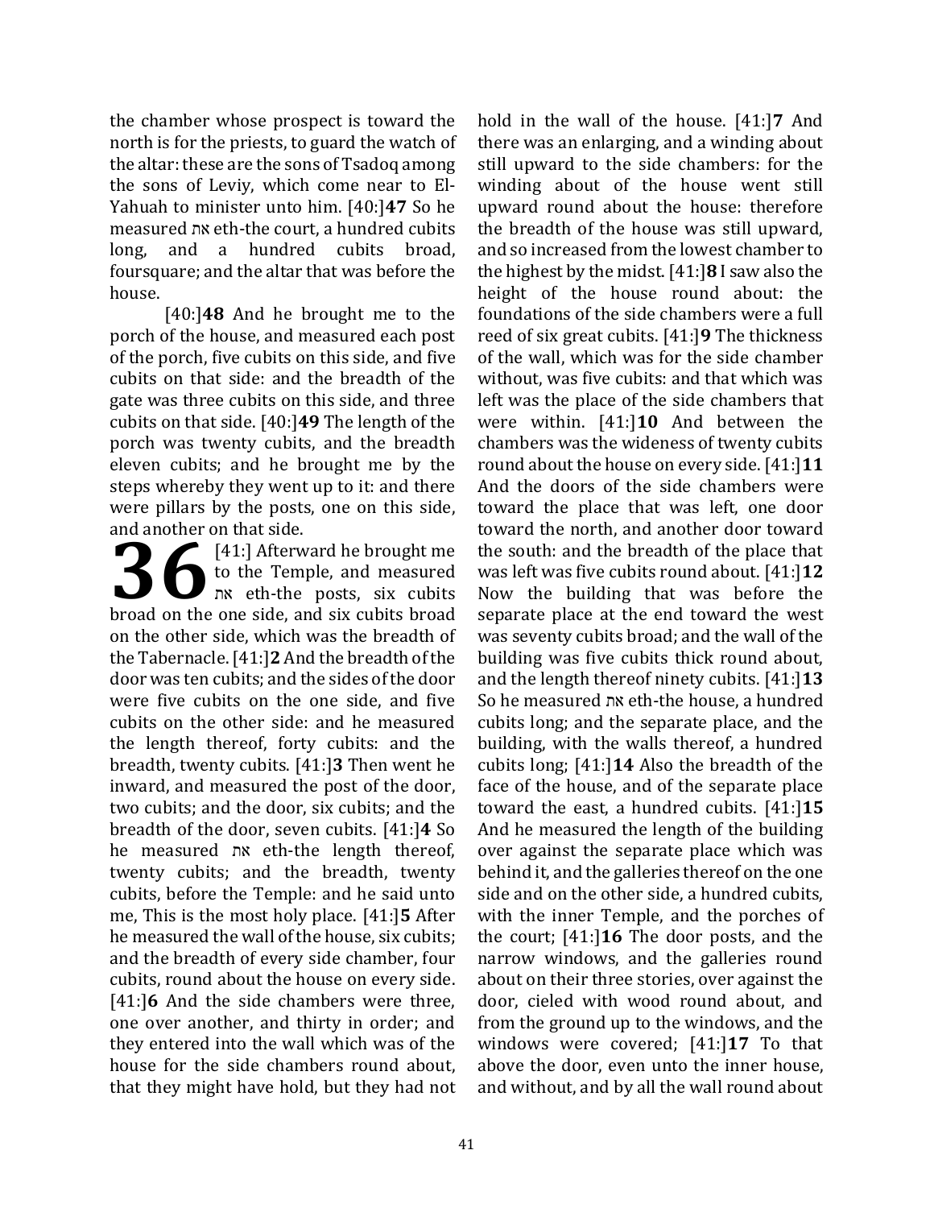the chamber whose prospect is toward the north is for the priests, to guard the watch of the altar: these are the sons of Tsadoq among the sons of Leviy, which come near to El-Yahuah to minister unto him. [40:]**47** So he measured את eth-the court, a hundred cubits long, and a hundred cubits broad, foursquare; and the altar that was before the house.

[40:]**48** And he brought me to the porch of the house, and measured each post of the porch, five cubits on this side, and five cubits on that side: and the breadth of the gate was three cubits on this side, and three cubits on that side. [40:]**49** The length of the porch was twenty cubits, and the breadth eleven cubits; and he brought me by the steps whereby they went up to it: and there were pillars by the posts, one on this side, and another on that side.

**36** [41:] Afterward he brought me to the Temple, and measured את eth-the posts, six cubits broad on the one side, and six cubits broad on the other side, which was the breadth of the Tabernacle. [41:]**2** And the breadth of the door was ten cubits; and the sides of the door were five cubits on the one side, and five cubits on the other side: and he measured the length thereof, forty cubits: and the breadth, twenty cubits. [41:]**3** Then went he inward, and measured the post of the door, two cubits; and the door, six cubits; and the breadth of the door, seven cubits. [41:]**4** So he measured את eth-the length thereof, twenty cubits; and the breadth, twenty cubits, before the Temple: and he said unto me, This is the most holy place. [41:]**5** After he measured the wall of the house, six cubits; and the breadth of every side chamber, four cubits, round about the house on every side. [41:]**6** And the side chambers were three, one over another, and thirty in order; and they entered into the wall which was of the house for the side chambers round about, that they might have hold, but they had not hold in the wall of the house. [41:]**7** And there was an enlarging, and a winding about still upward to the side chambers: for the winding about of the house went still upward round about the house: therefore the breadth of the house was still upward, and so increased from the lowest chamber to the highest by the midst. [41:]**8** I saw also the height of the house round about: the foundations of the side chambers were a full reed of six great cubits. [41:]**9** The thickness of the wall, which was for the side chamber without, was five cubits: and that which was left was the place of the side chambers that were within. [41:]**10** And between the chambers was the wideness of twenty cubits round about the house on every side. [41:]**11** And the doors of the side chambers were toward the place that was left, one door toward the north, and another door toward the south: and the breadth of the place that was left was five cubits round about. [41:]**12** Now the building that was before the separate place at the end toward the west was seventy cubits broad; and the wall of the building was five cubits thick round about, and the length thereof ninety cubits. [41:]**13** So he measured את eth-the house, a hundred cubits long; and the separate place, and the building, with the walls thereof, a hundred cubits long; [41:]**14** Also the breadth of the face of the house, and of the separate place toward the east, a hundred cubits. [41:]**15** And he measured the length of the building over against the separate place which was behind it, and the galleries thereof on the one side and on the other side, a hundred cubits, with the inner Temple, and the porches of the court; [41:]**16** The door posts, and the narrow windows, and the galleries round about on their three stories, over against the door, cieled with wood round about, and from the ground up to the windows, and the windows were covered; [41:]**17** To that above the door, even unto the inner house, and without, and by all the wall round about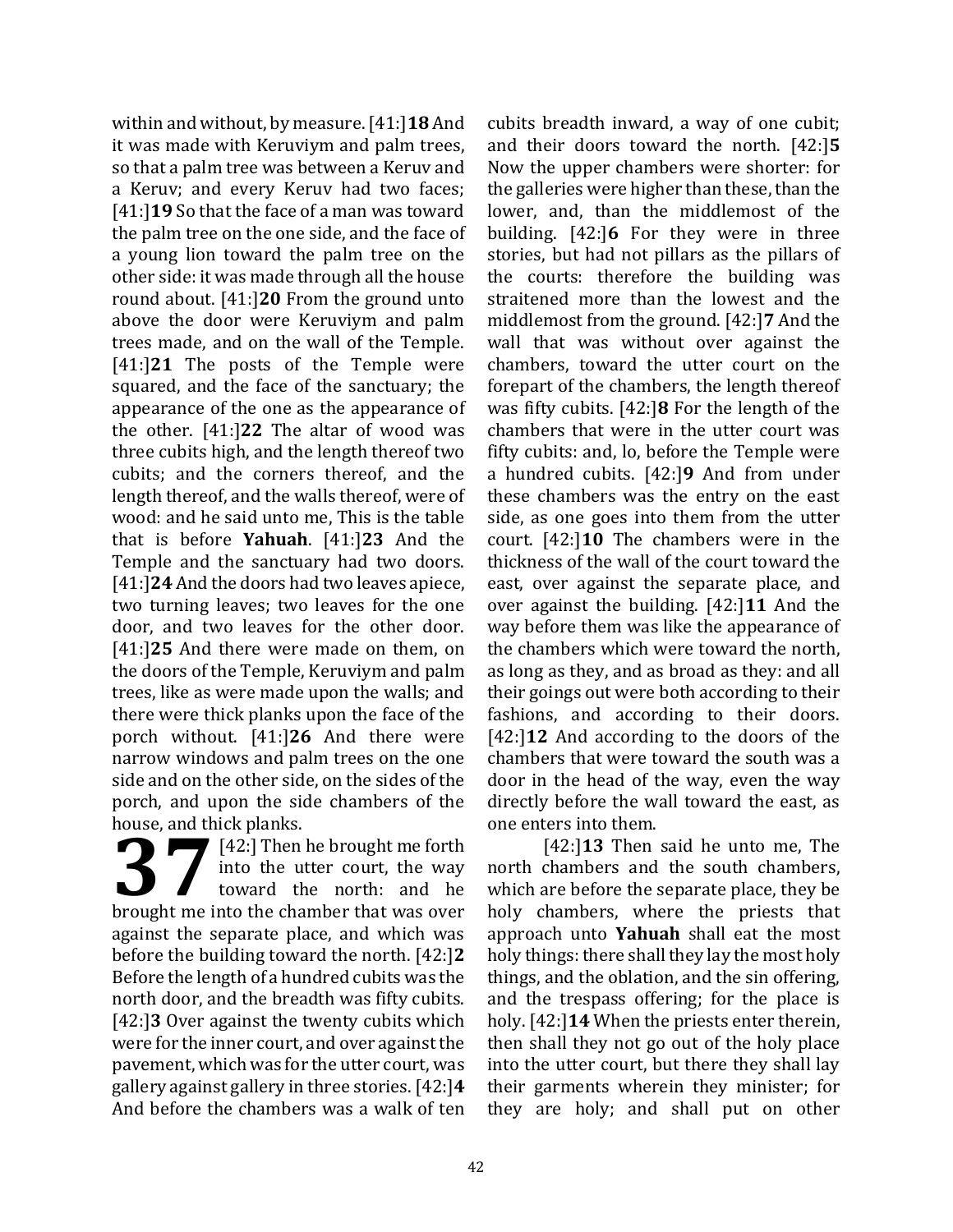within and without, by measure. [41:]**18** And it was made with Keruviym and palm trees, so that a palm tree was between a Keruv and a Keruv; and every Keruv had two faces; [41:]**19** So that the face of a man was toward the palm tree on the one side, and the face of a young lion toward the palm tree on the other side: it was made through all the house round about. [41:]**20** From the ground unto above the door were Keruviym and palm trees made, and on the wall of the Temple. [41:]**21** The posts of the Temple were squared, and the face of the sanctuary; the appearance of the one as the appearance of the other. [41:]**22** The altar of wood was three cubits high, and the length thereof two cubits; and the corners thereof, and the length thereof, and the walls thereof, were of wood: and he said unto me, This is the table that is before **Yahuah**. [41:]**23** And the Temple and the sanctuary had two doors. [41:]**24** And the doors had two leaves apiece, two turning leaves; two leaves for the one door, and two leaves for the other door. [41:]**25** And there were made on them, on the doors of the Temple, Keruviym and palm trees, like as were made upon the walls; and there were thick planks upon the face of the porch without. [41:]**26** And there were narrow windows and palm trees on the one side and on the other side, on the sides of the porch, and upon the side chambers of the house, and thick planks.

**37** [42:] Then he brought me forth into the utter court, the way toward the north: and he brought me into the chamber that was over against the separate place, and which was before the building toward the north. [42:]**2** Before the length of a hundred cubits was the north door, and the breadth was fifty cubits. [42:]**3** Over against the twenty cubits which were for the inner court, and over against the pavement, which was for the utter court, was gallery against gallery in three stories. [42:]**4** And before the chambers was a walk of ten cubits breadth inward, a way of one cubit; and their doors toward the north. [42:]**5** Now the upper chambers were shorter: for the galleries were higher than these, than the lower, and, than the middlemost of the building. [42:]**6** For they were in three stories, but had not pillars as the pillars of the courts: therefore the building was straitened more than the lowest and the middlemost from the ground. [42:]**7** And the wall that was without over against the chambers, toward the utter court on the forepart of the chambers, the length thereof was fifty cubits. [42:]**8** For the length of the chambers that were in the utter court was fifty cubits: and, lo, before the Temple were a hundred cubits. [42:]**9** And from under these chambers was the entry on the east side, as one goes into them from the utter court. [42:]**10** The chambers were in the thickness of the wall of the court toward the east, over against the separate place, and over against the building. [42:]**11** And the way before them was like the appearance of the chambers which were toward the north, as long as they, and as broad as they: and all their goings out were both according to their fashions, and according to their doors. [42:]**12** And according to the doors of the chambers that were toward the south was a door in the head of the way, even the way directly before the wall toward the east, as one enters into them.

[42:]**13** Then said he unto me, The north chambers and the south chambers, which are before the separate place, they be holy chambers, where the priests that approach unto **Yahuah** shall eat the most holy things: there shall they lay the most holy things, and the oblation, and the sin offering, and the trespass offering; for the place is holy. [42:]**14** When the priests enter therein, then shall they not go out of the holy place into the utter court, but there they shall lay their garments wherein they minister; for they are holy; and shall put on other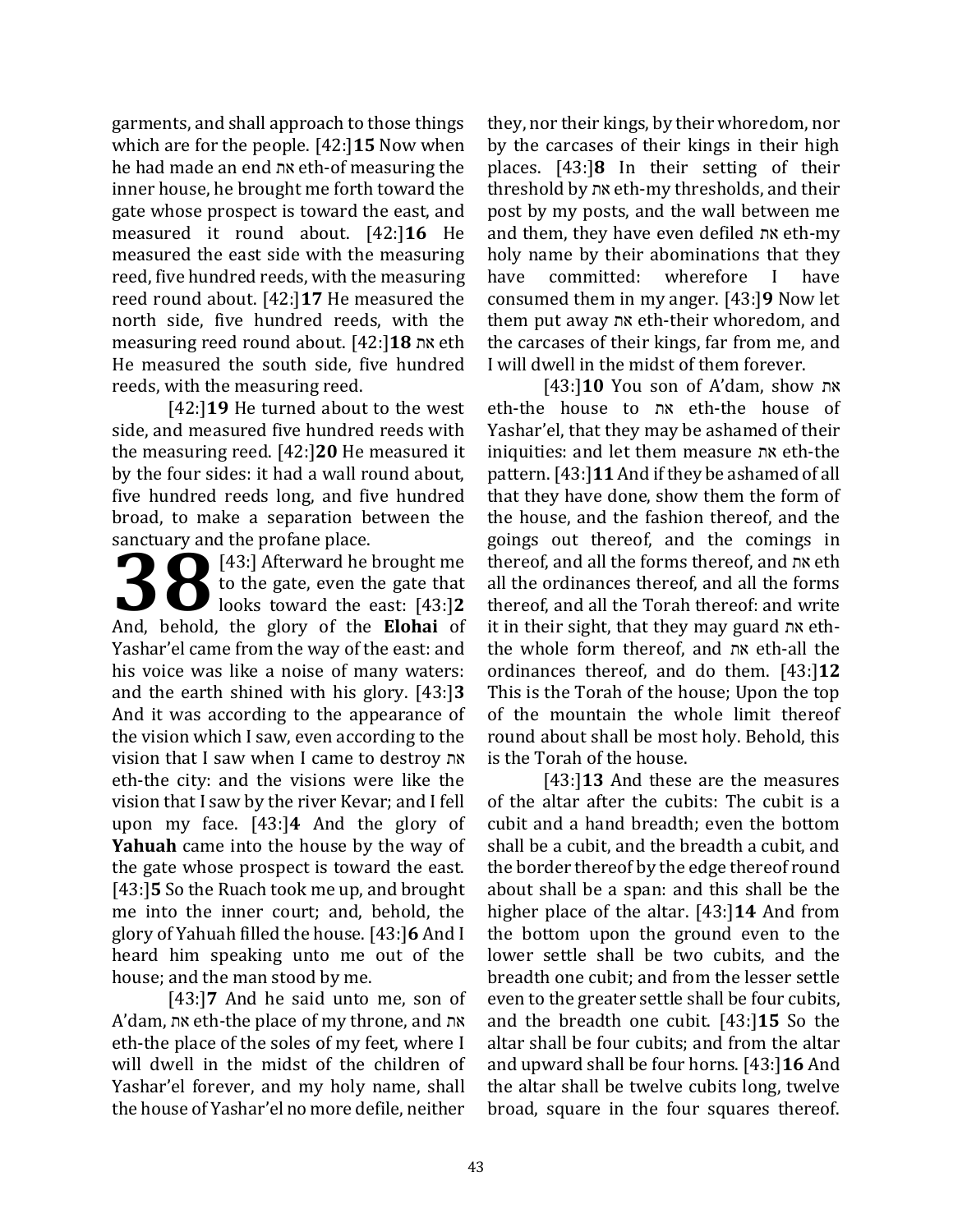garments, and shall approach to those things which are for the people. [42:]**15** Now when he had made an end את eth-of measuring the inner house, he brought me forth toward the gate whose prospect is toward the east, and measured it round about. [42:]**16** He measured the east side with the measuring reed, five hundred reeds, with the measuring reed round about. [42:]**17** He measured the north side, five hundred reeds, with the measuring reed round about. [42:]**18** את eth He measured the south side, five hundred reeds, with the measuring reed.

[42:]**19** He turned about to the west side, and measured five hundred reeds with the measuring reed. [42:]**20** He measured it by the four sides: it had a wall round about, five hundred reeds long, and five hundred broad, to make a separation between the sanctuary and the profane place.

**38** [43:] Afterward he brought me to the gate, even the gate that looks toward the east: [43:]**2** And, behold, the glory of the **Elohai** of Yashar'el came from the way of the east: and his voice was like a noise of many waters: and the earth shined with his glory. [43:]**3** And it was according to the appearance of the vision which I saw, even according to the vision that I saw when I came to destroy את eth-the city: and the visions were like the vision that I saw by the river Kevar; and I fell upon my face. [43:]**4** And the glory of **Yahuah** came into the house by the way of the gate whose prospect is toward the east. [43:]**5** So the Ruach took me up, and brought me into the inner court; and, behold, the glory of Yahuah filled the house. [43:]**6** And I heard him speaking unto me out of the house; and the man stood by me.

[43:]**7** And he said unto me, son of A'dam, את eth-the place of my throne, and את eth-the place of the soles of my feet, where I will dwell in the midst of the children of Yashar'el forever, and my holy name, shall the house of Yashar'el no more defile, neither they, nor their kings, by their whoredom, nor by the carcases of their kings in their high places. [43:]**8** In their setting of their threshold by את eth-my thresholds, and their post by my posts, and the wall between me and them, they have even defiled את eth-my holy name by their abominations that they have committed: wherefore I have consumed them in my anger. [43:]**9** Now let them put away את eth-their whoredom, and the carcases of their kings, far from me, and I will dwell in the midst of them forever.

[43:]**10** You son of A'dam, show את eth-the house to את eth-the house of Yashar'el, that they may be ashamed of their iniquities: and let them measure את eth-the pattern. [43:]**11** And if they be ashamed of all that they have done, show them the form of the house, and the fashion thereof, and the goings out thereof, and the comings in thereof, and all the forms thereof, and את eth all the ordinances thereof, and all the forms thereof, and all the Torah thereof: and write it in their sight, that they may guard את eth-the whole form thereof, and את eth-all the ordinances thereof, and do them. [43:]**12** This is the Torah of the house; Upon the top of the mountain the whole limit thereof round about shall be most holy. Behold, this is the Torah of the house.

[43:]**13** And these are the measures of the altar after the cubits: The cubit is a cubit and a hand breadth; even the bottom shall be a cubit, and the breadth a cubit, and the border thereof by the edge thereof round about shall be a span: and this shall be the higher place of the altar. [43:]**14** And from the bottom upon the ground even to the lower settle shall be two cubits, and the breadth one cubit; and from the lesser settle even to the greater settle shall be four cubits, and the breadth one cubit. [43:]**15** So the altar shall be four cubits; and from the altar and upward shall be four horns. [43:]**16** And the altar shall be twelve cubits long, twelve broad, square in the four squares thereof.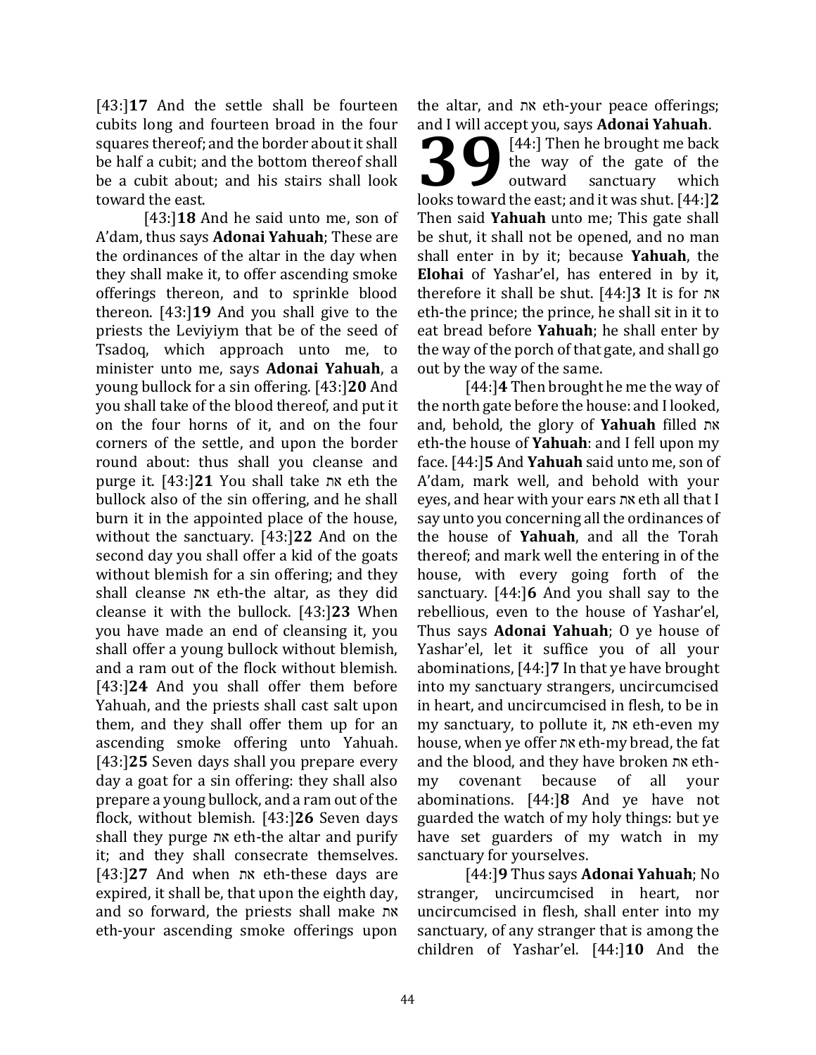[43:]**17** And the settle shall be fourteen cubits long and fourteen broad in the four squares thereof; and the border about it shall be half a cubit; and the bottom thereof shall be a cubit about; and his stairs shall look toward the east.

[43:]**18** And he said unto me, son of A'dam, thus says **Adonai Yahuah**; These are the ordinances of the altar in the day when they shall make it, to offer ascending smoke offerings thereon, and to sprinkle blood thereon. [43:]**19** And you shall give to the priests the Leviyiym that be of the seed of Tsadoq, which approach unto me, to minister unto me, says **Adonai Yahuah**, a young bullock for a sin offering. [43:]**20** And you shall take of the blood thereof, and put it on the four horns of it, and on the four corners of the settle, and upon the border round about: thus shall you cleanse and purge it. [43:]**21** You shall take את eth the bullock also of the sin offering, and he shall burn it in the appointed place of the house, without the sanctuary. [43:]**22** And on the second day you shall offer a kid of the goats without blemish for a sin offering; and they shall cleanse את eth-the altar, as they did cleanse it with the bullock. [43:]**23** When you have made an end of cleansing it, you shall offer a young bullock without blemish, and a ram out of the flock without blemish. [43:]**24** And you shall offer them before Yahuah, and the priests shall cast salt upon them, and they shall offer them up for an ascending smoke offering unto Yahuah. [43:]**25** Seven days shall you prepare every day a goat for a sin offering: they shall also prepare a young bullock, and a ram out of the flock, without blemish. [43:]**26** Seven days shall they purge את eth-the altar and purify it; and they shall consecrate themselves. [43:]**27** And when את eth-these days are expired, it shall be, that upon the eighth day, and so forward, the priests shall make את eth-your ascending smoke offerings upon the altar, and את eth-your peace offerings; and I will accept you, says **Adonai Yahuah**.

# 39

[44:] Then he brought me back the way of the gate of the outward sanctuary which looks toward the east; and it was shut. [44:]**2** Then said **Yahuah** unto me; This gate shall be shut, it shall not be opened, and no man shall enter in by it; because **Yahuah**, the **Elohai** of Yashar'el, has entered in by it, therefore it shall be shut. [44:]**3** It is for את eth-the prince; the prince, he shall sit in it to eat bread before **Yahuah**; he shall enter by the way of the porch of that gate, and shall go out by the way of the same.

[44:]**4** Then brought he me the way of the north gate before the house: and I looked, and, behold, the glory of **Yahuah** filled את eth-the house of **Yahuah**: and I fell upon my face. [44:]**5** And **Yahuah** said unto me, son of A'dam, mark well, and behold with your eyes, and hear with your ears את eth all that I say unto you concerning all the ordinances of the house of **Yahuah**, and all the Torah thereof; and mark well the entering in of the house, with every going forth of the sanctuary. [44:]**6** And you shall say to the rebellious, even to the house of Yashar'el, Thus says **Adonai Yahuah**; O ye house of Yashar'el, let it suffice you of all your abominations, [44:]**7** In that ye have brought into my sanctuary strangers, uncircumcised in heart, and uncircumcised in flesh, to be in my sanctuary, to pollute it, את eth-even my house, when ye offer את eth-my bread, the fat and the blood, and they have broken את eth-my covenant because of all your abominations. [44:]**8** And ye have not guarded the watch of my holy things: but ye have set guarders of my watch in my sanctuary for yourselves.

[44:]**9** Thus says **Adonai Yahuah**; No stranger, uncircumcised in heart, nor uncircumcised in flesh, shall enter into my sanctuary, of any stranger that is among the children of Yashar'el. [44:]**10** And the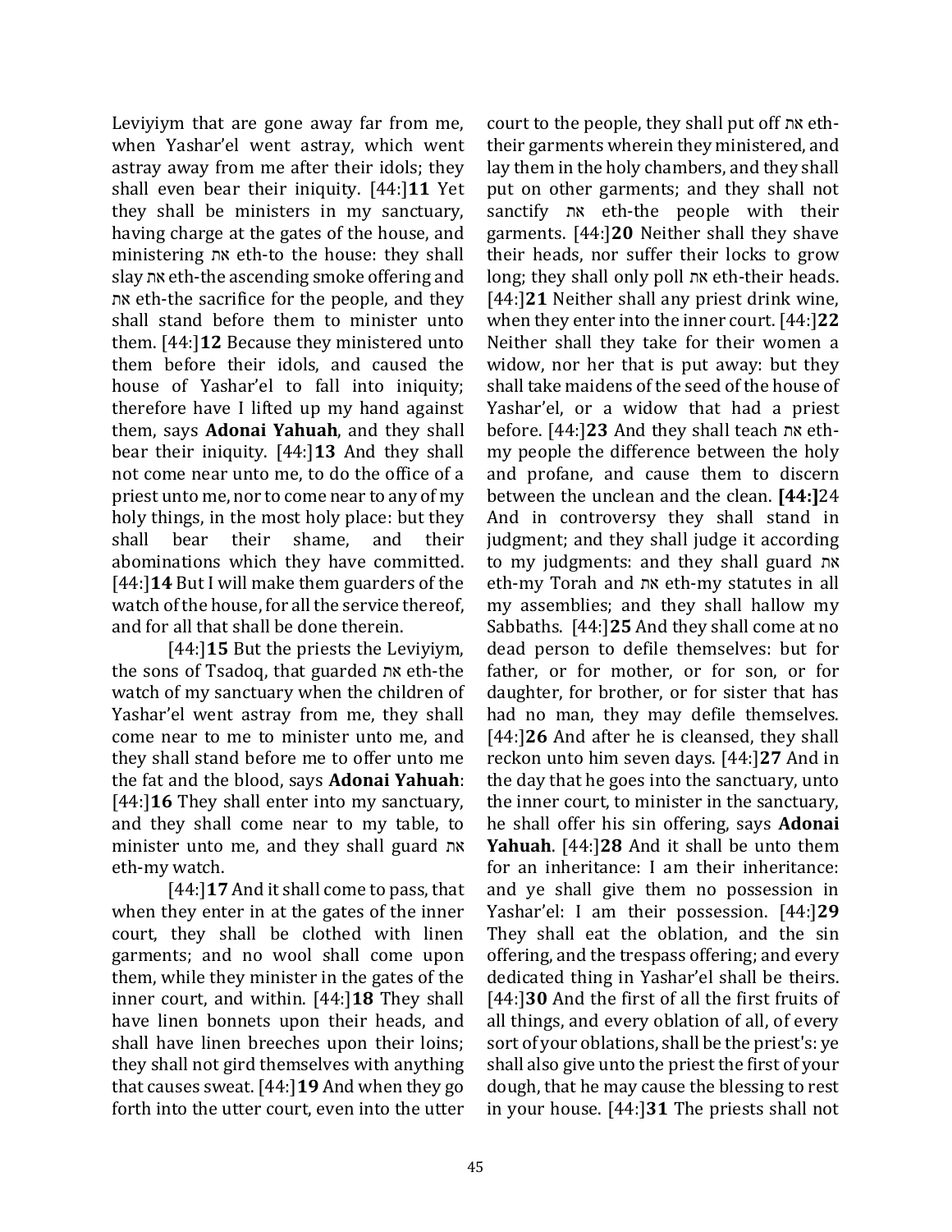Leviyiym that are gone away far from me, when Yashar'el went astray, which went astray away from me after their idols; they shall even bear their iniquity. [44:]**11** Yet they shall be ministers in my sanctuary, having charge at the gates of the house, and ministering את eth-to the house: they shall slay את eth-the ascending smoke offering and את eth-the sacrifice for the people, and they shall stand before them to minister unto them. [44:]**12** Because they ministered unto them before their idols, and caused the house of Yashar'el to fall into iniquity; therefore have I lifted up my hand against them, says **Adonai Yahuah**, and they shall bear their iniquity. [44:]**13** And they shall not come near unto me, to do the office of a priest unto me, nor to come near to any of my holy things, in the most holy place: but they shall bear their shame, and their abominations which they have committed. [44:]**14** But I will make them guarders of the watch of the house, for all the service thereof, and for all that shall be done therein.

[44:]**15** But the priests the Leviyiym, the sons of Tsadoq, that guarded את eth-the watch of my sanctuary when the children of Yashar'el went astray from me, they shall come near to me to minister unto me, and they shall stand before me to offer unto me the fat and the blood, says **Adonai Yahuah**: [44:]**16** They shall enter into my sanctuary, and they shall come near to my table, to minister unto me, and they shall guard את eth-my watch.

[44:]**17** And it shall come to pass, that when they enter in at the gates of the inner court, they shall be clothed with linen garments; and no wool shall come upon them, while they minister in the gates of the inner court, and within. [44:]**18** They shall have linen bonnets upon their heads, and shall have linen breeches upon their loins; they shall not gird themselves with anything that causes sweat. [44:]**19** And when they go forth into the utter court, even into the utter court to the people, they shall put off את eth-their garments wherein they ministered, and lay them in the holy chambers, and they shall put on other garments; and they shall not sanctify את eth-the people with their garments. [44:]**20** Neither shall they shave their heads, nor suffer their locks to grow long; they shall only poll את eth-their heads. [44:]**21** Neither shall any priest drink wine, when they enter into the inner court. [44:]**22** Neither shall they take for their women a widow, nor her that is put away: but they shall take maidens of the seed of the house of Yashar'el, or a widow that had a priest before. [44:]**23** And they shall teach את eth-my people the difference between the holy and profane, and cause them to discern between the unclean and the clean. **[44:]**24 And in controversy they shall stand in judgment; and they shall judge it according to my judgments: and they shall guard את eth-my Torah and את eth-my statutes in all my assemblies; and they shall hallow my Sabbaths. [44:]**25** And they shall come at no dead person to defile themselves: but for father, or for mother, or for son, or for daughter, for brother, or for sister that has had no man, they may defile themselves. [44:]**26** And after he is cleansed, they shall reckon unto him seven days. [44:]**27** And in the day that he goes into the sanctuary, unto the inner court, to minister in the sanctuary, he shall offer his sin offering, says **Adonai Yahuah**. [44:]**28** And it shall be unto them for an inheritance: I am their inheritance: and ye shall give them no possession in Yashar'el: I am their possession. [44:]**29** They shall eat the oblation, and the sin offering, and the trespass offering; and every dedicated thing in Yashar'el shall be theirs. [44:]**30** And the first of all the first fruits of all things, and every oblation of all, of every sort of your oblations, shall be the priest's: ye shall also give unto the priest the first of your dough, that he may cause the blessing to rest in your house. [44:]**31** The priests shall not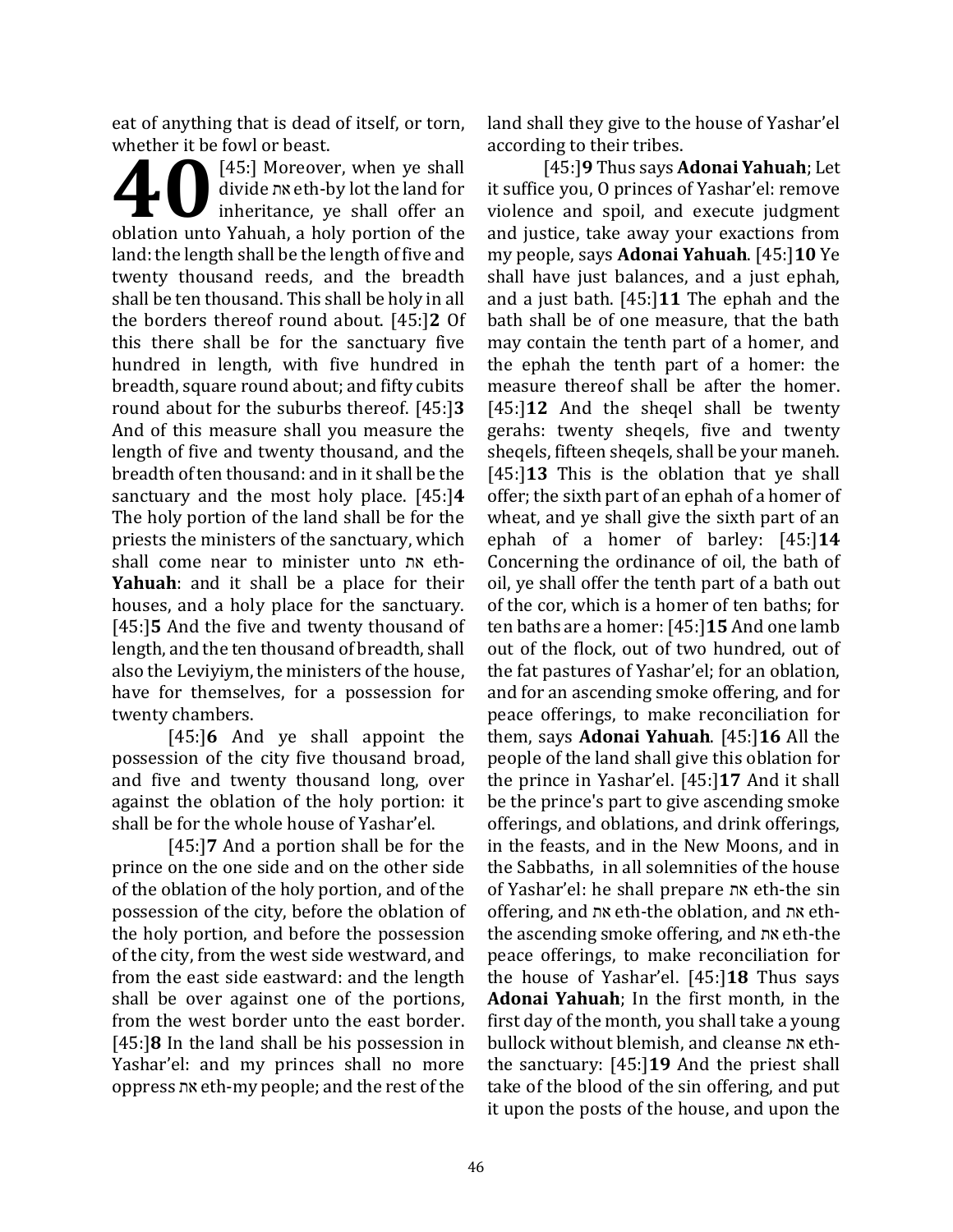eat of anything that is dead of itself, or torn, whether it be fowl or beast.

**40** [45:] Moreover, when ye shall divide את eth-by lot the land for inheritance, ye shall offer an oblation unto Yahuah, a holy portion of the land: the length shall be the length of five and twenty thousand reeds, and the breadth shall be ten thousand. This shall be holy in all the borders thereof round about. [45:]**2** Of this there shall be for the sanctuary five hundred in length, with five hundred in breadth, square round about; and fifty cubits round about for the suburbs thereof. [45:]**3** And of this measure shall you measure the length of five and twenty thousand, and the breadth of ten thousand: and in it shall be the sanctuary and the most holy place. [45:]**4** The holy portion of the land shall be for the priests the ministers of the sanctuary, which shall come near to minister unto את eth-**Yahuah**: and it shall be a place for their houses, and a holy place for the sanctuary. [45:]**5** And the five and twenty thousand of length, and the ten thousand of breadth, shall also the Leviyiym, the ministers of the house, have for themselves, for a possession for twenty chambers.

[45:]**6** And ye shall appoint the possession of the city five thousand broad, and five and twenty thousand long, over against the oblation of the holy portion: it shall be for the whole house of Yashar'el.

[45:]**7** And a portion shall be for the prince on the one side and on the other side of the oblation of the holy portion, and of the possession of the city, before the oblation of the holy portion, and before the possession of the city, from the west side westward, and from the east side eastward: and the length shall be over against one of the portions, from the west border unto the east border. [45:]**8** In the land shall be his possession in Yashar'el: and my princes shall no more oppress את eth-my people; and the rest of the land shall they give to the house of Yashar'el according to their tribes.

[45:]**9** Thus says **Adonai Yahuah**; Let it suffice you, O princes of Yashar'el: remove violence and spoil, and execute judgment and justice, take away your exactions from my people, says **Adonai Yahuah**. [45:]**10** Ye shall have just balances, and a just ephah, and a just bath. [45:]**11** The ephah and the bath shall be of one measure, that the bath may contain the tenth part of a homer, and the ephah the tenth part of a homer: the measure thereof shall be after the homer. [45:]**12** And the sheqel shall be twenty gerahs: twenty sheqels, five and twenty sheqels, fifteen sheqels, shall be your maneh. [45:]**13** This is the oblation that ye shall offer; the sixth part of an ephah of a homer of wheat, and ye shall give the sixth part of an ephah of a homer of barley: [45:]**14** Concerning the ordinance of oil, the bath of oil, ye shall offer the tenth part of a bath out of the cor, which is a homer of ten baths; for ten baths are a homer: [45:]**15** And one lamb out of the flock, out of two hundred, out of the fat pastures of Yashar'el; for an oblation, and for an ascending smoke offering, and for peace offerings, to make reconciliation for them, says **Adonai Yahuah**. [45:]**16** All the people of the land shall give this oblation for the prince in Yashar'el. [45:]**17** And it shall be the prince's part to give ascending smoke offerings, and oblations, and drink offerings, in the feasts, and in the New Moons, and in the Sabbaths, in all solemnities of the house of Yashar'el: he shall prepare את eth-the sin offering, and את eth-the oblation, and את eth-the ascending smoke offering, and את eth-the peace offerings, to make reconciliation for the house of Yashar'el. [45:]**18** Thus says **Adonai Yahuah**; In the first month, in the first day of the month, you shall take a young bullock without blemish, and cleanse את eth-the sanctuary: [45:]**19** And the priest shall take of the blood of the sin offering, and put it upon the posts of the house, and upon the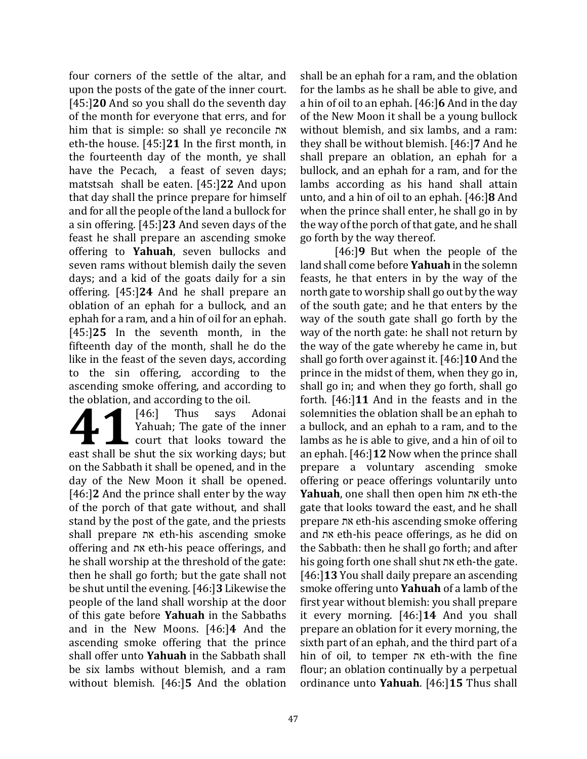four corners of the settle of the altar, and upon the posts of the gate of the inner court. [45:]**20** And so you shall do the seventh day of the month for everyone that errs, and for him that is simple: so shall ye reconcile את eth-the house. [45:]**21** In the first month, in the fourteenth day of the month, ye shall have the Pecach, a feast of seven days; matstsah shall be eaten. [45:]**22** And upon that day shall the prince prepare for himself and for all the people of the land a bullock for a sin offering. [45:]**23** And seven days of the feast he shall prepare an ascending smoke offering to **Yahuah**, seven bullocks and seven rams without blemish daily the seven days; and a kid of the goats daily for a sin offering. [45:]**24** And he shall prepare an oblation of an ephah for a bullock, and an ephah for a ram, and a hin of oil for an ephah. [45:]**25** In the seventh month, in the fifteenth day of the month, shall he do the like in the feast of the seven days, according to the sin offering, according to the ascending smoke offering, and according to the oblation, and according to the oil.

**41** [46:] Thus says Adonai Yahuah; The gate of the inner court that looks toward the east shall be shut the six working days; but on the Sabbath it shall be opened, and in the day of the New Moon it shall be opened. [46:]**2** And the prince shall enter by the way of the porch of that gate without, and shall stand by the post of the gate, and the priests shall prepare את eth-his ascending smoke offering and את eth-his peace offerings, and he shall worship at the threshold of the gate: then he shall go forth; but the gate shall not be shut until the evening. [46:]**3** Likewise the people of the land shall worship at the door of this gate before **Yahuah** in the Sabbaths and in the New Moons. [46:]**4** And the ascending smoke offering that the prince shall offer unto **Yahuah** in the Sabbath shall be six lambs without blemish, and a ram without blemish. [46:]**5** And the oblation shall be an ephah for a ram, and the oblation for the lambs as he shall be able to give, and a hin of oil to an ephah. [46:]**6** And in the day of the New Moon it shall be a young bullock without blemish, and six lambs, and a ram: they shall be without blemish. [46:]**7** And he shall prepare an oblation, an ephah for a bullock, and an ephah for a ram, and for the lambs according as his hand shall attain unto, and a hin of oil to an ephah. [46:]**8** And when the prince shall enter, he shall go in by the way of the porch of that gate, and he shall go forth by the way thereof.

[46:]**9** But when the people of the land shall come before **Yahuah** in the solemn feasts, he that enters in by the way of the north gate to worship shall go out by the way of the south gate; and he that enters by the way of the south gate shall go forth by the way of the north gate: he shall not return by the way of the gate whereby he came in, but shall go forth over against it. [46:]**10** And the prince in the midst of them, when they go in, shall go in; and when they go forth, shall go forth. [46:]**11** And in the feasts and in the solemnities the oblation shall be an ephah to a bullock, and an ephah to a ram, and to the lambs as he is able to give, and a hin of oil to an ephah. [46:]**12** Now when the prince shall prepare a voluntary ascending smoke offering or peace offerings voluntarily unto **Yahuah**, one shall then open him את eth-the gate that looks toward the east, and he shall prepare את eth-his ascending smoke offering and את eth-his peace offerings, as he did on the Sabbath: then he shall go forth; and after his going forth one shall shut את eth-the gate. [46:]**13** You shall daily prepare an ascending smoke offering unto **Yahuah** of a lamb of the first year without blemish: you shall prepare it every morning. [46:]**14** And you shall prepare an oblation for it every morning, the sixth part of an ephah, and the third part of a hin of oil, to temper את eth-with the fine flour; an oblation continually by a perpetual ordinance unto **Yahuah**. [46:]**15** Thus shall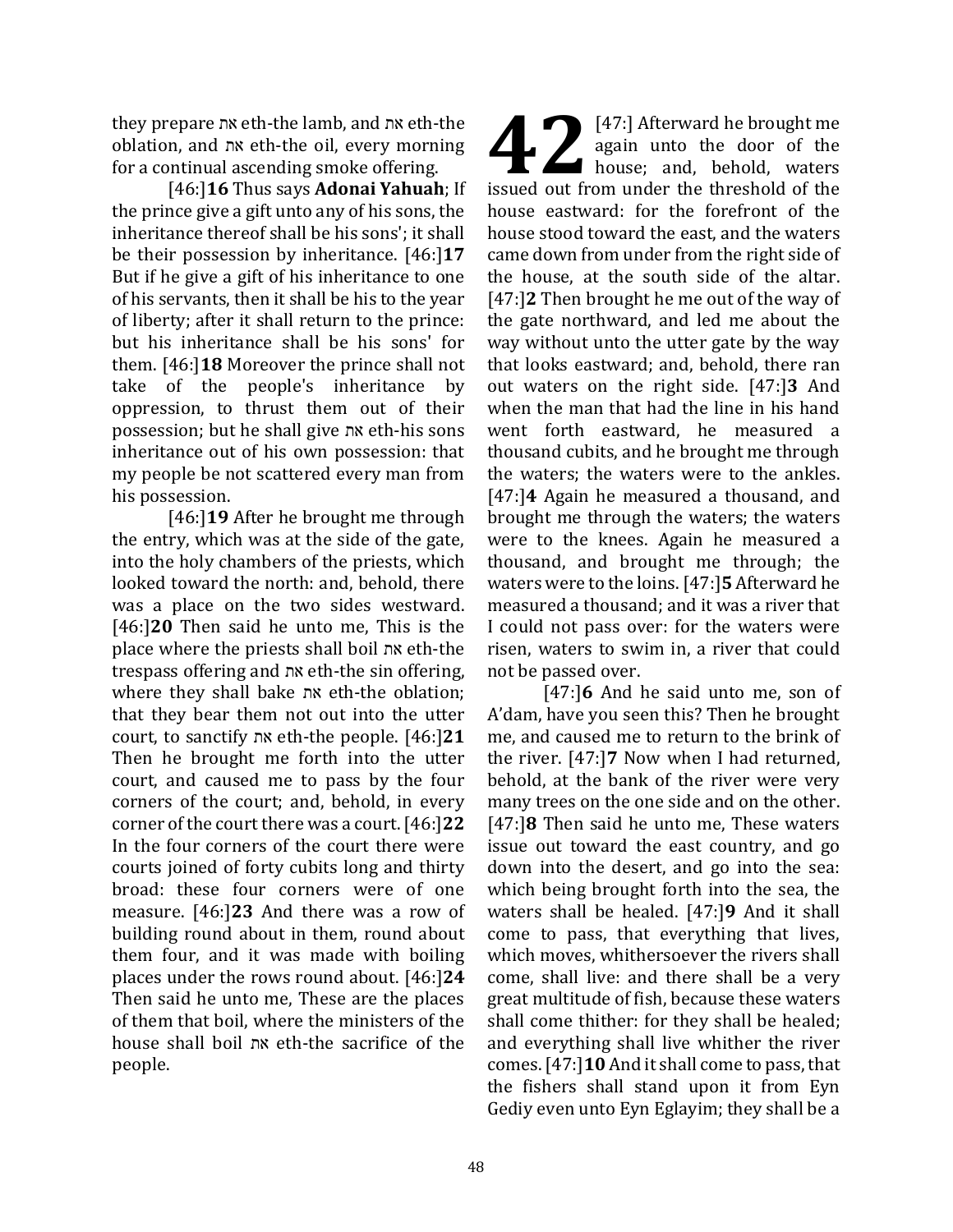they prepare את eth-the lamb, and את eth-the oblation, and את eth-the oil, every morning for a continual ascending smoke offering.

[46:]**16** Thus says **Adonai Yahuah**; If the prince give a gift unto any of his sons, the inheritance thereof shall be his sons'; it shall be their possession by inheritance. [46:]**17** But if he give a gift of his inheritance to one of his servants, then it shall be his to the year of liberty; after it shall return to the prince: but his inheritance shall be his sons' for them. [46:]**18** Moreover the prince shall not take of the people's inheritance by oppression, to thrust them out of their possession; but he shall give את eth-his sons inheritance out of his own possession: that my people be not scattered every man from his possession.

[46:]**19** After he brought me through the entry, which was at the side of the gate, into the holy chambers of the priests, which looked toward the north: and, behold, there was a place on the two sides westward. [46:]**20** Then said he unto me, This is the place where the priests shall boil את eth-the trespass offering and את eth-the sin offering, where they shall bake את eth-the oblation; that they bear them not out into the utter court, to sanctify את eth-the people. [46:]**21** Then he brought me forth into the utter court, and caused me to pass by the four corners of the court; and, behold, in every corner of the court there was a court. [46:]**22** In the four corners of the court there were courts joined of forty cubits long and thirty broad: these four corners were of one measure. [46:]**23** And there was a row of building round about in them, round about them four, and it was made with boiling places under the rows round about. [46:]**24** Then said he unto me, These are the places of them that boil, where the ministers of the house shall boil את eth-the sacrifice of the people.

# 42

[47:] Afterward he brought me again unto the door of the house; and, behold, waters issued out from under the threshold of the house eastward: for the forefront of the house stood toward the east, and the waters came down from under from the right side of the house, at the south side of the altar. [47:]**2** Then brought he me out of the way of the gate northward, and led me about the way without unto the utter gate by the way that looks eastward; and, behold, there ran out waters on the right side. [47:]**3** And when the man that had the line in his hand went forth eastward, he measured a thousand cubits, and he brought me through the waters; the waters were to the ankles. [47:]**4** Again he measured a thousand, and brought me through the waters; the waters were to the knees. Again he measured a thousand, and brought me through; the waters were to the loins. [47:]**5** Afterward he measured a thousand; and it was a river that I could not pass over: for the waters were risen, waters to swim in, a river that could not be passed over.

[47:]**6** And he said unto me, son of A'dam, have you seen this? Then he brought me, and caused me to return to the brink of the river. [47:]**7** Now when I had returned, behold, at the bank of the river were very many trees on the one side and on the other. [47:]**8** Then said he unto me, These waters issue out toward the east country, and go down into the desert, and go into the sea: which being brought forth into the sea, the waters shall be healed. [47:]**9** And it shall come to pass, that everything that lives, which moves, whithersoever the rivers shall come, shall live: and there shall be a very great multitude of fish, because these waters shall come thither: for they shall be healed; and everything shall live whither the river comes. [47:]**10** And it shall come to pass, that the fishers shall stand upon it from Eyn Gediy even unto Eyn Eglayim; they shall be a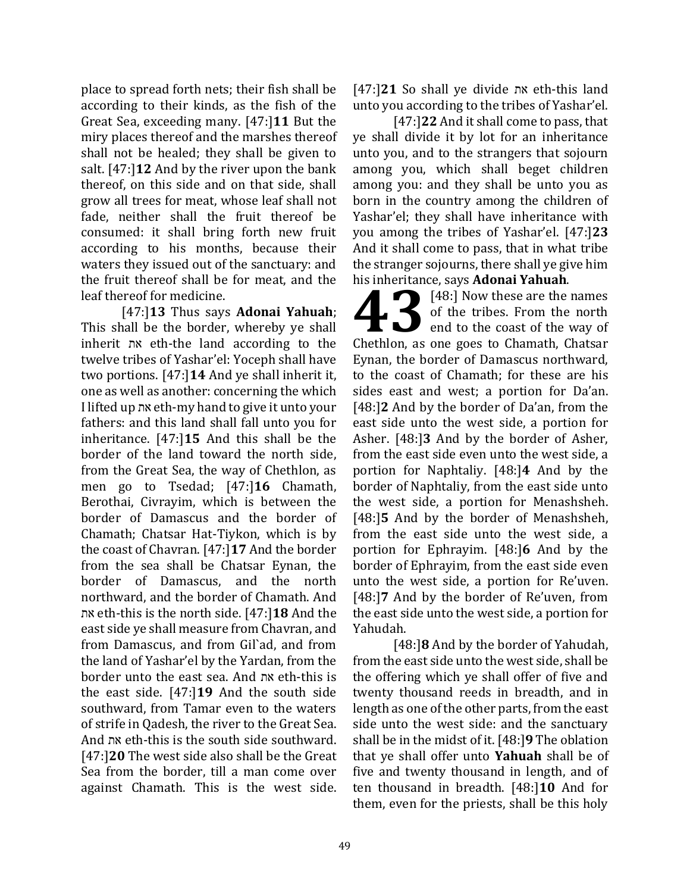place to spread forth nets; their fish shall be according to their kinds, as the fish of the Great Sea, exceeding many. [47:]**11** But the miry places thereof and the marshes thereof shall not be healed; they shall be given to salt. [47:]**12** And by the river upon the bank thereof, on this side and on that side, shall grow all trees for meat, whose leaf shall not fade, neither shall the fruit thereof be consumed: it shall bring forth new fruit according to his months, because their waters they issued out of the sanctuary: and the fruit thereof shall be for meat, and the leaf thereof for medicine.

[47:]**13** Thus says **Adonai Yahuah**; This shall be the border, whereby ye shall inherit את eth-the land according to the twelve tribes of Yashar'el: Yoceph shall have two portions. [47:]**14** And ye shall inherit it, one as well as another: concerning the which I lifted up את eth-my hand to give it unto your fathers: and this land shall fall unto you for inheritance. [47:]**15** And this shall be the border of the land toward the north side, from the Great Sea, the way of Chethlon, as men go to Tsedad; [47:]**16** Chamath, Berothai, Civrayim, which is between the border of Damascus and the border of Chamath; Chatsar Hat-Tiykon, which is by the coast of Chavran. [47:]**17** And the border from the sea shall be Chatsar Eynan, the border of Damascus, and the north northward, and the border of Chamath. And את eth-this is the north side. [47:]**18** And the east side ye shall measure from Chavran, and from Damascus, and from Gil`ad, and from the land of Yashar'el by the Yardan, from the border unto the east sea. And את eth-this is the east side. [47:]**19** And the south side southward, from Tamar even to the waters of strife in Qadesh, the river to the Great Sea. And את eth-this is the south side southward. [47:]**20** The west side also shall be the Great Sea from the border, till a man come over against Chamath. This is the west side. [47:]**21** So shall ye divide את eth-this land unto you according to the tribes of Yashar'el.

[47:]**22** And it shall come to pass, that ye shall divide it by lot for an inheritance unto you, and to the strangers that sojourn among you, which shall beget children among you: and they shall be unto you as born in the country among the children of Yashar'el; they shall have inheritance with you among the tribes of Yashar'el. [47:]**23** And it shall come to pass, that in what tribe the stranger sojourns, there shall ye give him his inheritance, says **Adonai Yahuah**.

**43** [48:] Now these are the names of the tribes. From the north end to the coast of the way of Chethlon, as one goes to Chamath, Chatsar Eynan, the border of Damascus northward, to the coast of Chamath; for these are his sides east and west; a portion for Da'an. [48:]**2** And by the border of Da'an, from the east side unto the west side, a portion for Asher. [48:]**3** And by the border of Asher, from the east side even unto the west side, a portion for Naphtaliy. [48:]**4** And by the border of Naphtaliy, from the east side unto the west side, a portion for Menashsheh. [48:]**5** And by the border of Menashsheh, from the east side unto the west side, a portion for Ephrayim. [48:]**6** And by the border of Ephrayim, from the east side even unto the west side, a portion for Re'uven. [48:]**7** And by the border of Re'uven, from the east side unto the west side, a portion for Yahudah.

[48:]**8** And by the border of Yahudah, from the east side unto the west side, shall be the offering which ye shall offer of five and twenty thousand reeds in breadth, and in length as one of the other parts, from the east side unto the west side: and the sanctuary shall be in the midst of it. [48:]**9** The oblation that ye shall offer unto **Yahuah** shall be of five and twenty thousand in length, and of ten thousand in breadth. [48:]**10** And for them, even for the priests, shall be this holy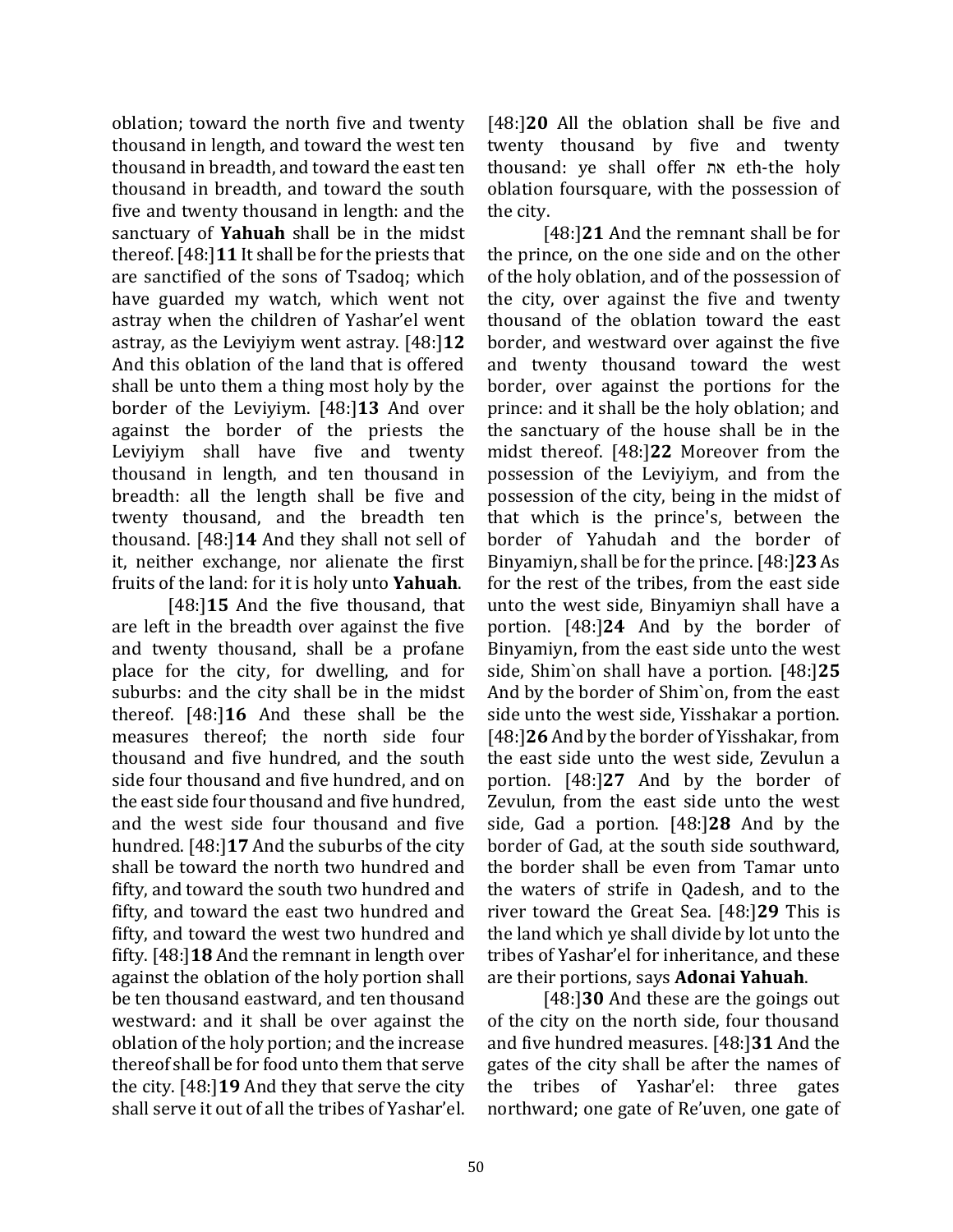oblation; toward the north five and twenty thousand in length, and toward the west ten thousand in breadth, and toward the east ten thousand in breadth, and toward the south five and twenty thousand in length: and the sanctuary of **Yahuah** shall be in the midst thereof. [48:]**11** It shall be for the priests that are sanctified of the sons of Tsadoq; which have guarded my watch, which went not astray when the children of Yashar'el went astray, as the Leviyiym went astray. [48:]**12** And this oblation of the land that is offered shall be unto them a thing most holy by the border of the Leviyiym. [48:]**13** And over against the border of the priests the Leviyiym shall have five and twenty thousand in length, and ten thousand in breadth: all the length shall be five and twenty thousand, and the breadth ten thousand. [48:]**14** And they shall not sell of it, neither exchange, nor alienate the first fruits of the land: for it is holy unto **Yahuah**.

[48:]**15** And the five thousand, that are left in the breadth over against the five and twenty thousand, shall be a profane place for the city, for dwelling, and for suburbs: and the city shall be in the midst thereof. [48:]**16** And these shall be the measures thereof; the north side four thousand and five hundred, and the south side four thousand and five hundred, and on the east side four thousand and five hundred, and the west side four thousand and five hundred. [48:]**17** And the suburbs of the city shall be toward the north two hundred and fifty, and toward the south two hundred and fifty, and toward the east two hundred and fifty, and toward the west two hundred and fifty. [48:]**18** And the remnant in length over against the oblation of the holy portion shall be ten thousand eastward, and ten thousand westward: and it shall be over against the oblation of the holy portion; and the increase thereof shall be for food unto them that serve the city. [48:]**19** And they that serve the city shall serve it out of all the tribes of Yashar'el. [48:]**20** All the oblation shall be five and twenty thousand by five and twenty thousand: ye shall offer את eth-the holy oblation foursquare, with the possession of the city.

[48:]**21** And the remnant shall be for the prince, on the one side and on the other of the holy oblation, and of the possession of the city, over against the five and twenty thousand of the oblation toward the east border, and westward over against the five and twenty thousand toward the west border, over against the portions for the prince: and it shall be the holy oblation; and the sanctuary of the house shall be in the midst thereof. [48:]**22** Moreover from the possession of the Leviyiym, and from the possession of the city, being in the midst of that which is the prince's, between the border of Yahudah and the border of Binyamiyn, shall be for the prince. [48:]**23** As for the rest of the tribes, from the east side unto the west side, Binyamiyn shall have a portion. [48:]**24** And by the border of Binyamiyn, from the east side unto the west side, Shim`on shall have a portion. [48:]**25** And by the border of Shim`on, from the east side unto the west side, Yisshakar a portion. [48:]**26** And by the border of Yisshakar, from the east side unto the west side, Zevulun a portion. [48:]**27** And by the border of Zevulun, from the east side unto the west side, Gad a portion. [48:]**28** And by the border of Gad, at the south side southward, the border shall be even from Tamar unto the waters of strife in Qadesh, and to the river toward the Great Sea. [48:]**29** This is the land which ye shall divide by lot unto the tribes of Yashar'el for inheritance, and these are their portions, says **Adonai Yahuah**.

[48:]**30** And these are the goings out of the city on the north side, four thousand and five hundred measures. [48:]**31** And the gates of the city shall be after the names of the tribes of Yashar'el: three gates northward; one gate of Re'uven, one gate of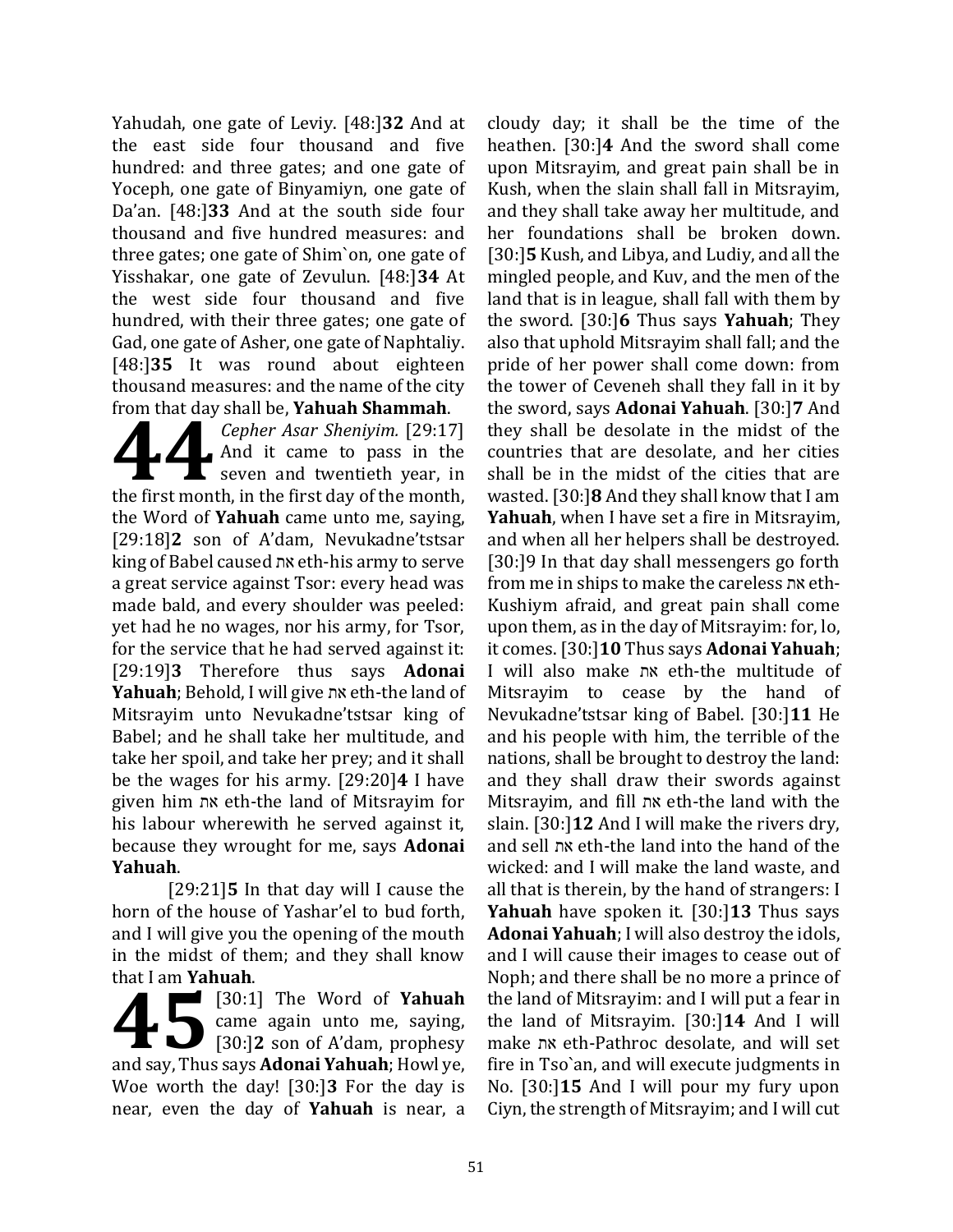Yahudah, one gate of Leviy. [48:]**32** And at the east side four thousand and five hundred: and three gates; and one gate of Yoceph, one gate of Binyamiyn, one gate of Da'an. [48:]**33** And at the south side four thousand and five hundred measures: and three gates; one gate of Shim`on, one gate of Yisshakar, one gate of Zevulun. [48:]**34** At the west side four thousand and five hundred, with their three gates; one gate of Gad, one gate of Asher, one gate of Naphtaliy. [48:]**35** It was round about eighteen thousand measures: and the name of the city from that day shall be, **Yahuah Shammah**.

**44** *Cepher Asar Sheniyim.* [29:17] And it came to pass in the seven and twentieth year, in the first month, in the first day of the month, the Word of **Yahuah** came unto me, saying, [29:18]**2** son of A'dam, Nevukadne'tstsar king of Babel caused את eth-his army to serve a great service against Tsor: every head was made bald, and every shoulder was peeled: yet had he no wages, nor his army, for Tsor, for the service that he had served against it: [29:19]**3** Therefore thus says **Adonai Yahuah**; Behold, I will give את eth-the land of Mitsrayim unto Nevukadne'tstsar king of Babel; and he shall take her multitude, and take her spoil, and take her prey; and it shall be the wages for his army. [29:20]**4** I have given him את eth-the land of Mitsrayim for his labour wherewith he served against it, because they wrought for me, says **Adonai Yahuah**.

[29:21]**5** In that day will I cause the horn of the house of Yashar'el to bud forth, and I will give you the opening of the mouth in the midst of them; and they shall know that I am **Yahuah**.

**45** [30:1] The Word of **Yahuah** came again unto me, saying, [30:]**2** son of A'dam, prophesy and say, Thus says **Adonai Yahuah**; Howl ye, Woe worth the day! [30:]**3** For the day is near, even the day of **Yahuah** is near, a cloudy day; it shall be the time of the heathen. [30:]**4** And the sword shall come upon Mitsrayim, and great pain shall be in Kush, when the slain shall fall in Mitsrayim, and they shall take away her multitude, and her foundations shall be broken down. [30:]**5** Kush, and Libya, and Ludiy, and all the mingled people, and Kuv, and the men of the land that is in league, shall fall with them by the sword. [30:]**6** Thus says **Yahuah**; They also that uphold Mitsrayim shall fall; and the pride of her power shall come down: from the tower of Ceveneh shall they fall in it by the sword, says **Adonai Yahuah**. [30:]**7** And they shall be desolate in the midst of the countries that are desolate, and her cities shall be in the midst of the cities that are wasted. [30:]**8** And they shall know that I am **Yahuah**, when I have set a fire in Mitsrayim, and when all her helpers shall be destroyed. [30:]9 In that day shall messengers go forth from me in ships to make the careless את eth-Kushiym afraid, and great pain shall come upon them, as in the day of Mitsrayim: for, lo, it comes. [30:]**10** Thus says **Adonai Yahuah**; I will also make את eth-the multitude of Mitsrayim to cease by the hand of Nevukadne'tstsar king of Babel. [30:]**11** He and his people with him, the terrible of the nations, shall be brought to destroy the land: and they shall draw their swords against Mitsrayim, and fill את eth-the land with the slain. [30:]**12** And I will make the rivers dry, and sell את eth-the land into the hand of the wicked: and I will make the land waste, and all that is therein, by the hand of strangers: I **Yahuah** have spoken it. [30:]**13** Thus says **Adonai Yahuah**; I will also destroy the idols, and I will cause their images to cease out of Noph; and there shall be no more a prince of the land of Mitsrayim: and I will put a fear in the land of Mitsrayim. [30:]**14** And I will make את eth-Pathroc desolate, and will set fire in Tso`an, and will execute judgments in No. [30:]**15** And I will pour my fury upon Ciyn, the strength of Mitsrayim; and I will cut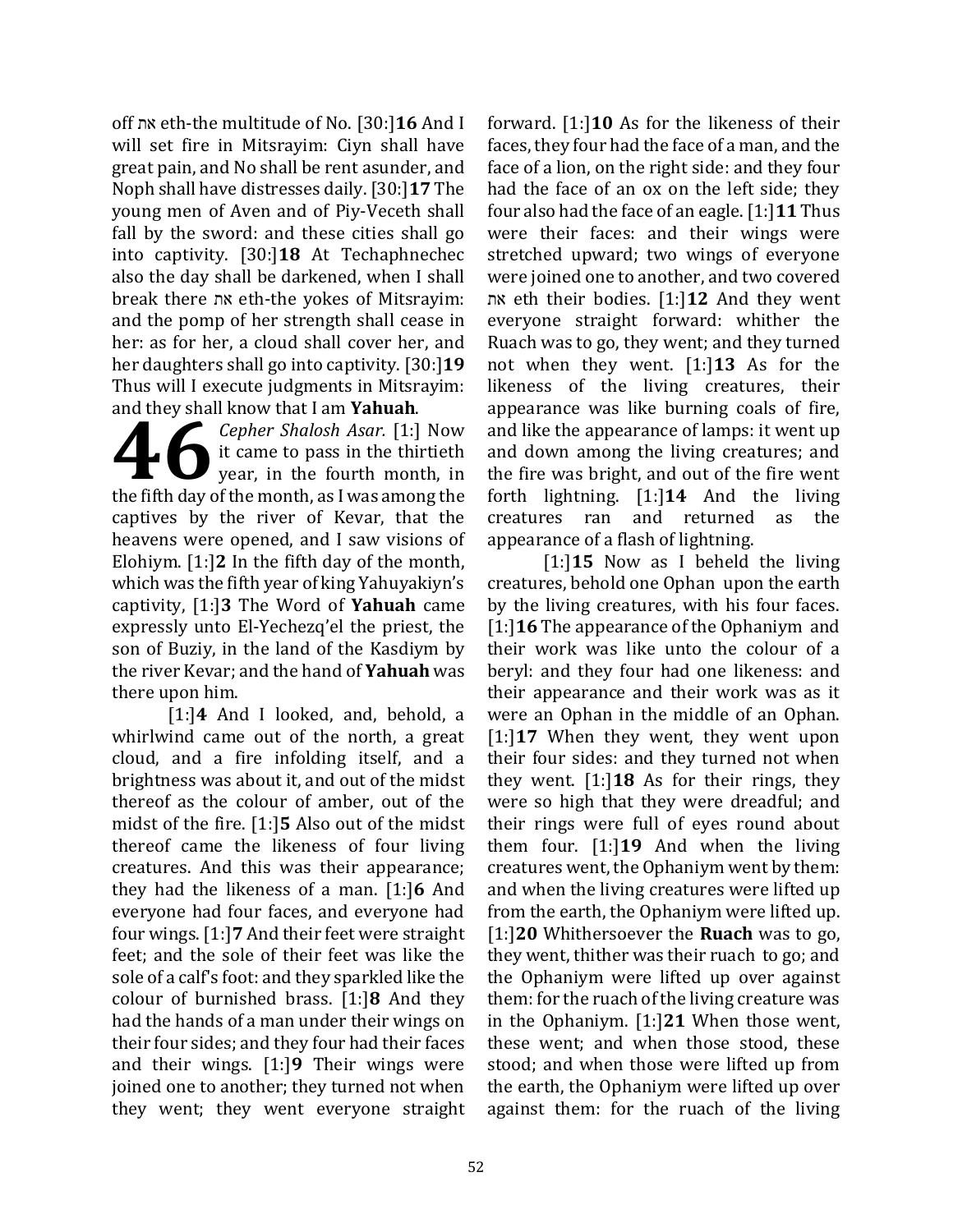off את eth-the multitude of No. [30:]**16** And I will set fire in Mitsrayim: Ciyn shall have great pain, and No shall be rent asunder, and Noph shall have distresses daily. [30:]**17** The young men of Aven and of Piy-Veceth shall fall by the sword: and these cities shall go into captivity. [30:]**18** At Techaphnechec also the day shall be darkened, when I shall break there את eth-the yokes of Mitsrayim: and the pomp of her strength shall cease in her: as for her, a cloud shall cover her, and her daughters shall go into captivity. [30:]**19** Thus will I execute judgments in Mitsrayim: and they shall know that I am **Yahuah**.

**46** *Cepher Shalosh Asar.* [1:] Now it came to pass in the thirtieth year, in the fourth month, in the fifth day of the month, as I was among the captives by the river of Kevar, that the heavens were opened, and I saw visions of Elohiym. [1:]**2** In the fifth day of the month, which was the fifth year of king Yahuyakiyn's captivity, [1:]**3** The Word of **Yahuah** came expressly unto El-Yechezq'el the priest, the son of Buziy, in the land of the Kasdiym by the river Kevar; and the hand of **Yahuah** was there upon him.

[1:]**4** And I looked, and, behold, a whirlwind came out of the north, a great cloud, and a fire infolding itself, and a brightness was about it, and out of the midst thereof as the colour of amber, out of the midst of the fire. [1:]**5** Also out of the midst thereof came the likeness of four living creatures. And this was their appearance; they had the likeness of a man. [1:]**6** And everyone had four faces, and everyone had four wings. [1:]**7** And their feet were straight feet; and the sole of their feet was like the sole of a calf's foot: and they sparkled like the colour of burnished brass. [1:]**8** And they had the hands of a man under their wings on their four sides; and they four had their faces and their wings. [1:]**9** Their wings were joined one to another; they turned not when they went; they went everyone straight forward. [1:]**10** As for the likeness of their faces, they four had the face of a man, and the face of a lion, on the right side: and they four had the face of an ox on the left side; they four also had the face of an eagle. [1:]**11** Thus were their faces: and their wings were stretched upward; two wings of everyone were joined one to another, and two covered את eth their bodies. [1:]**12** And they went everyone straight forward: whither the Ruach was to go, they went; and they turned not when they went. [1:]**13** As for the likeness of the living creatures, their appearance was like burning coals of fire, and like the appearance of lamps: it went up and down among the living creatures; and the fire was bright, and out of the fire went forth lightning. [1:]**14** And the living creatures ran and returned as the appearance of a flash of lightning.

[1:]**15** Now as I beheld the living creatures, behold one Ophan upon the earth by the living creatures, with his four faces. [1:]**16** The appearance of the Ophaniym and their work was like unto the colour of a beryl: and they four had one likeness: and their appearance and their work was as it were an Ophan in the middle of an Ophan. [1:]**17** When they went, they went upon their four sides: and they turned not when they went. [1:]**18** As for their rings, they were so high that they were dreadful; and their rings were full of eyes round about them four. [1:]**19** And when the living creatures went, the Ophaniym went by them: and when the living creatures were lifted up from the earth, the Ophaniym were lifted up. [1:]**20** Whithersoever the **Ruach** was to go, they went, thither was their ruach to go; and the Ophaniym were lifted up over against them: for the ruach of the living creature was in the Ophaniym. [1:]**21** When those went, these went; and when those stood, these stood; and when those were lifted up from the earth, the Ophaniym were lifted up over against them: for the ruach of the living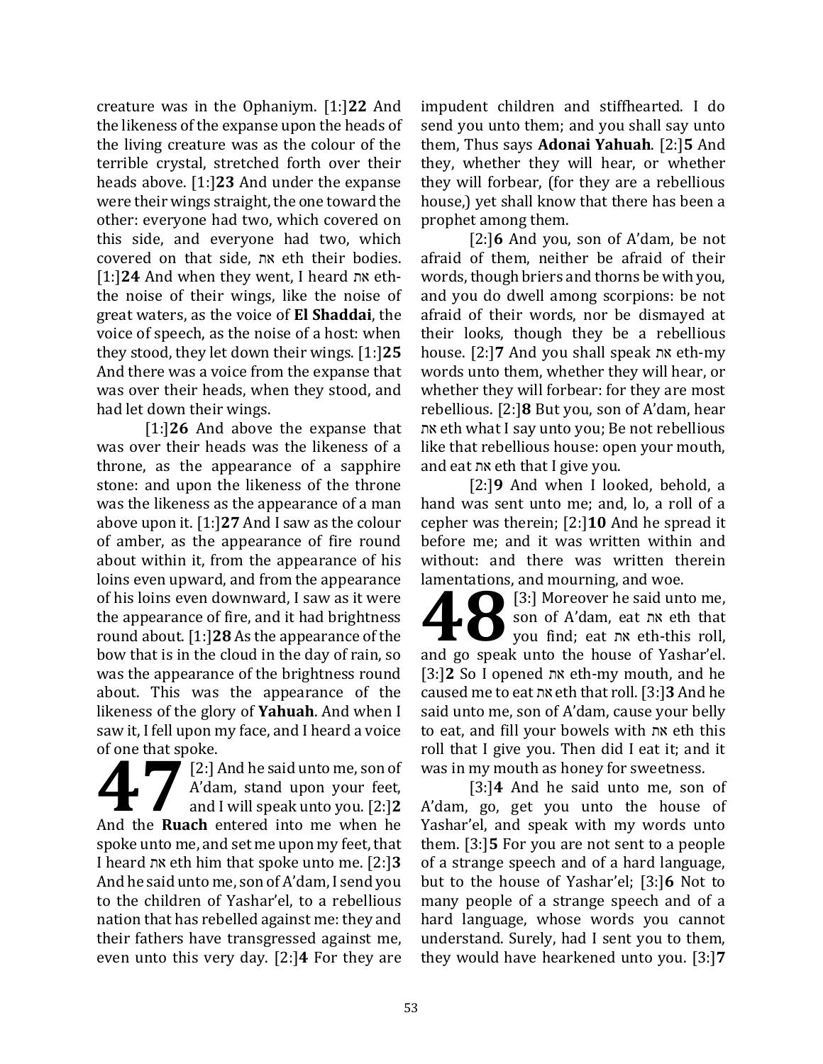creature was in the Ophaniym. [1:]**22** And the likeness of the expanse upon the heads of the living creature was as the colour of the terrible crystal, stretched forth over their heads above. [1:]**23** And under the expanse were their wings straight, the one toward the other: everyone had two, which covered on this side, and everyone had two, which covered on that side, את eth their bodies. [1:]**24** And when they went, I heard את eth-the noise of their wings, like the noise of great waters, as the voice of **El Shaddai**, the voice of speech, as the noise of a host: when they stood, they let down their wings. [1:]**25** And there was a voice from the expanse that was over their heads, when they stood, and had let down their wings.

[1:]**26** And above the expanse that was over their heads was the likeness of a throne, as the appearance of a sapphire stone: and upon the likeness of the throne was the likeness as the appearance of a man above upon it. [1:]**27** And I saw as the colour of amber, as the appearance of fire round about within it, from the appearance of his loins even upward, and from the appearance of his loins even downward, I saw as it were the appearance of fire, and it had brightness round about. [1:]**28** As the appearance of the bow that is in the cloud in the day of rain, so was the appearance of the brightness round about. This was the appearance of the likeness of the glory of **Yahuah**. And when I saw it, I fell upon my face, and I heard a voice of one that spoke.

**47** [2:] And he said unto me, son of A'dam, stand upon your feet, and I will speak unto you. [2:]**2** And the **Ruach** entered into me when he spoke unto me, and set me upon my feet, that I heard את eth him that spoke unto me. [2:]**3** And he said unto me, son of A'dam, I send you to the children of Yashar'el, to a rebellious nation that has rebelled against me: they and their fathers have transgressed against me, even unto this very day. [2:]**4** For they are impudent children and stiffhearted. I do send you unto them; and you shall say unto them, Thus says **Adonai Yahuah**. [2:]**5** And they, whether they will hear, or whether they will forbear, (for they are a rebellious house,) yet shall know that there has been a prophet among them.

[2:]**6** And you, son of A'dam, be not afraid of them, neither be afraid of their words, though briers and thorns be with you, and you do dwell among scorpions: be not afraid of their words, nor be dismayed at their looks, though they be a rebellious house. [2:]**7** And you shall speak את eth-my words unto them, whether they will hear, or whether they will forbear: for they are most rebellious. [2:]**8** But you, son of A'dam, hear את eth what I say unto you; Be not rebellious like that rebellious house: open your mouth, and eat את eth that I give you.

[2:]**9** And when I looked, behold, a hand was sent unto me; and, lo, a roll of a cepher was therein; [2:]**10** And he spread it before me; and it was written within and without: and there was written therein lamentations, and mourning, and woe.

**48** [3:] Moreover he said unto me, son of A'dam, eat את eth that you find; eat את eth-this roll, and go speak unto the house of Yashar'el. [3:]**2** So I opened את eth-my mouth, and he caused me to eat את eth that roll. [3:]**3** And he said unto me, son of A'dam, cause your belly to eat, and fill your bowels with את eth this roll that I give you. Then did I eat it; and it was in my mouth as honey for sweetness.

[3:]**4** And he said unto me, son of A'dam, go, get you unto the house of Yashar'el, and speak with my words unto them. [3:]**5** For you are not sent to a people of a strange speech and of a hard language, but to the house of Yashar'el; [3:]**6** Not to many people of a strange speech and of a hard language, whose words you cannot understand. Surely, had I sent you to them, they would have hearkened unto you. [3:]**7**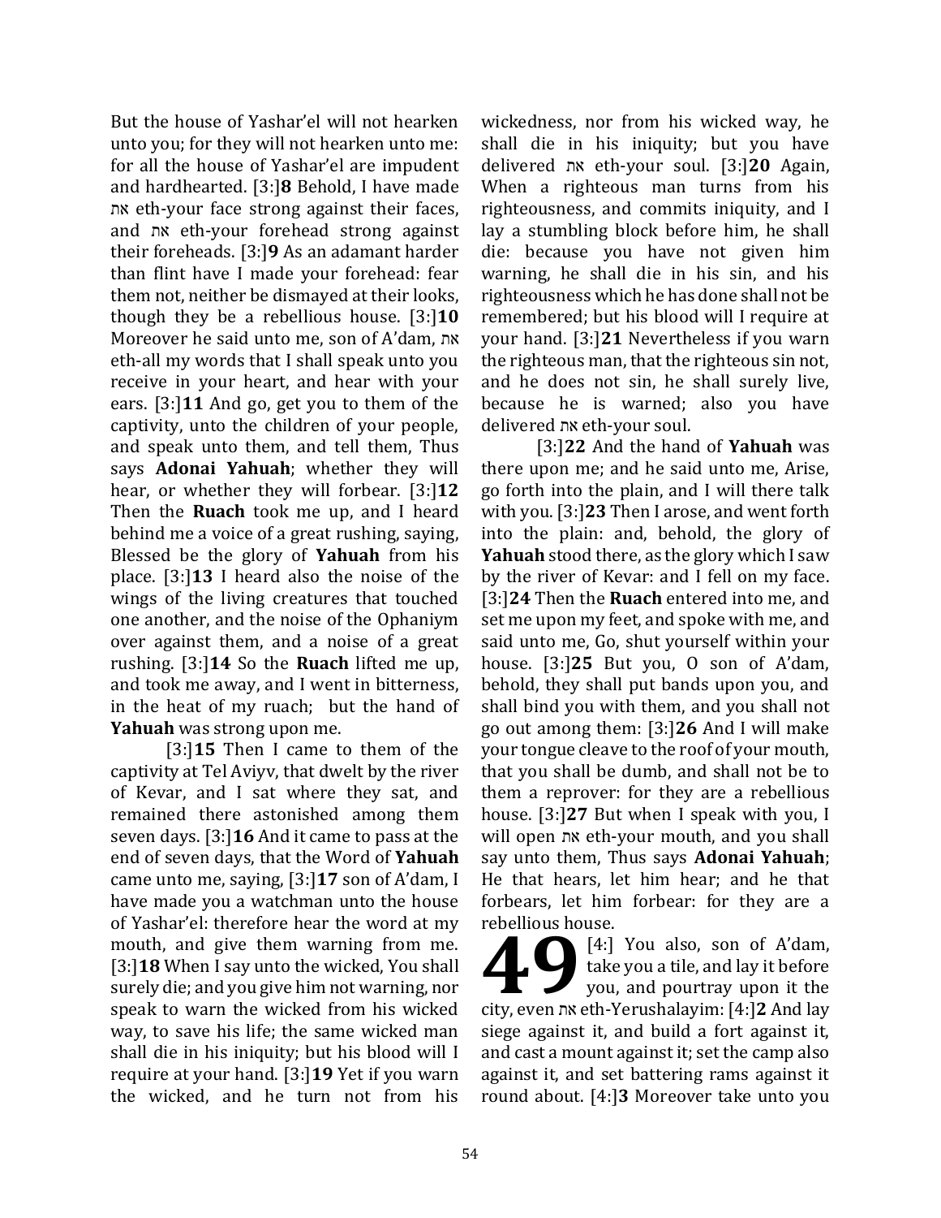But the house of Yashar'el will not hearken unto you; for they will not hearken unto me: for all the house of Yashar'el are impudent and hardhearted. [3:]**8** Behold, I have made את eth-your face strong against their faces, and את eth-your forehead strong against their foreheads. [3:]**9** As an adamant harder than flint have I made your forehead: fear them not, neither be dismayed at their looks, though they be a rebellious house. [3:]**10** Moreover he said unto me, son of A'dam, את eth-all my words that I shall speak unto you receive in your heart, and hear with your ears. [3:]**11** And go, get you to them of the captivity, unto the children of your people, and speak unto them, and tell them, Thus says **Adonai Yahuah**; whether they will hear, or whether they will forbear. [3:]**12** Then the **Ruach** took me up, and I heard behind me a voice of a great rushing, saying, Blessed be the glory of **Yahuah** from his place. [3:]**13** I heard also the noise of the wings of the living creatures that touched one another, and the noise of the Ophaniym over against them, and a noise of a great rushing. [3:]**14** So the **Ruach** lifted me up, and took me away, and I went in bitterness, in the heat of my ruach; but the hand of **Yahuah** was strong upon me.

[3:]**15** Then I came to them of the captivity at Tel Aviyv, that dwelt by the river of Kevar, and I sat where they sat, and remained there astonished among them seven days. [3:]**16** And it came to pass at the end of seven days, that the Word of **Yahuah** came unto me, saying, [3:]**17** son of A'dam, I have made you a watchman unto the house of Yashar'el: therefore hear the word at my mouth, and give them warning from me. [3:]**18** When I say unto the wicked, You shall surely die; and you give him not warning, nor speak to warn the wicked from his wicked way, to save his life; the same wicked man shall die in his iniquity; but his blood will I require at your hand. [3:]**19** Yet if you warn the wicked, and he turn not from his wickedness, nor from his wicked way, he shall die in his iniquity; but you have delivered את eth-your soul. [3:]**20** Again, When a righteous man turns from his righteousness, and commits iniquity, and I lay a stumbling block before him, he shall die: because you have not given him warning, he shall die in his sin, and his righteousness which he has done shall not be remembered; but his blood will I require at your hand. [3:]**21** Nevertheless if you warn the righteous man, that the righteous sin not, and he does not sin, he shall surely live, because he is warned; also you have delivered את eth-your soul.

[3:]**22** And the hand of **Yahuah** was there upon me; and he said unto me, Arise, go forth into the plain, and I will there talk with you. [3:]**23** Then I arose, and went forth into the plain: and, behold, the glory of **Yahuah** stood there, as the glory which I saw by the river of Kevar: and I fell on my face. [3:]**24** Then the **Ruach** entered into me, and set me upon my feet, and spoke with me, and said unto me, Go, shut yourself within your house. [3:]**25** But you, O son of A'dam, behold, they shall put bands upon you, and shall bind you with them, and you shall not go out among them: [3:]**26** And I will make your tongue cleave to the roof of your mouth, that you shall be dumb, and shall not be to them a reprover: for they are a rebellious house. [3:]**27** But when I speak with you, I will open את eth-your mouth, and you shall say unto them, Thus says **Adonai Yahuah**; He that hears, let him hear; and he that forbears, let him forbear: for they are a rebellious house.

**49** [4:] You also, son of A'dam, take you a tile, and lay it before you, and pourtray upon it the city, even את eth-Yerushalayim: [4:]**2** And lay siege against it, and build a fort against it, and cast a mount against it; set the camp also against it, and set battering rams against it round about. [4:]**3** Moreover take unto you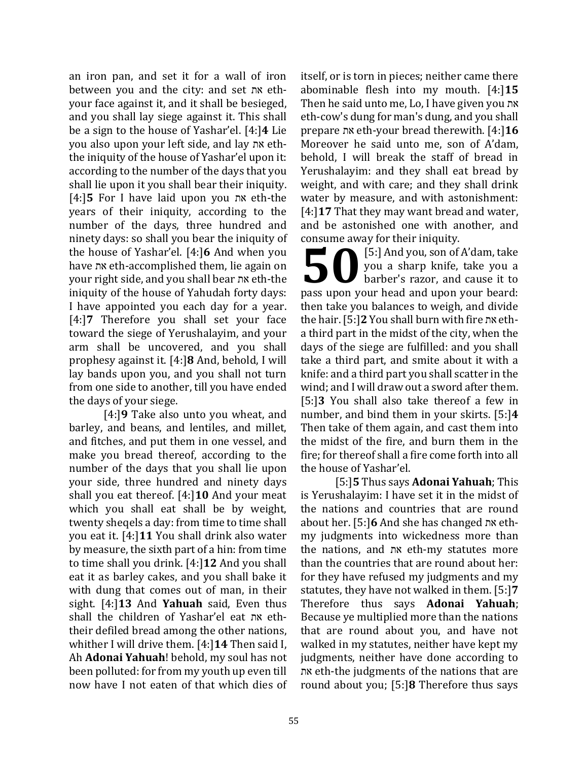an iron pan, and set it for a wall of iron between you and the city: and set את eth-your face against it, and it shall be besieged, and you shall lay siege against it. This shall be a sign to the house of Yashar'el. [4:]**4** Lie you also upon your left side, and lay את eth-the iniquity of the house of Yashar'el upon it: according to the number of the days that you shall lie upon it you shall bear their iniquity. [4:]**5** For I have laid upon you את eth-the years of their iniquity, according to the number of the days, three hundred and ninety days: so shall you bear the iniquity of the house of Yashar'el. [4:]**6** And when you have את eth-accomplished them, lie again on your right side, and you shall bear את eth-the iniquity of the house of Yahudah forty days: I have appointed you each day for a year. [4:]**7** Therefore you shall set your face toward the siege of Yerushalayim, and your arm shall be uncovered, and you shall prophesy against it. [4:]**8** And, behold, I will lay bands upon you, and you shall not turn from one side to another, till you have ended the days of your siege.

[4:]**9** Take also unto you wheat, and barley, and beans, and lentiles, and millet, and fitches, and put them in one vessel, and make you bread thereof, according to the number of the days that you shall lie upon your side, three hundred and ninety days shall you eat thereof. [4:]**10** And your meat which you shall eat shall be by weight, twenty sheqels a day: from time to time shall you eat it. [4:]**11** You shall drink also water by measure, the sixth part of a hin: from time to time shall you drink. [4:]**12** And you shall eat it as barley cakes, and you shall bake it with dung that comes out of man, in their sight. [4:]**13** And **Yahuah** said, Even thus shall the children of Yashar'el eat את eth-their defiled bread among the other nations, whither I will drive them. [4:]**14** Then said I, Ah **Adonai Yahuah**! behold, my soul has not been polluted: for from my youth up even till now have I not eaten of that which dies of itself, or is torn in pieces; neither came there abominable flesh into my mouth. [4:]**15** Then he said unto me, Lo, I have given you את eth-cow's dung for man's dung, and you shall prepare את eth-your bread therewith. [4:]**16** Moreover he said unto me, son of A'dam, behold, I will break the staff of bread in Yerushalayim: and they shall eat bread by weight, and with care; and they shall drink water by measure, and with astonishment: [4:]**17** That they may want bread and water, and be astonished one with another, and consume away for their iniquity.

**50** [5:] And you, son of A'dam, take you a sharp knife, take you a barber's razor, and cause it to pass upon your head and upon your beard: then take you balances to weigh, and divide the hair. [5:]**2** You shall burn with fire את eth-a third part in the midst of the city, when the days of the siege are fulfilled: and you shall take a third part, and smite about it with a knife: and a third part you shall scatter in the wind; and I will draw out a sword after them. [5:]**3** You shall also take thereof a few in number, and bind them in your skirts. [5:]**4** Then take of them again, and cast them into the midst of the fire, and burn them in the fire; for thereof shall a fire come forth into all the house of Yashar'el.

[5:]**5** Thus says **Adonai Yahuah**; This is Yerushalayim: I have set it in the midst of the nations and countries that are round about her. [5:]**6** And she has changed את eth-my judgments into wickedness more than the nations, and את eth-my statutes more than the countries that are round about her: for they have refused my judgments and my statutes, they have not walked in them. [5:]**7** Therefore thus says **Adonai Yahuah**; Because ye multiplied more than the nations that are round about you, and have not walked in my statutes, neither have kept my judgments, neither have done according to את eth-the judgments of the nations that are round about you; [5:]**8** Therefore thus says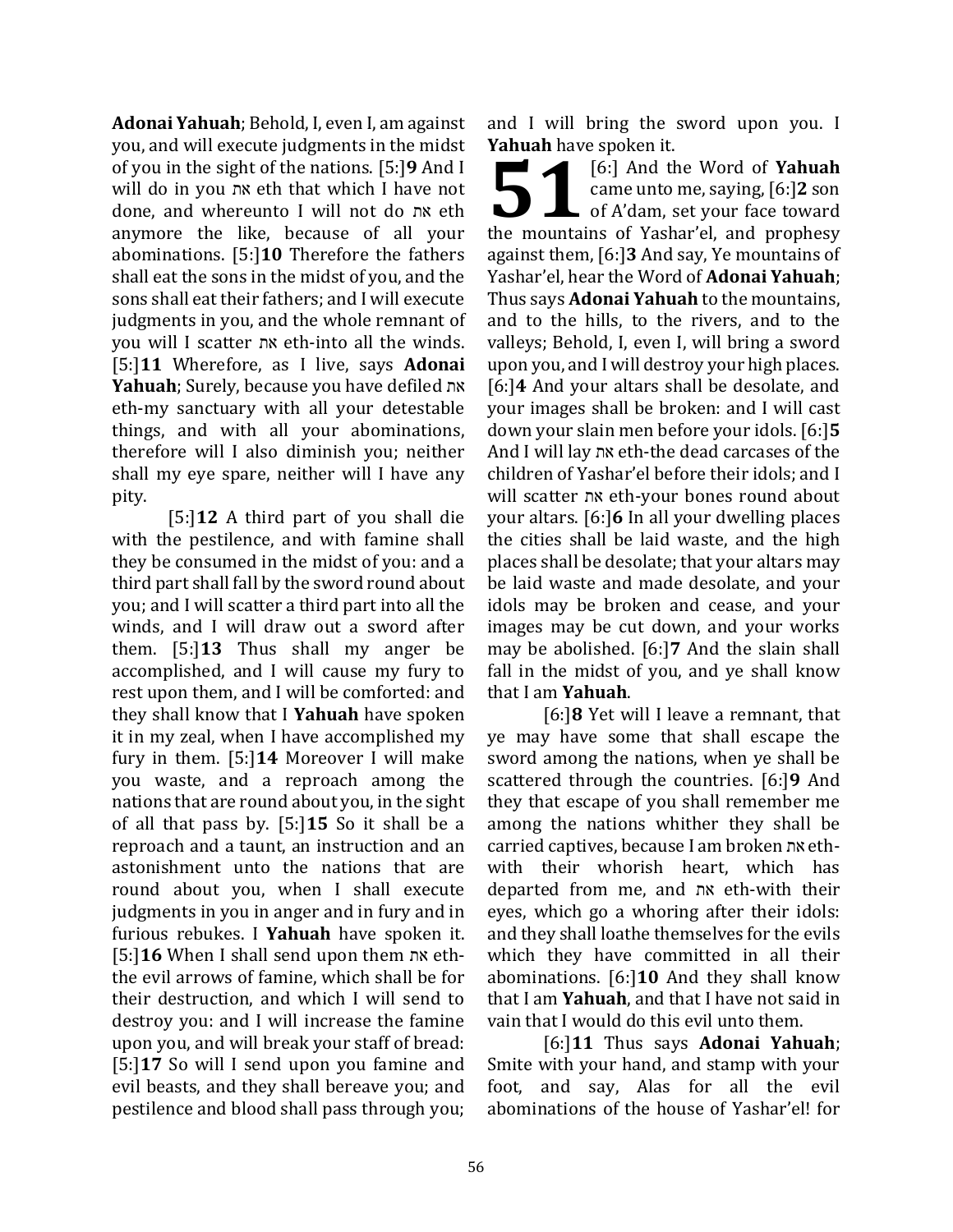**Adonai Yahuah**; Behold, I, even I, am against you, and will execute judgments in the midst of you in the sight of the nations. [5:]**9** And I will do in you את eth that which I have not done, and whereunto I will not do את eth anymore the like, because of all your abominations. [5:]**10** Therefore the fathers shall eat the sons in the midst of you, and the sons shall eat their fathers; and I will execute judgments in you, and the whole remnant of you will I scatter את eth-into all the winds. [5:]**11** Wherefore, as I live, says **Adonai Yahuah**; Surely, because you have defiled את eth-my sanctuary with all your detestable things, and with all your abominations, therefore will I also diminish you; neither shall my eye spare, neither will I have any pity.

[5:]**12** A third part of you shall die with the pestilence, and with famine shall they be consumed in the midst of you: and a third part shall fall by the sword round about you; and I will scatter a third part into all the winds, and I will draw out a sword after them. [5:]**13** Thus shall my anger be accomplished, and I will cause my fury to rest upon them, and I will be comforted: and they shall know that I **Yahuah** have spoken it in my zeal, when I have accomplished my fury in them. [5:]**14** Moreover I will make you waste, and a reproach among the nations that are round about you, in the sight of all that pass by. [5:]**15** So it shall be a reproach and a taunt, an instruction and an astonishment unto the nations that are round about you, when I shall execute judgments in you in anger and in fury and in furious rebukes. I **Yahuah** have spoken it. [5:]**16** When I shall send upon them את eth-the evil arrows of famine, which shall be for their destruction, and which I will send to destroy you: and I will increase the famine upon you, and will break your staff of bread: [5:]**17** So will I send upon you famine and evil beasts, and they shall bereave you; and pestilence and blood shall pass through you; and I will bring the sword upon you. I **Yahuah** have spoken it.

**51** [6:] And the Word of **Yahuah** came unto me, saying, [6:]**2** son of A'dam, set your face toward the mountains of Yashar'el, and prophesy against them, [6:]**3** And say, Ye mountains of Yashar'el, hear the Word of **Adonai Yahuah**; Thus says **Adonai Yahuah** to the mountains, and to the hills, to the rivers, and to the valleys; Behold, I, even I, will bring a sword upon you, and I will destroy your high places. [6:]**4** And your altars shall be desolate, and your images shall be broken: and I will cast down your slain men before your idols. [6:]**5** And I will lay את eth-the dead carcases of the children of Yashar'el before their idols; and I will scatter את eth-your bones round about your altars. [6:]**6** In all your dwelling places the cities shall be laid waste, and the high places shall be desolate; that your altars may be laid waste and made desolate, and your idols may be broken and cease, and your images may be cut down, and your works may be abolished. [6:]**7** And the slain shall fall in the midst of you, and ye shall know that I am **Yahuah**.

[6:]**8** Yet will I leave a remnant, that ye may have some that shall escape the sword among the nations, when ye shall be scattered through the countries. [6:]**9** And they that escape of you shall remember me among the nations whither they shall be carried captives, because I am broken את eth-with their whorish heart, which has departed from me, and את eth-with their eyes, which go a whoring after their idols: and they shall loathe themselves for the evils which they have committed in all their abominations. [6:]**10** And they shall know that I am **Yahuah**, and that I have not said in vain that I would do this evil unto them.

[6:]**11** Thus says **Adonai Yahuah**; Smite with your hand, and stamp with your foot, and say, Alas for all the evil abominations of the house of Yashar'el! for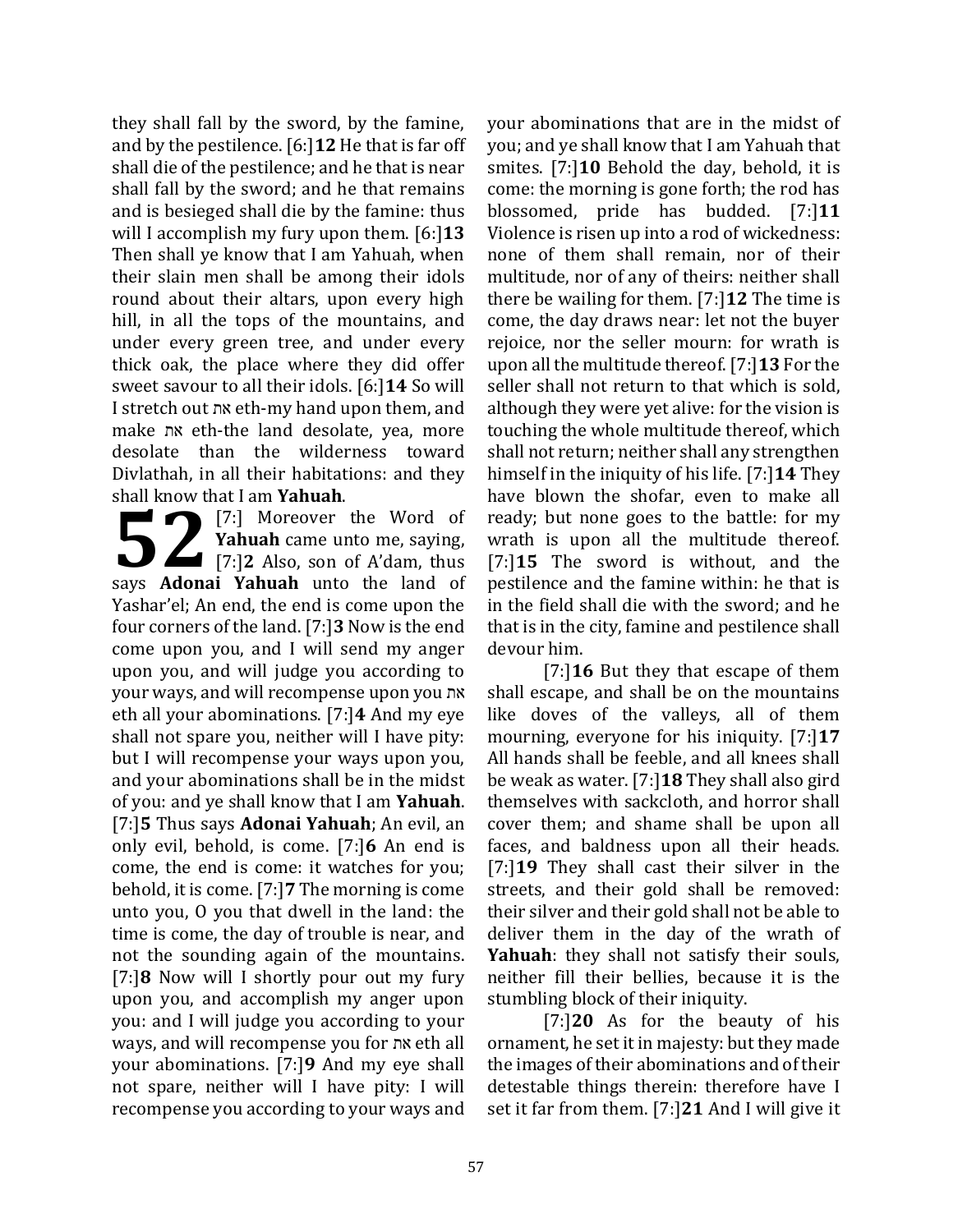they shall fall by the sword, by the famine, and by the pestilence. [6:]**12** He that is far off shall die of the pestilence; and he that is near shall fall by the sword; and he that remains and is besieged shall die by the famine: thus will I accomplish my fury upon them. [6:]**13** Then shall ye know that I am Yahuah, when their slain men shall be among their idols round about their altars, upon every high hill, in all the tops of the mountains, and under every green tree, and under every thick oak, the place where they did offer sweet savour to all their idols. [6:]**14** So will I stretch out את eth-my hand upon them, and make את eth-the land desolate, yea, more desolate than the wilderness toward Divlathah, in all their habitations: and they shall know that I am **Yahuah**.

**52** [7:] Moreover the Word of **Yahuah** came unto me, saying, [7:]**2** Also, son of A'dam, thus says **Adonai Yahuah** unto the land of Yashar'el; An end, the end is come upon the four corners of the land. [7:]**3** Now is the end come upon you, and I will send my anger upon you, and will judge you according to your ways, and will recompense upon you את eth all your abominations. [7:]**4** And my eye shall not spare you, neither will I have pity: but I will recompense your ways upon you, and your abominations shall be in the midst of you: and ye shall know that I am **Yahuah**. [7:]**5** Thus says **Adonai Yahuah**; An evil, an only evil, behold, is come. [7:]**6** An end is come, the end is come: it watches for you; behold, it is come. [7:]**7** The morning is come unto you, O you that dwell in the land: the time is come, the day of trouble is near, and not the sounding again of the mountains. [7:]**8** Now will I shortly pour out my fury upon you, and accomplish my anger upon you: and I will judge you according to your ways, and will recompense you for את eth all your abominations. [7:]**9** And my eye shall not spare, neither will I have pity: I will recompense you according to your ways and your abominations that are in the midst of you; and ye shall know that I am Yahuah that smites. [7:]**10** Behold the day, behold, it is come: the morning is gone forth; the rod has blossomed, pride has budded. [7:]**11** Violence is risen up into a rod of wickedness: none of them shall remain, nor of their multitude, nor of any of theirs: neither shall there be wailing for them. [7:]**12** The time is come, the day draws near: let not the buyer rejoice, nor the seller mourn: for wrath is upon all the multitude thereof. [7:]**13** For the seller shall not return to that which is sold, although they were yet alive: for the vision is touching the whole multitude thereof, which shall not return; neither shall any strengthen himself in the iniquity of his life. [7:]**14** They have blown the shofar, even to make all ready; but none goes to the battle: for my wrath is upon all the multitude thereof. [7:]**15** The sword is without, and the pestilence and the famine within: he that is in the field shall die with the sword; and he that is in the city, famine and pestilence shall devour him.

[7:]**16** But they that escape of them shall escape, and shall be on the mountains like doves of the valleys, all of them mourning, everyone for his iniquity. [7:]**17** All hands shall be feeble, and all knees shall be weak as water. [7:]**18** They shall also gird themselves with sackcloth, and horror shall cover them; and shame shall be upon all faces, and baldness upon all their heads. [7:]**19** They shall cast their silver in the streets, and their gold shall be removed: their silver and their gold shall not be able to deliver them in the day of the wrath of **Yahuah**: they shall not satisfy their souls, neither fill their bellies, because it is the stumbling block of their iniquity.

[7:]**20** As for the beauty of his ornament, he set it in majesty: but they made the images of their abominations and of their detestable things therein: therefore have I set it far from them. [7:]**21** And I will give it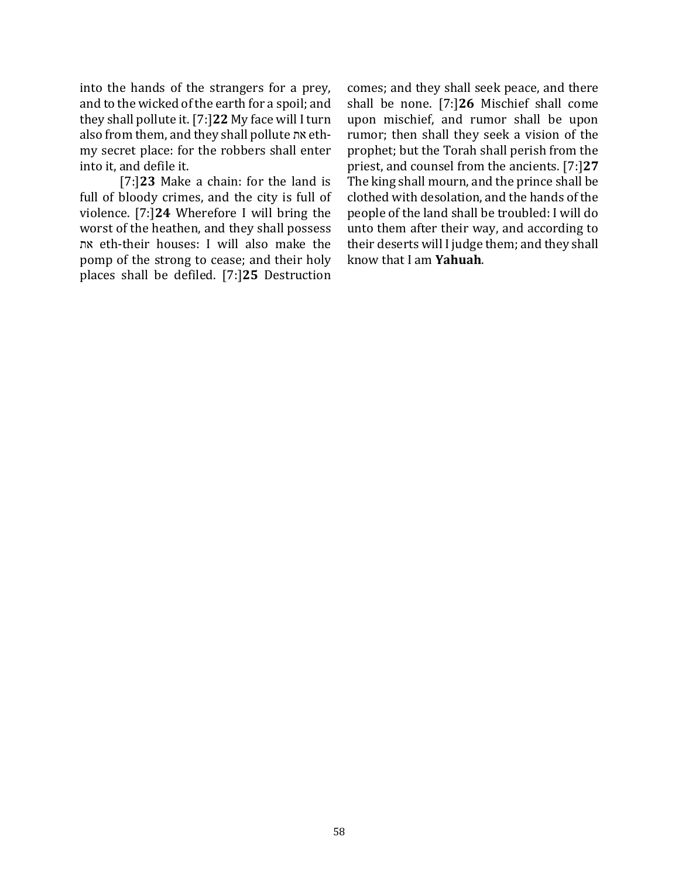into the hands of the strangers for a prey, and to the wicked of the earth for a spoil; and they shall pollute it. [7:]**22** My face will I turn also from them, and they shall pollute את eth-my secret place: for the robbers shall enter into it, and defile it.

[7:]**23** Make a chain: for the land is full of bloody crimes, and the city is full of violence. [7:]**24** Wherefore I will bring the worst of the heathen, and they shall possess את eth-their houses: I will also make the pomp of the strong to cease; and their holy places shall be defiled. [7:]**25** Destruction comes; and they shall seek peace, and there shall be none. [7:]**26** Mischief shall come upon mischief, and rumor shall be upon rumor; then shall they seek a vision of the prophet; but the Torah shall perish from the priest, and counsel from the ancients. [7:]**27** The king shall mourn, and the prince shall be clothed with desolation, and the hands of the people of the land shall be troubled: I will do unto them after their way, and according to their deserts will I judge them; and they shall know that I am **Yahuah**.